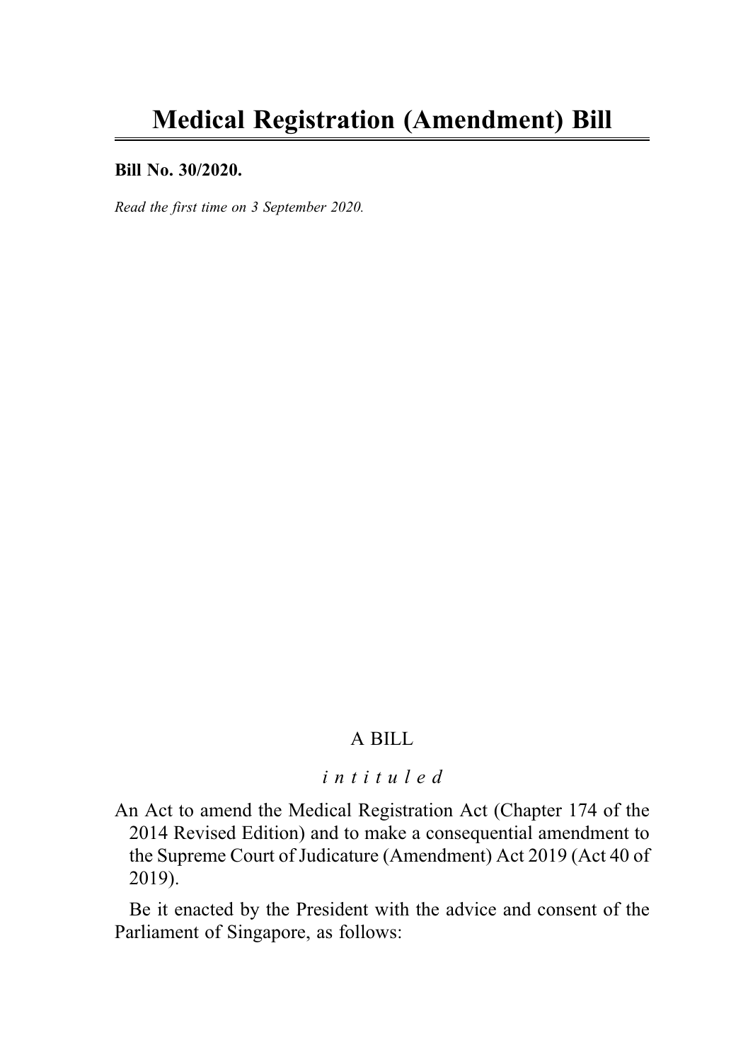# Medical Registration (Amendment) Bill

**Bill No. 30/2020.**

*Read the first time on 3 September 2020.*

A BILL

*intituled*

An Act to amend the Medical Registration Act (Chapter 174 of the 2014 Revised Edition) and to make a consequential amendment to the Supreme Court of Judicature (Amendment) Act 2019 (Act 40 of 2019).

Be it enacted by the President with the advice and consent of the Parliament of Singapore, as follows: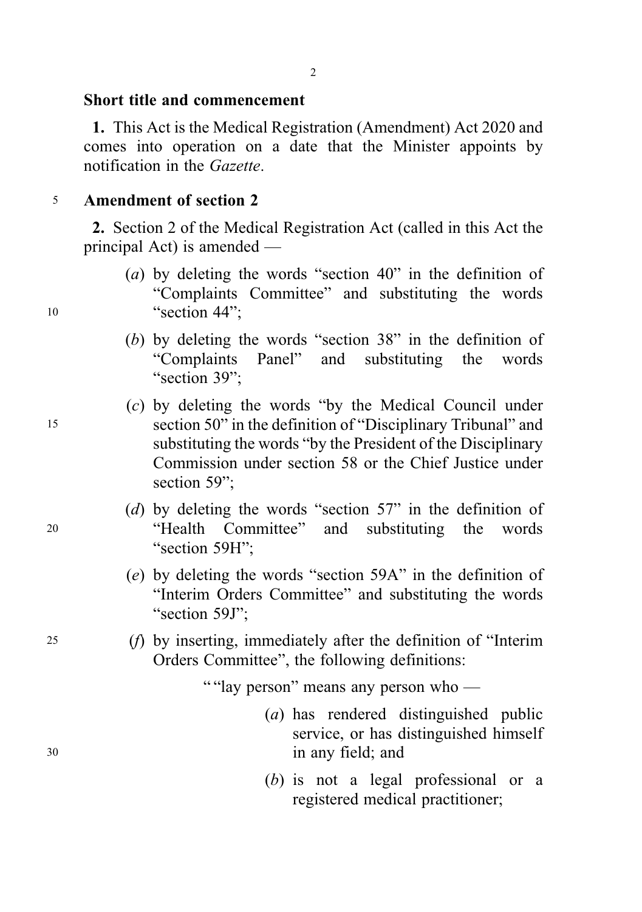**Short title and commencement**

**1.** This Act is the Medical Registration (Amendment) Act 2020 and comes into operation on a date that the Minister appoints by notification in the *Gazette*.

**Amendment of section 2**

**2.** Section 2 of the Medical Registration Act (called in this Act the principal Act) is amended —

(*a*) by deleting the words "section 40" in the definition of "Complaints Committee" and substituting the words "section 44";

(*b*) by deleting the words "section 38" in the definition of "Complaints Panel" and substituting the words "section 39";

(*c*) by deleting the words "by the Medical Council under section 50" in the definition of "Disciplinary Tribunal" and substituting the words "by the President of the Disciplinary Commission under section 58 or the Chief Justice under section 59";

(*d*) by deleting the words "section 57" in the definition of "Health Committee" and substituting the words "section 59H";

(*e*) by deleting the words "section 59A" in the definition of "Interim Orders Committee" and substituting the words "section 59J";

(*f*) by inserting, immediately after the definition of "Interim Orders Committee", the following definitions:

" "lay person" means any person who —

(*a*) has rendered distinguished public service, or has distinguished himself in any field; and

(*b*) is not a legal professional or a registered medical practitioner;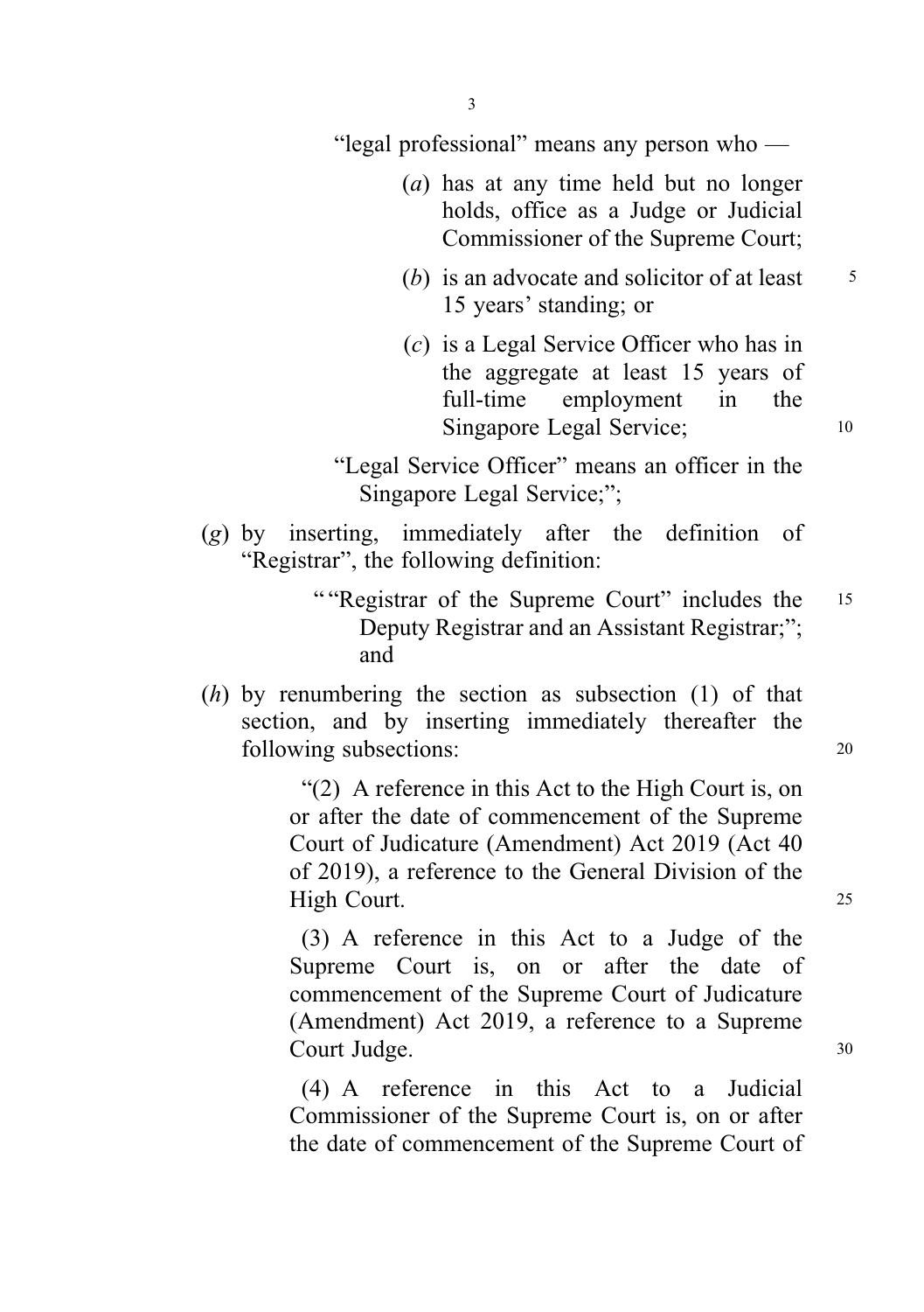"legal professional" means any person who —

(*a*) has at any time held but no longer holds, office as a Judge or Judicial Commissioner of the Supreme Court;

(*b*) is an advocate and solicitor of at least 15 years' standing; or

(*c*) is a Legal Service Officer who has in the aggregate at least 15 years of full-time employment in the Singapore Legal Service;

"Legal Service Officer" means an officer in the Singapore Legal Service;";

(*g*) by inserting, immediately after the definition of "Registrar", the following definition:

""Registrar of the Supreme Court" includes the Deputy Registrar and an Assistant Registrar;"; and

(*h*) by renumbering the section as subsection (1) of that section, and by inserting immediately thereafter the following subsections:

"(2) A reference in this Act to the High Court is, on or after the date of commencement of the Supreme Court of Judicature (Amendment) Act 2019 (Act 40 of 2019), a reference to the General Division of the High Court.

(3) A reference in this Act to a Judge of the Supreme Court is, on or after the date of commencement of the Supreme Court of Judicature (Amendment) Act 2019, a reference to a Supreme Court Judge.

(4) A reference in this Act to a Judicial Commissioner of the Supreme Court is, on or after the date of commencement of the Supreme Court of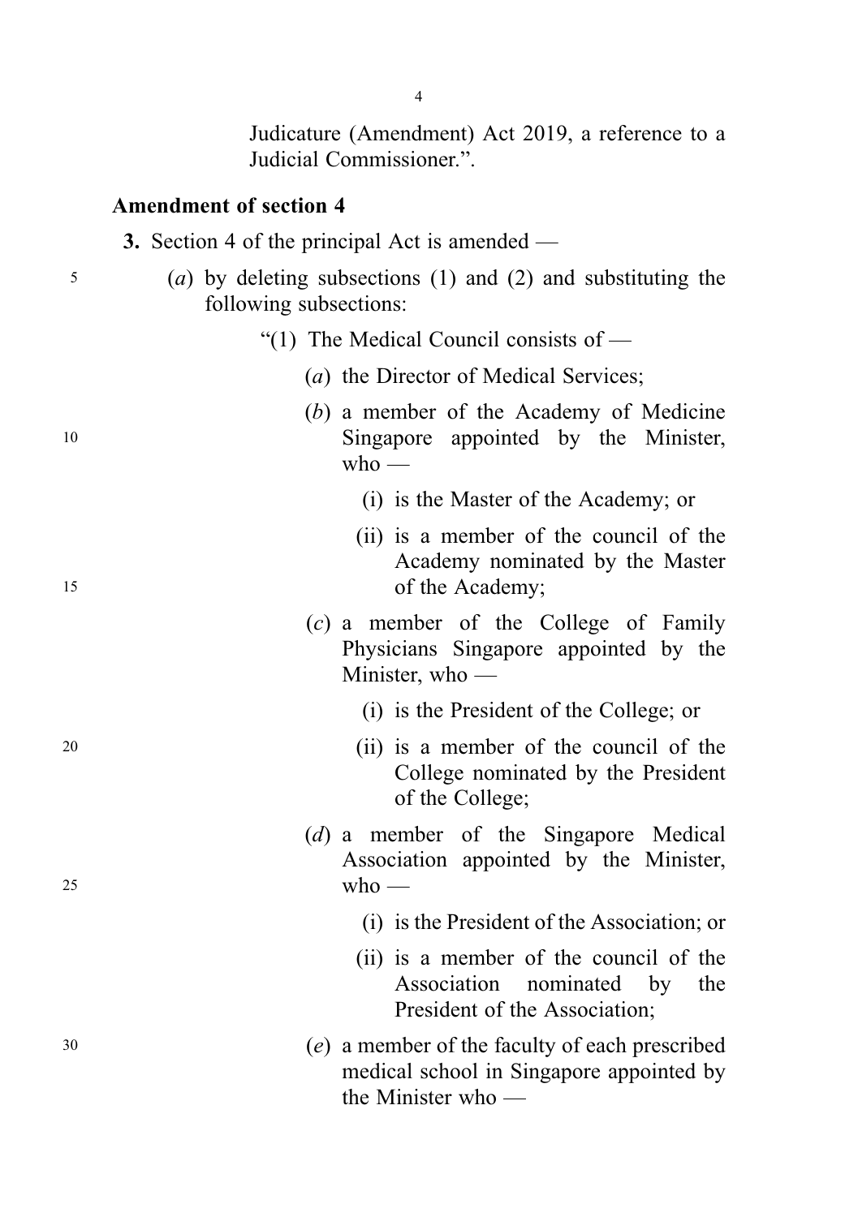Judicature (Amendment) Act 2019, a reference to a Judicial Commissioner.”.

### Amendment of section 4

**3.** Section 4 of the principal Act is amended —

(*a*) by deleting subsections (1) and (2) and substituting the following subsections:

“(1) The Medical Council consists of —

(*a*) the Director of Medical Services;

(*b*) a member of the Academy of Medicine Singapore appointed by the Minister, who —

(i) is the Master of the Academy; or

(ii) is a member of the council of the Academy nominated by the Master of the Academy;

(*c*) a member of the College of Family Physicians Singapore appointed by the Minister, who —

(i) is the President of the College; or

(ii) is a member of the council of the College nominated by the President of the College;

(*d*) a member of the Singapore Medical Association appointed by the Minister, who —

(i) is the President of the Association; or

(ii) is a member of the council of the Association nominated by the President of the Association;

(*e*) a member of the faculty of each prescribed medical school in Singapore appointed by the Minister who —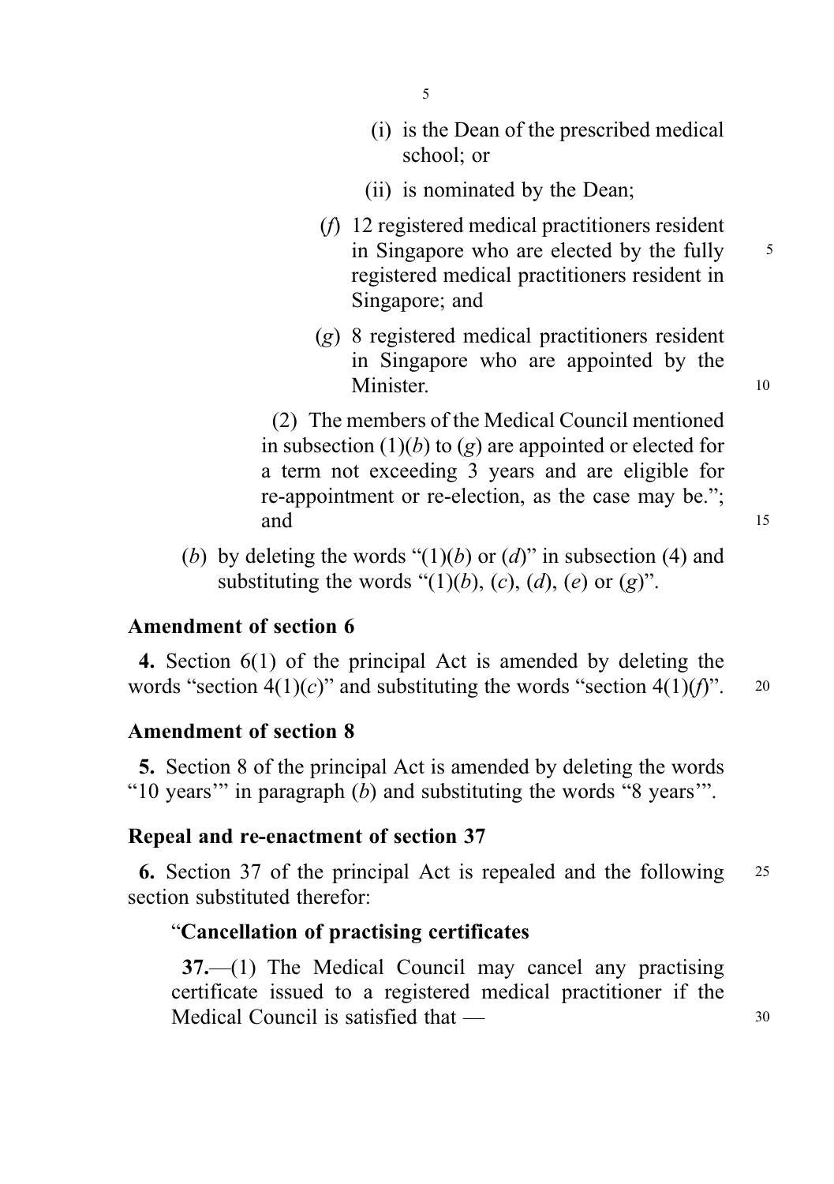(i) is the Dean of the prescribed medical school; or

(ii) is nominated by the Dean;

(*f*) 12 registered medical practitioners resident in Singapore who are elected by the fully registered medical practitioners resident in Singapore; and

(*g*) 8 registered medical practitioners resident in Singapore who are appointed by the Minister.

(2) The members of the Medical Council mentioned in subsection (1)(*b*) to (*g*) are appointed or elected for a term not exceeding 3 years and are eligible for re-appointment or re-election, as the case may be."; and

(*b*) by deleting the words "(1)(*b*) or (*d*)" in subsection (4) and substituting the words "(1)(*b*), (*c*), (*d*), (*e*) or (*g*)".

### Amendment of section 6

**4.** Section 6(1) of the principal Act is amended by deleting the words "section 4(1)(*c*)" and substituting the words "section 4(1)(*f*)".

### Amendment of section 8

**5.** Section 8 of the principal Act is amended by deleting the words "10 years'" in paragraph (*b*) and substituting the words "8 years'".

### Repeal and re-enactment of section 37

**6.** Section 37 of the principal Act is repealed and the following section substituted therefor:

"**Cancellation of practising certificates**

**37.**—(1) The Medical Council may cancel any practising certificate issued to a registered medical practitioner if the Medical Council is satisfied that —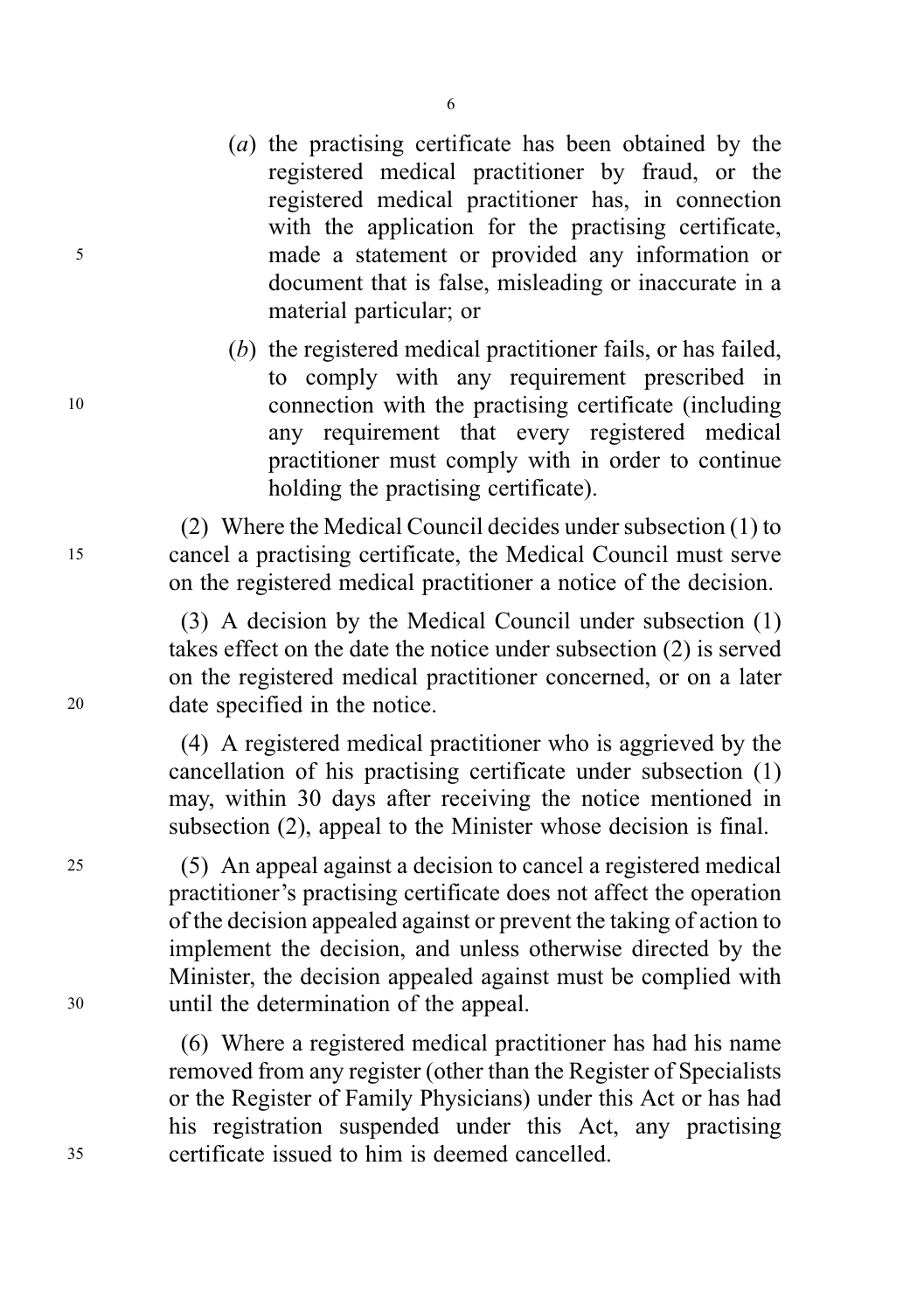(*a*) the practising certificate has been obtained by the registered medical practitioner by fraud, or the registered medical practitioner has, in connection with the application for the practising certificate, made a statement or provided any information or document that is false, misleading or inaccurate in a material particular; or

(*b*) the registered medical practitioner fails, or has failed, to comply with any requirement prescribed in connection with the practising certificate (including any requirement that every registered medical practitioner must comply with in order to continue holding the practising certificate).

(2) Where the Medical Council decides under subsection (1) to cancel a practising certificate, the Medical Council must serve on the registered medical practitioner a notice of the decision.

(3) A decision by the Medical Council under subsection (1) takes effect on the date the notice under subsection (2) is served on the registered medical practitioner concerned, or on a later date specified in the notice.

(4) A registered medical practitioner who is aggrieved by the cancellation of his practising certificate under subsection (1) may, within 30 days after receiving the notice mentioned in subsection (2), appeal to the Minister whose decision is final.

(5) An appeal against a decision to cancel a registered medical practitioner's practising certificate does not affect the operation of the decision appealed against or prevent the taking of action to implement the decision, and unless otherwise directed by the Minister, the decision appealed against must be complied with until the determination of the appeal.

(6) Where a registered medical practitioner has had his name removed from any register (other than the Register of Specialists or the Register of Family Physicians) under this Act or has had his registration suspended under this Act, any practising certificate issued to him is deemed cancelled.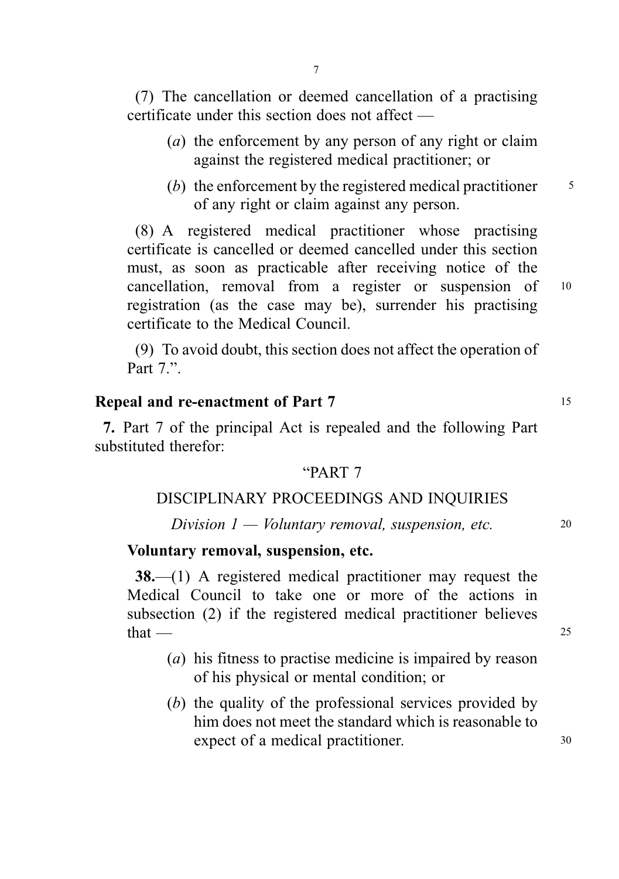(7) The cancellation or deemed cancellation of a practising certificate under this section does not affect —

(*a*) the enforcement by any person of any right or claim against the registered medical practitioner; or

(*b*) the enforcement by the registered medical practitioner of any right or claim against any person.

(8) A registered medical practitioner whose practising certificate is cancelled or deemed cancelled under this section must, as soon as practicable after receiving notice of the cancellation, removal from a register or suspension of registration (as the case may be), surrender his practising certificate to the Medical Council.

(9) To avoid doubt, this section does not affect the operation of Part 7.".

**Repeal and re-enactment of Part 7**

**7.** Part 7 of the principal Act is repealed and the following Part substituted therefor:

"PART 7

DISCIPLINARY PROCEEDINGS AND INQUIRIES

*Division 1 — Voluntary removal, suspension, etc.*

**Voluntary removal, suspension, etc.**

**38.**—(1) A registered medical practitioner may request the Medical Council to take one or more of the actions in subsection (2) if the registered medical practitioner believes that —

(*a*) his fitness to practise medicine is impaired by reason of his physical or mental condition; or

(*b*) the quality of the professional services provided by him does not meet the standard which is reasonable to expect of a medical practitioner.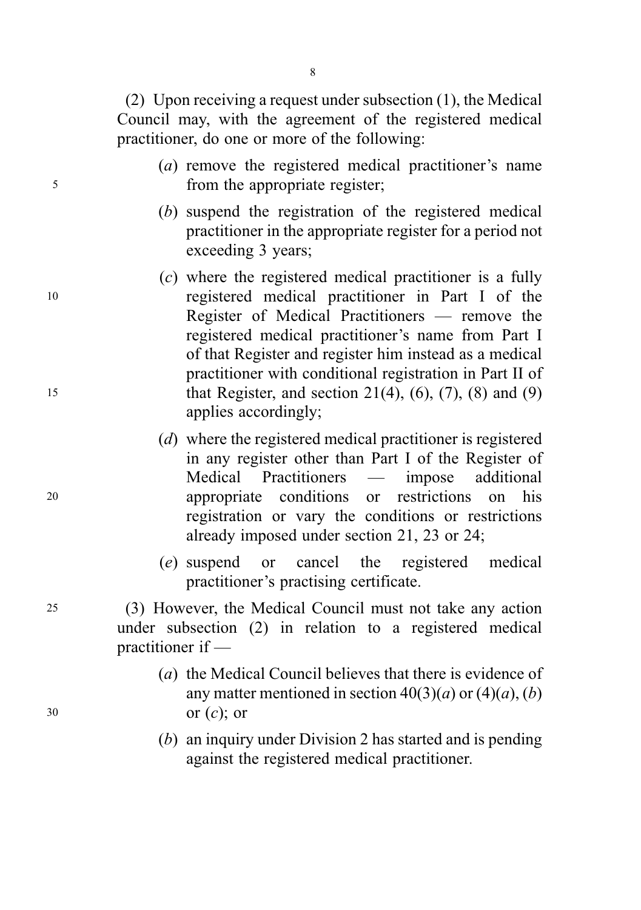(2) Upon receiving a request under subsection (1), the Medical Council may, with the agreement of the registered medical practitioner, do one or more of the following:

- (*a*) remove the registered medical practitioner's name from the appropriate register;
- (*b*) suspend the registration of the registered medical practitioner in the appropriate register for a period not exceeding 3 years;
- (*c*) where the registered medical practitioner is a fully registered medical practitioner in Part I of the Register of Medical Practitioners — remove the registered medical practitioner's name from Part I of that Register and register him instead as a medical practitioner with conditional registration in Part II of that Register, and section 21(4), (6), (7), (8) and (9) applies accordingly;
- (*d*) where the registered medical practitioner is registered in any register other than Part I of the Register of Medical Practitioners — impose additional appropriate conditions or restrictions on his registration or vary the conditions or restrictions already imposed under section 21, 23 or 24;
- (*e*) suspend or cancel the registered medical practitioner's practising certificate.

(3) However, the Medical Council must not take any action under subsection (2) in relation to a registered medical practitioner if —

- (*a*) the Medical Council believes that there is evidence of any matter mentioned in section 40(3)(*a*) or (4)(*a*), (*b*) or (*c*); or
- (*b*) an inquiry under Division 2 has started and is pending against the registered medical practitioner.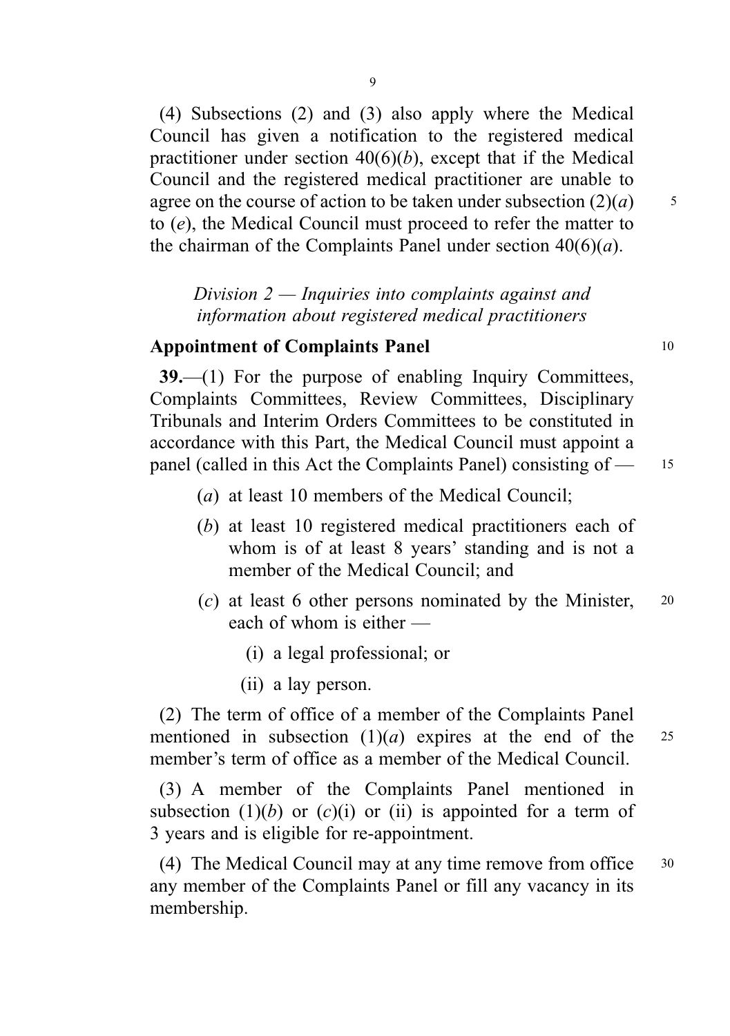(4) Subsections (2) and (3) also apply where the Medical Council has given a notification to the registered medical practitioner under section 40(6)(*b*), except that if the Medical Council and the registered medical practitioner are unable to agree on the course of action to be taken under subsection (2)(*a*) to (*e*), the Medical Council must proceed to refer the matter to the chairman of the Complaints Panel under section 40(6)(*a*).

*Division 2 — Inquiries into complaints against and information about registered medical practitioners*

**Appointment of Complaints Panel**

**39.**—(1) For the purpose of enabling Inquiry Committees, Complaints Committees, Review Committees, Disciplinary Tribunals and Interim Orders Committees to be constituted in accordance with this Part, the Medical Council must appoint a panel (called in this Act the Complaints Panel) consisting of —

- (*a*) at least 10 members of the Medical Council;
- (*b*) at least 10 registered medical practitioners each of whom is of at least 8 years' standing and is not a member of the Medical Council; and
- (*c*) at least 6 other persons nominated by the Minister, each of whom is either —
  - (i) a legal professional; or
  - (ii) a lay person.

(2) The term of office of a member of the Complaints Panel mentioned in subsection (1)(*a*) expires at the end of the member's term of office as a member of the Medical Council.

(3) A member of the Complaints Panel mentioned in subsection (1)(*b*) or (*c*)(i) or (ii) is appointed for a term of 3 years and is eligible for re-appointment.

(4) The Medical Council may at any time remove from office any member of the Complaints Panel or fill any vacancy in its membership.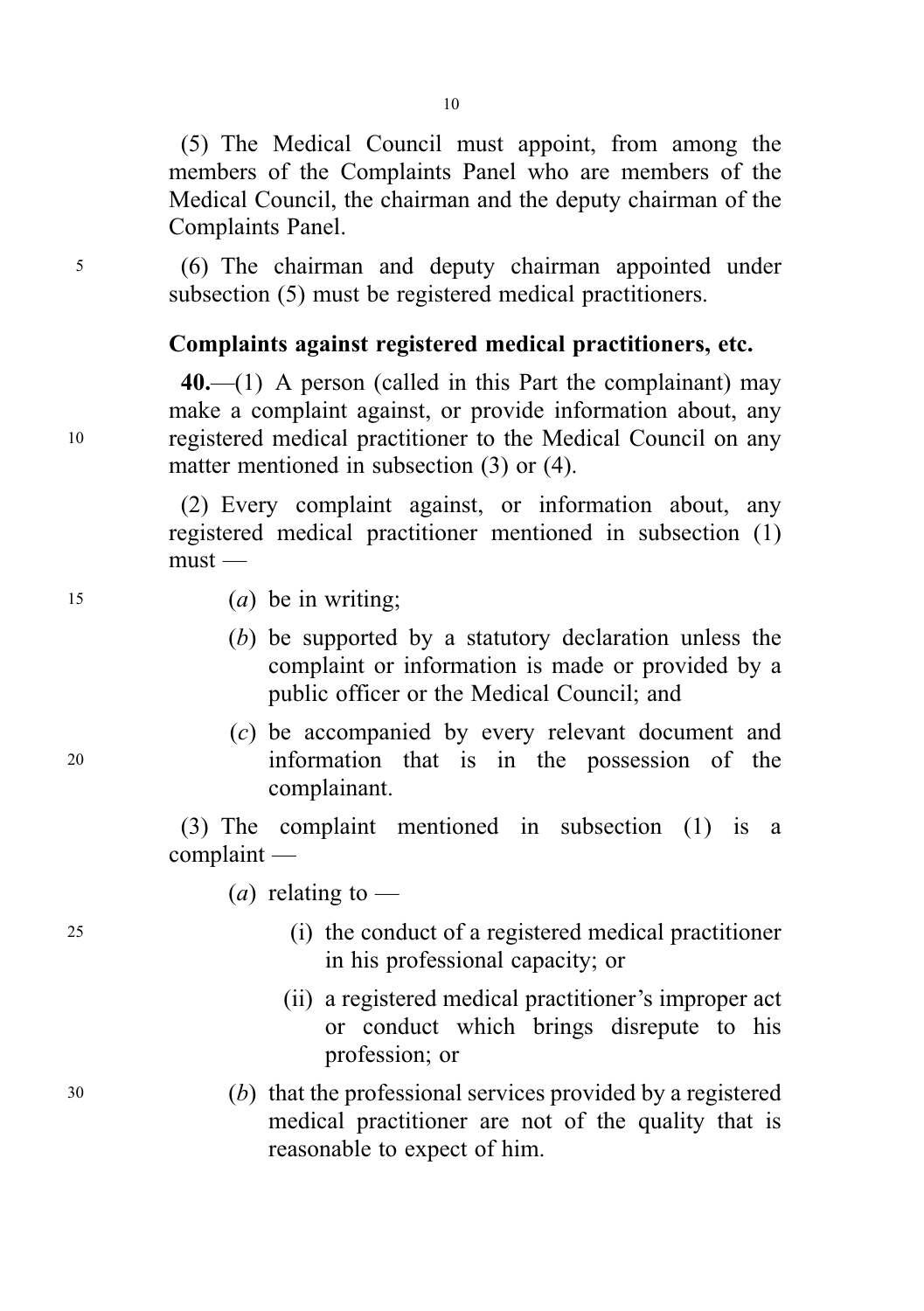(5) The Medical Council must appoint, from among the members of the Complaints Panel who are members of the Medical Council, the chairman and the deputy chairman of the Complaints Panel.

(6) The chairman and deputy chairman appointed under subsection (5) must be registered medical practitioners.

**Complaints against registered medical practitioners, etc.**

**40.**—(1) A person (called in this Part the complainant) may make a complaint against, or provide information about, any registered medical practitioner to the Medical Council on any matter mentioned in subsection (3) or (4).

(2) Every complaint against, or information about, any registered medical practitioner mentioned in subsection (1) must —

(*a*) be in writing;

(*b*) be supported by a statutory declaration unless the complaint or information is made or provided by a public officer or the Medical Council; and

(*c*) be accompanied by every relevant document and information that is in the possession of the complainant.

(3) The complaint mentioned in subsection (1) is a complaint —

(*a*) relating to —

(i) the conduct of a registered medical practitioner in his professional capacity; or

(ii) a registered medical practitioner's improper act or conduct which brings disrepute to his profession; or

(*b*) that the professional services provided by a registered medical practitioner are not of the quality that is reasonable to expect of him.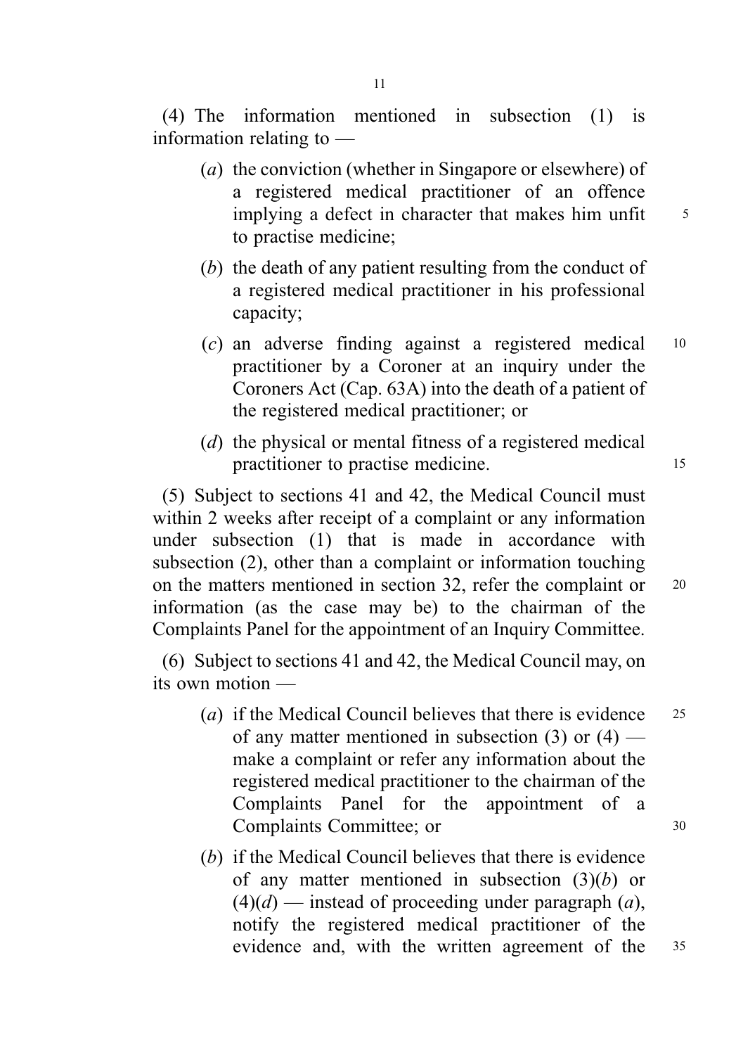(4) The information mentioned in subsection (1) is information relating to —

- (*a*) the conviction (whether in Singapore or elsewhere) of a registered medical practitioner of an offence implying a defect in character that makes him unfit to practise medicine;
- (*b*) the death of any patient resulting from the conduct of a registered medical practitioner in his professional capacity;
- (*c*) an adverse finding against a registered medical practitioner by a Coroner at an inquiry under the Coroners Act (Cap. 63A) into the death of a patient of the registered medical practitioner; or
- (*d*) the physical or mental fitness of a registered medical practitioner to practise medicine.

(5) Subject to sections 41 and 42, the Medical Council must within 2 weeks after receipt of a complaint or any information under subsection (1) that is made in accordance with subsection (2), other than a complaint or information touching on the matters mentioned in section 32, refer the complaint or information (as the case may be) to the chairman of the Complaints Panel for the appointment of an Inquiry Committee.

(6) Subject to sections 41 and 42, the Medical Council may, on its own motion —

- (*a*) if the Medical Council believes that there is evidence of any matter mentioned in subsection (3) or (4) — make a complaint or refer any information about the registered medical practitioner to the chairman of the Complaints Panel for the appointment of a Complaints Committee; or
- (*b*) if the Medical Council believes that there is evidence of any matter mentioned in subsection (3)(*b*) or (4)(*d*) — instead of proceeding under paragraph (*a*), notify the registered medical practitioner of the evidence and, with the written agreement of the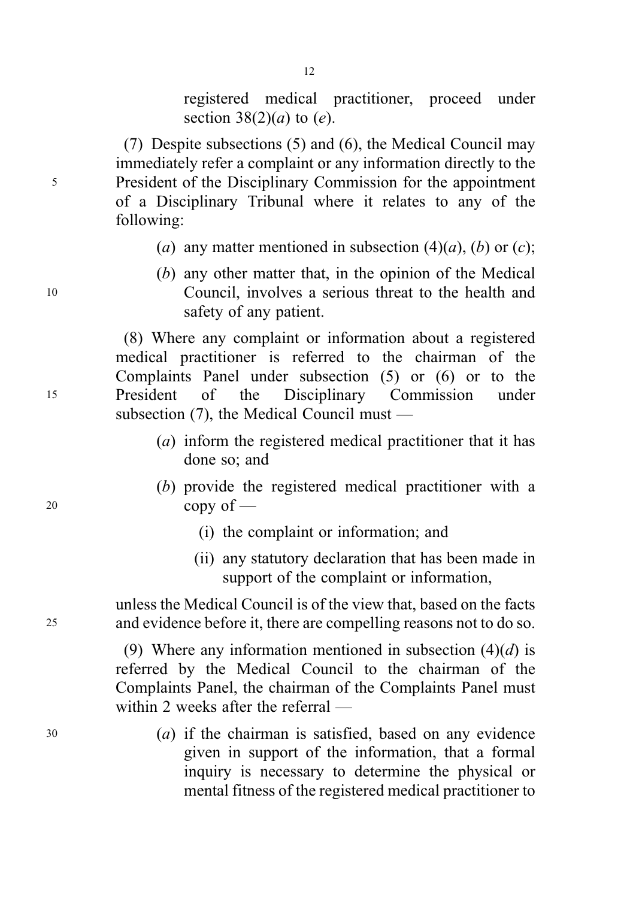registered medical practitioner, proceed under section 38(2)(*a*) to (*e*).

(7) Despite subsections (5) and (6), the Medical Council may immediately refer a complaint or any information directly to the President of the Disciplinary Commission for the appointment of a Disciplinary Tribunal where it relates to any of the following:

(*a*) any matter mentioned in subsection (4)(*a*), (*b*) or (*c*);

(*b*) any other matter that, in the opinion of the Medical Council, involves a serious threat to the health and safety of any patient.

(8) Where any complaint or information about a registered medical practitioner is referred to the chairman of the Complaints Panel under subsection (5) or (6) or to the President of the Disciplinary Commission under subsection (7), the Medical Council must —

(*a*) inform the registered medical practitioner that it has done so; and

(*b*) provide the registered medical practitioner with a copy of —

(i) the complaint or information; and

(ii) any statutory declaration that has been made in support of the complaint or information,

unless the Medical Council is of the view that, based on the facts and evidence before it, there are compelling reasons not to do so.

(9) Where any information mentioned in subsection (4)(*d*) is referred by the Medical Council to the chairman of the Complaints Panel, the chairman of the Complaints Panel must within 2 weeks after the referral —

(*a*) if the chairman is satisfied, based on any evidence given in support of the information, that a formal inquiry is necessary to determine the physical or mental fitness of the registered medical practitioner to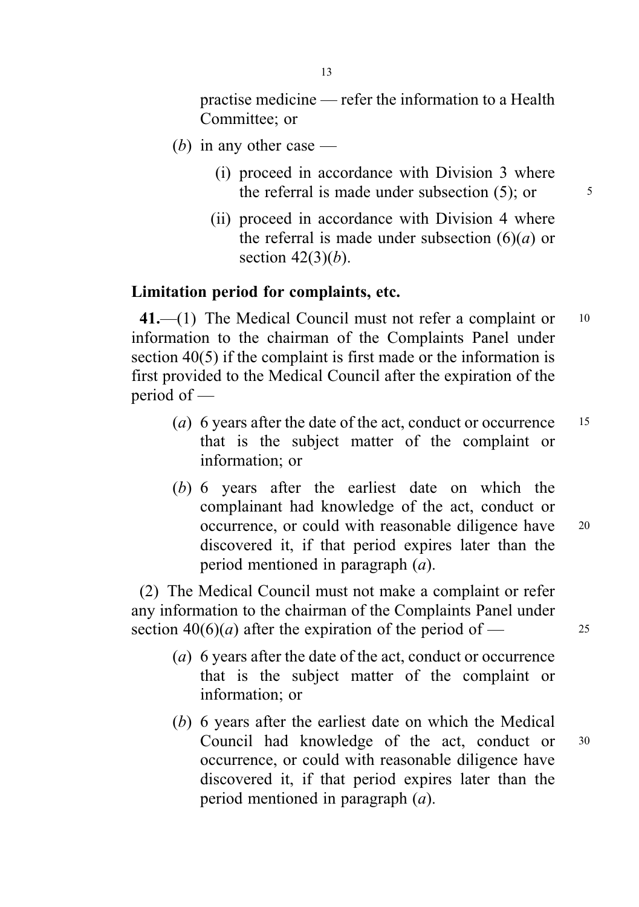practise medicine — refer the information to a Health Committee; or

(*b*) in any other case —

(i) proceed in accordance with Division 3 where the referral is made under subsection (5); or

(ii) proceed in accordance with Division 4 where the referral is made under subsection (6)(*a*) or section 42(3)(*b*).

**Limitation period for complaints, etc.**

**41.**—(1) The Medical Council must not refer a complaint or information to the chairman of the Complaints Panel under section 40(5) if the complaint is first made or the information is first provided to the Medical Council after the expiration of the period of —

(*a*) 6 years after the date of the act, conduct or occurrence that is the subject matter of the complaint or information; or

(*b*) 6 years after the earliest date on which the complainant had knowledge of the act, conduct or occurrence, or could with reasonable diligence have discovered it, if that period expires later than the period mentioned in paragraph (*a*).

(2) The Medical Council must not make a complaint or refer any information to the chairman of the Complaints Panel under section 40(6)(*a*) after the expiration of the period of —

(*a*) 6 years after the date of the act, conduct or occurrence that is the subject matter of the complaint or information; or

(*b*) 6 years after the earliest date on which the Medical Council had knowledge of the act, conduct or occurrence, or could with reasonable diligence have discovered it, if that period expires later than the period mentioned in paragraph (*a*).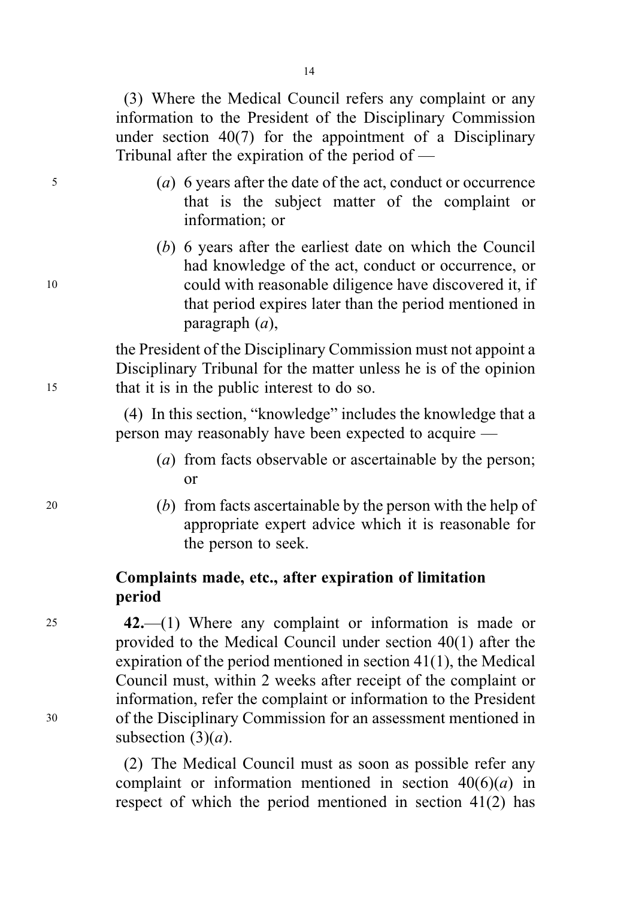(3) Where the Medical Council refers any complaint or any information to the President of the Disciplinary Commission under section 40(7) for the appointment of a Disciplinary Tribunal after the expiration of the period of —

(*a*) 6 years after the date of the act, conduct or occurrence that is the subject matter of the complaint or information; or

(*b*) 6 years after the earliest date on which the Council had knowledge of the act, conduct or occurrence, or could with reasonable diligence have discovered it, if that period expires later than the period mentioned in paragraph (*a*),

the President of the Disciplinary Commission must not appoint a Disciplinary Tribunal for the matter unless he is of the opinion that it is in the public interest to do so.

(4) In this section, "knowledge" includes the knowledge that a person may reasonably have been expected to acquire —

(*a*) from facts observable or ascertainable by the person; or

(*b*) from facts ascertainable by the person with the help of appropriate expert advice which it is reasonable for the person to seek.

**Complaints made, etc., after expiration of limitation period**

**42.**—(1) Where any complaint or information is made or provided to the Medical Council under section 40(1) after the expiration of the period mentioned in section 41(1), the Medical Council must, within 2 weeks after receipt of the complaint or information, refer the complaint or information to the President of the Disciplinary Commission for an assessment mentioned in subsection (3)(*a*).

(2) The Medical Council must as soon as possible refer any complaint or information mentioned in section 40(6)(*a*) in respect of which the period mentioned in section 41(2) has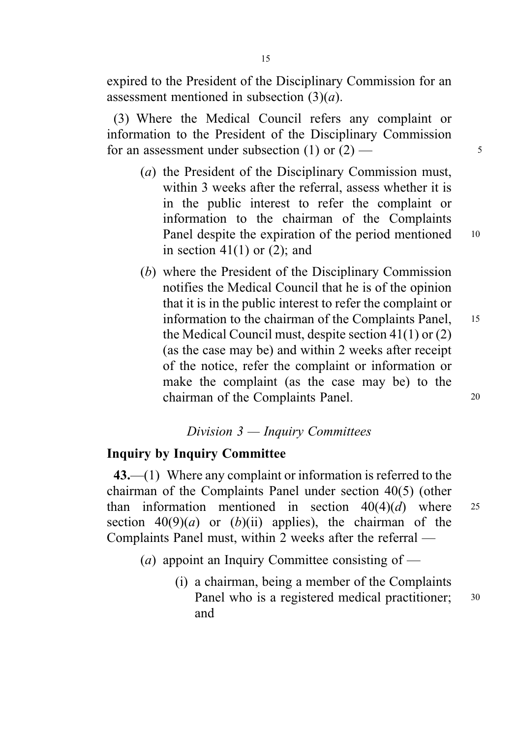expired to the President of the Disciplinary Commission for an assessment mentioned in subsection (3)(*a*).

(3) Where the Medical Council refers any complaint or information to the President of the Disciplinary Commission for an assessment under subsection (1) or (2) —

(*a*) the President of the Disciplinary Commission must, within 3 weeks after the referral, assess whether it is in the public interest to refer the complaint or information to the chairman of the Complaints Panel despite the expiration of the period mentioned in section 41(1) or (2); and

(*b*) where the President of the Disciplinary Commission notifies the Medical Council that he is of the opinion that it is in the public interest to refer the complaint or information to the chairman of the Complaints Panel, the Medical Council must, despite section 41(1) or (2) (as the case may be) and within 2 weeks after receipt of the notice, refer the complaint or information or make the complaint (as the case may be) to the chairman of the Complaints Panel.

*Division 3 — Inquiry Committees*

**Inquiry by Inquiry Committee**

**43.**—(1) Where any complaint or information is referred to the chairman of the Complaints Panel under section 40(5) (other than information mentioned in section 40(4)(*d*) where section 40(9)(*a*) or (*b*)(ii) applies), the chairman of the Complaints Panel must, within 2 weeks after the referral —

(*a*) appoint an Inquiry Committee consisting of —

(i) a chairman, being a member of the Complaints Panel who is a registered medical practitioner; and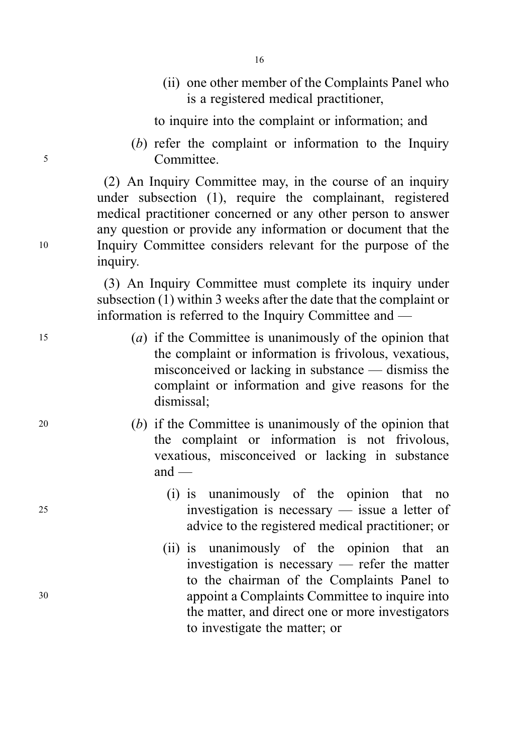(ii) one other member of the Complaints Panel who is a registered medical practitioner,

to inquire into the complaint or information; and

(*b*) refer the complaint or information to the Inquiry Committee.

(2) An Inquiry Committee may, in the course of an inquiry under subsection (1), require the complainant, registered medical practitioner concerned or any other person to answer any question or provide any information or document that the Inquiry Committee considers relevant for the purpose of the inquiry.

(3) An Inquiry Committee must complete its inquiry under subsection (1) within 3 weeks after the date that the complaint or information is referred to the Inquiry Committee and —

(*a*) if the Committee is unanimously of the opinion that the complaint or information is frivolous, vexatious, misconceived or lacking in substance — dismiss the complaint or information and give reasons for the dismissal;

(*b*) if the Committee is unanimously of the opinion that the complaint or information is not frivolous, vexatious, misconceived or lacking in substance and —

(i) is unanimously of the opinion that no investigation is necessary — issue a letter of advice to the registered medical practitioner; or

(ii) is unanimously of the opinion that an investigation is necessary — refer the matter to the chairman of the Complaints Panel to appoint a Complaints Committee to inquire into the matter, and direct one or more investigators to investigate the matter; or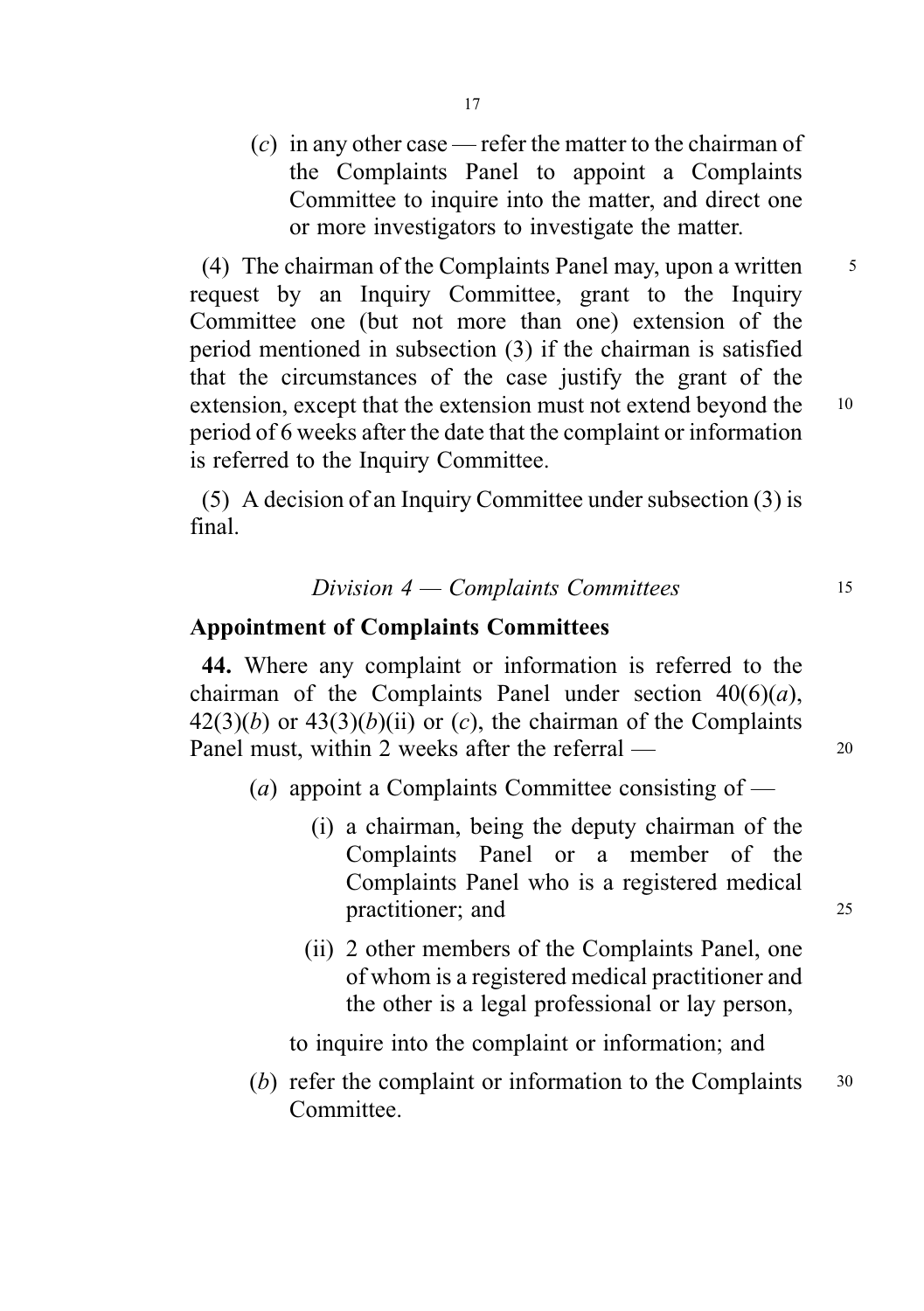(*c*) in any other case — refer the matter to the chairman of the Complaints Panel to appoint a Complaints Committee to inquire into the matter, and direct one or more investigators to investigate the matter.

(4) The chairman of the Complaints Panel may, upon a written request by an Inquiry Committee, grant to the Inquiry Committee one (but not more than one) extension of the period mentioned in subsection (3) if the chairman is satisfied that the circumstances of the case justify the grant of the extension, except that the extension must not extend beyond the period of 6 weeks after the date that the complaint or information is referred to the Inquiry Committee.

(5) A decision of an Inquiry Committee under subsection (3) is final.

*Division 4 — Complaints Committees*

**Appointment of Complaints Committees**

**44.** Where any complaint or information is referred to the chairman of the Complaints Panel under section 40(6)(*a*), 42(3)(*b*) or 43(3)(*b*)(ii) or (*c*), the chairman of the Complaints Panel must, within 2 weeks after the referral —

(*a*) appoint a Complaints Committee consisting of —

(i) a chairman, being the deputy chairman of the Complaints Panel or a member of the Complaints Panel who is a registered medical practitioner; and

(ii) 2 other members of the Complaints Panel, one of whom is a registered medical practitioner and the other is a legal professional or lay person,

to inquire into the complaint or information; and

(*b*) refer the complaint or information to the Complaints Committee.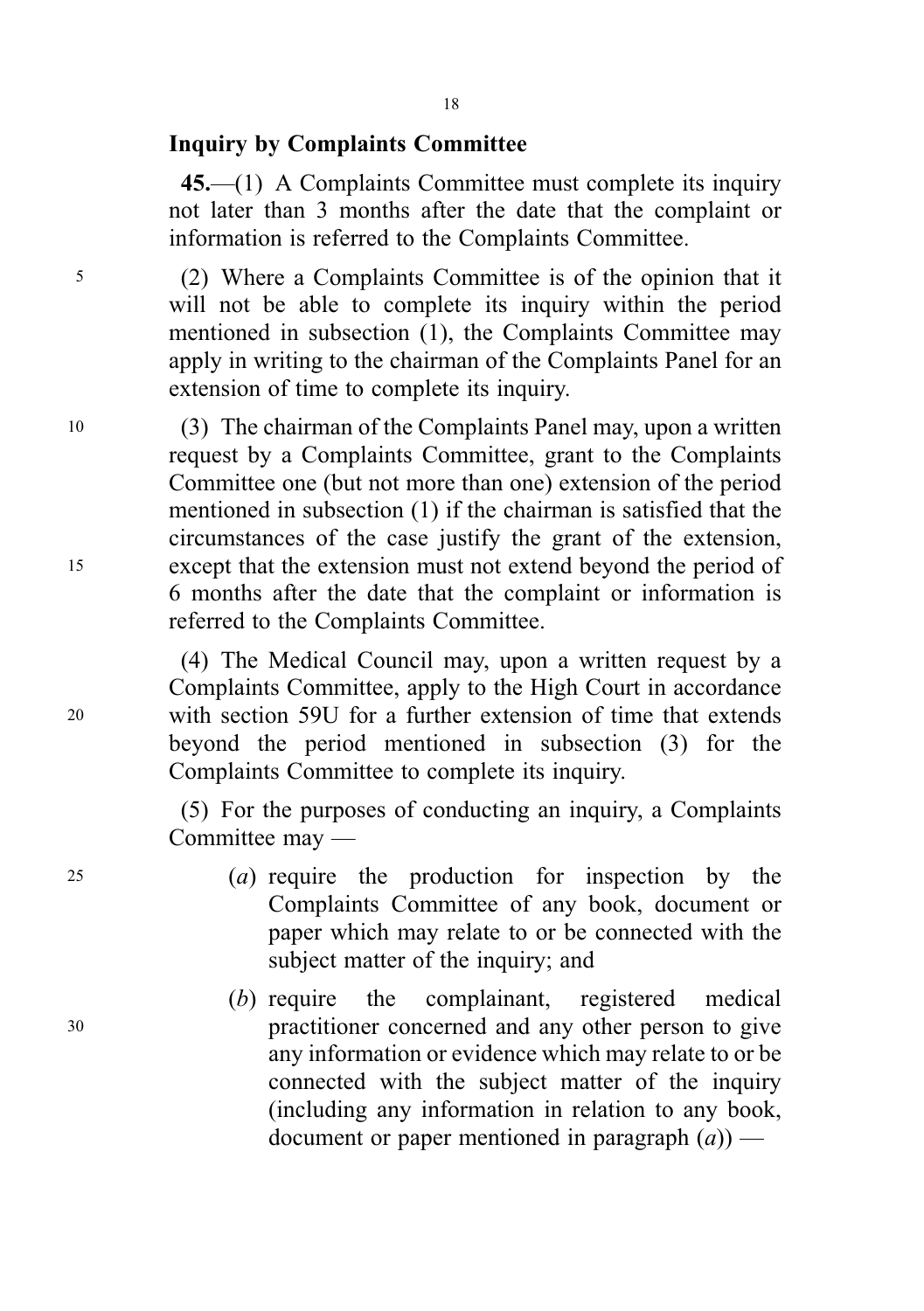## Inquiry by Complaints Committee

**45.**—(1) A Complaints Committee must complete its inquiry not later than 3 months after the date that the complaint or information is referred to the Complaints Committee.

(2) Where a Complaints Committee is of the opinion that it will not be able to complete its inquiry within the period mentioned in subsection (1), the Complaints Committee may apply in writing to the chairman of the Complaints Panel for an extension of time to complete its inquiry.

(3) The chairman of the Complaints Panel may, upon a written request by a Complaints Committee, grant to the Complaints Committee one (but not more than one) extension of the period mentioned in subsection (1) if the chairman is satisfied that the circumstances of the case justify the grant of the extension, except that the extension must not extend beyond the period of 6 months after the date that the complaint or information is referred to the Complaints Committee.

(4) The Medical Council may, upon a written request by a Complaints Committee, apply to the High Court in accordance with section 59U for a further extension of time that extends beyond the period mentioned in subsection (3) for the Complaints Committee to complete its inquiry.

(5) For the purposes of conducting an inquiry, a Complaints Committee may —

(*a*) require the production for inspection by the Complaints Committee of any book, document or paper which may relate to or be connected with the subject matter of the inquiry; and

(*b*) require the complainant, registered medical practitioner concerned and any other person to give any information or evidence which may relate to or be connected with the subject matter of the inquiry (including any information in relation to any book, document or paper mentioned in paragraph (*a*)) —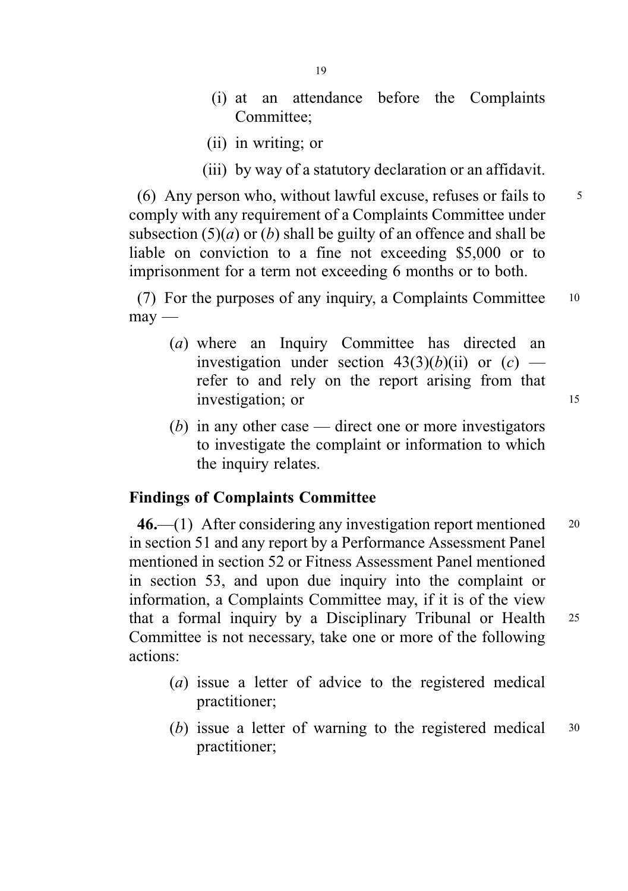(i) at an attendance before the Complaints Committee;

(ii) in writing; or

(iii) by way of a statutory declaration or an affidavit.

(6) Any person who, without lawful excuse, refuses or fails to comply with any requirement of a Complaints Committee under subsection (5)(*a*) or (*b*) shall be guilty of an offence and shall be liable on conviction to a fine not exceeding $5,000 or to imprisonment for a term not exceeding 6 months or to both.

(7) For the purposes of any inquiry, a Complaints Committee may —

(*a*) where an Inquiry Committee has directed an investigation under section 43(3)(*b*)(ii) or (*c*) — refer to and rely on the report arising from that investigation; or

(*b*) in any other case — direct one or more investigators to investigate the complaint or information to which the inquiry relates.

**Findings of Complaints Committee**

**46.**—(1) After considering any investigation report mentioned in section 51 and any report by a Performance Assessment Panel mentioned in section 52 or Fitness Assessment Panel mentioned in section 53, and upon due inquiry into the complaint or information, a Complaints Committee may, if it is of the view that a formal inquiry by a Disciplinary Tribunal or Health Committee is not necessary, take one or more of the following actions:

(*a*) issue a letter of advice to the registered medical practitioner;

(*b*) issue a letter of warning to the registered medical practitioner;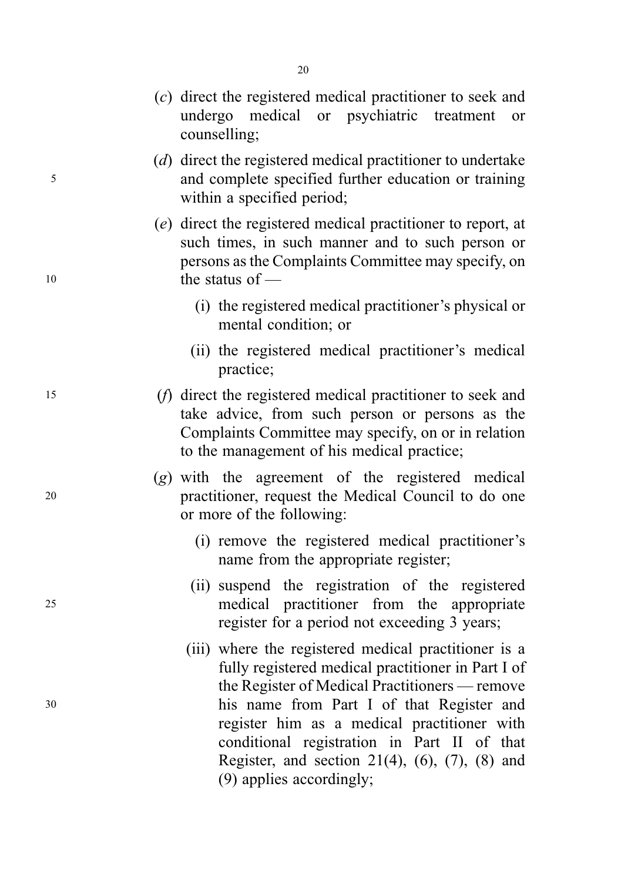(*c*) direct the registered medical practitioner to seek and undergo medical or psychiatric treatment or counselling;

(*d*) direct the registered medical practitioner to undertake and complete specified further education or training within a specified period;

(*e*) direct the registered medical practitioner to report, at such times, in such manner and to such person or persons as the Complaints Committee may specify, on the status of —

(i) the registered medical practitioner's physical or mental condition; or

(ii) the registered medical practitioner's medical practice;

(*f*) direct the registered medical practitioner to seek and take advice, from such person or persons as the Complaints Committee may specify, on or in relation to the management of his medical practice;

(*g*) with the agreement of the registered medical practitioner, request the Medical Council to do one or more of the following:

(i) remove the registered medical practitioner's name from the appropriate register;

(ii) suspend the registration of the registered medical practitioner from the appropriate register for a period not exceeding 3 years;

(iii) where the registered medical practitioner is a fully registered medical practitioner in Part I of the Register of Medical Practitioners — remove his name from Part I of that Register and register him as a medical practitioner with conditional registration in Part II of that Register, and section 21(4), (6), (7), (8) and (9) applies accordingly;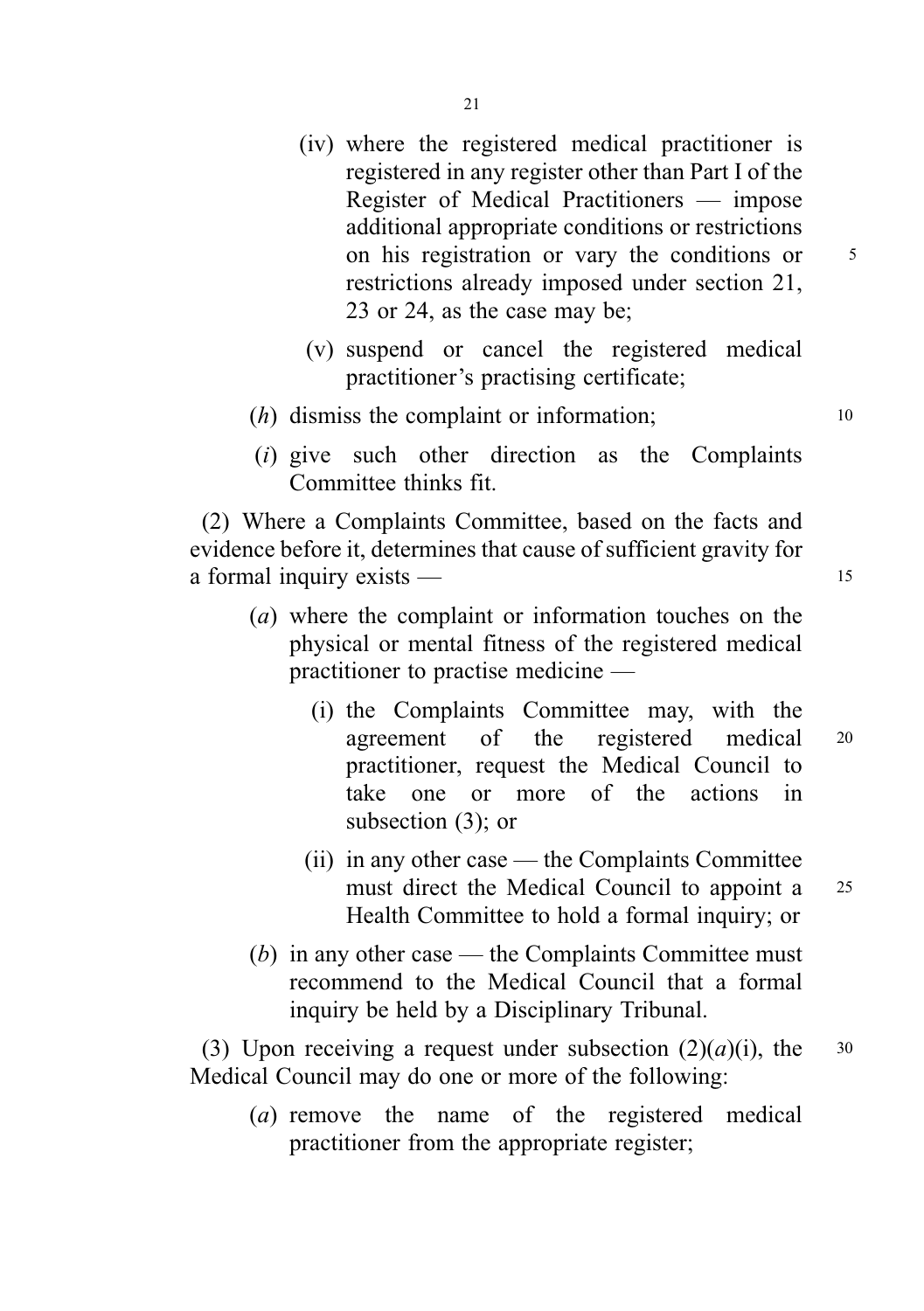(iv) where the registered medical practitioner is registered in any register other than Part I of the Register of Medical Practitioners — impose additional appropriate conditions or restrictions on his registration or vary the conditions or restrictions already imposed under section 21, 23 or 24, as the case may be;

(v) suspend or cancel the registered medical practitioner's practising certificate;

(*h*) dismiss the complaint or information;

(*i*) give such other direction as the Complaints Committee thinks fit.

(2) Where a Complaints Committee, based on the facts and evidence before it, determines that cause of sufficient gravity for a formal inquiry exists —

(*a*) where the complaint or information touches on the physical or mental fitness of the registered medical practitioner to practise medicine —

(i) the Complaints Committee may, with the agreement of the registered medical practitioner, request the Medical Council to take one or more of the actions in subsection (3); or

(ii) in any other case — the Complaints Committee must direct the Medical Council to appoint a Health Committee to hold a formal inquiry; or

(*b*) in any other case — the Complaints Committee must recommend to the Medical Council that a formal inquiry be held by a Disciplinary Tribunal.

(3) Upon receiving a request under subsection (2)(*a*)(i), the Medical Council may do one or more of the following:

(*a*) remove the name of the registered medical practitioner from the appropriate register;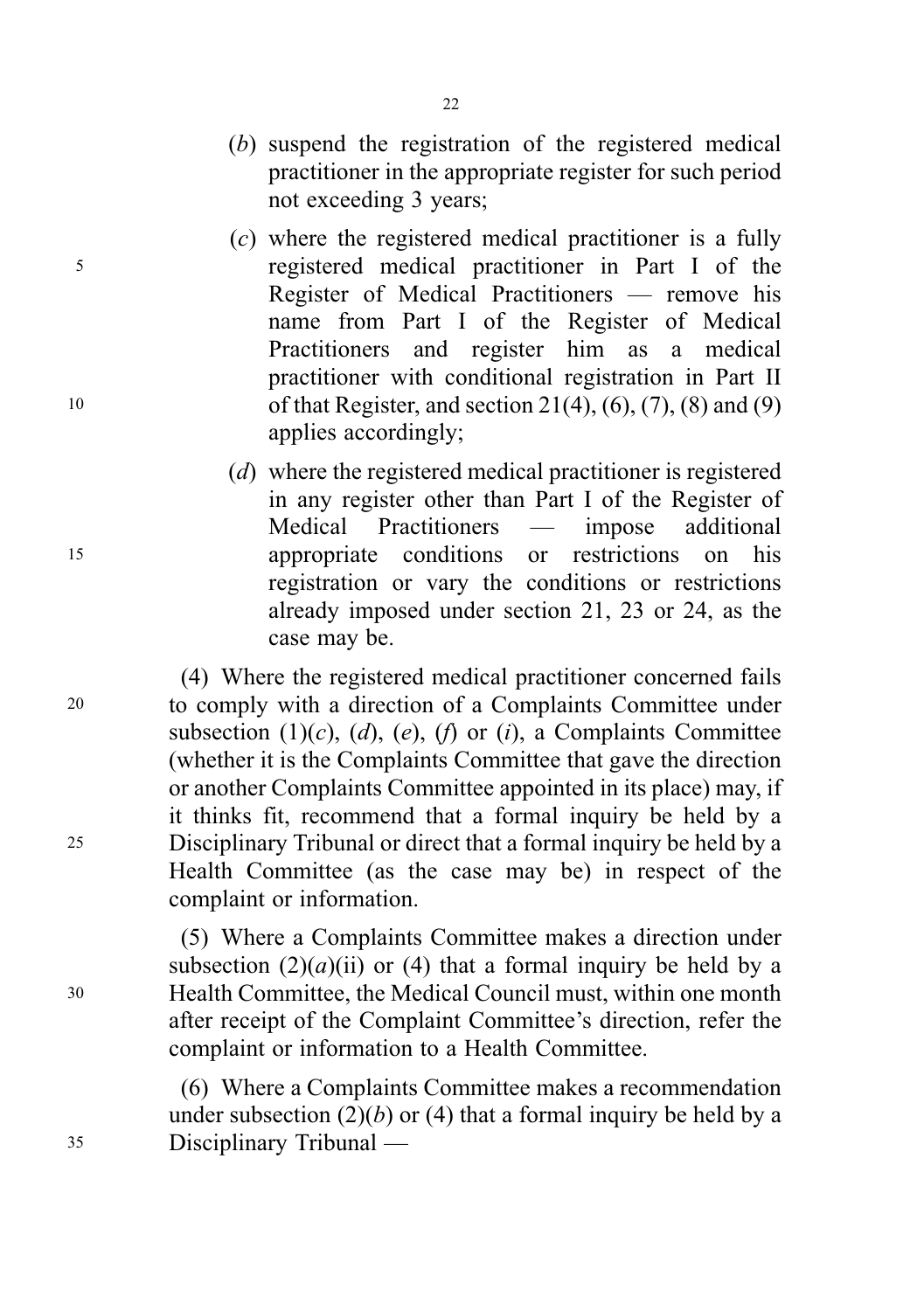(*b*) suspend the registration of the registered medical practitioner in the appropriate register for such period not exceeding 3 years;

(*c*) where the registered medical practitioner is a fully registered medical practitioner in Part I of the Register of Medical Practitioners — remove his name from Part I of the Register of Medical Practitioners and register him as a medical practitioner with conditional registration in Part II of that Register, and section 21(4), (6), (7), (8) and (9) applies accordingly;

(*d*) where the registered medical practitioner is registered in any register other than Part I of the Register of Medical Practitioners — impose additional appropriate conditions or restrictions on his registration or vary the conditions or restrictions already imposed under section 21, 23 or 24, as the case may be.

(4) Where the registered medical practitioner concerned fails to comply with a direction of a Complaints Committee under subsection (1)(*c*), (*d*), (*e*), (*f*) or (*i*), a Complaints Committee (whether it is the Complaints Committee that gave the direction or another Complaints Committee appointed in its place) may, if it thinks fit, recommend that a formal inquiry be held by a Disciplinary Tribunal or direct that a formal inquiry be held by a Health Committee (as the case may be) in respect of the complaint or information.

(5) Where a Complaints Committee makes a direction under subsection (2)(*a*)(ii) or (4) that a formal inquiry be held by a Health Committee, the Medical Council must, within one month after receipt of the Complaint Committee's direction, refer the complaint or information to a Health Committee.

(6) Where a Complaints Committee makes a recommendation under subsection (2)(*b*) or (4) that a formal inquiry be held by a Disciplinary Tribunal —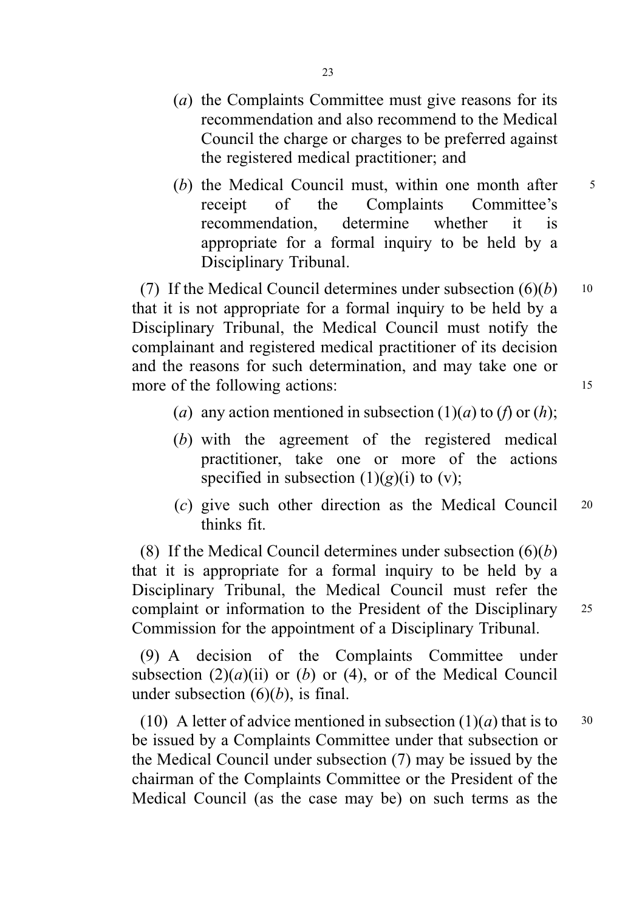(*a*) the Complaints Committee must give reasons for its recommendation and also recommend to the Medical Council the charge or charges to be preferred against the registered medical practitioner; and

(*b*) the Medical Council must, within one month after receipt of the Complaints Committee's recommendation, determine whether it is appropriate for a formal inquiry to be held by a Disciplinary Tribunal.

(7) If the Medical Council determines under subsection (6)(*b*) that it is not appropriate for a formal inquiry to be held by a Disciplinary Tribunal, the Medical Council must notify the complainant and registered medical practitioner of its decision and the reasons for such determination, and may take one or more of the following actions:

(*a*) any action mentioned in subsection (1)(*a*) to (*f*) or (*h*);

(*b*) with the agreement of the registered medical practitioner, take one or more of the actions specified in subsection (1)(*g*)(i) to (v);

(*c*) give such other direction as the Medical Council thinks fit.

(8) If the Medical Council determines under subsection (6)(*b*) that it is appropriate for a formal inquiry to be held by a Disciplinary Tribunal, the Medical Council must refer the complaint or information to the President of the Disciplinary Commission for the appointment of a Disciplinary Tribunal.

(9) A decision of the Complaints Committee under subsection (2)(*a*)(ii) or (*b*) or (4), or of the Medical Council under subsection (6)(*b*), is final.

(10) A letter of advice mentioned in subsection (1)(*a*) that is to be issued by a Complaints Committee under that subsection or the Medical Council under subsection (7) may be issued by the chairman of the Complaints Committee or the President of the Medical Council (as the case may be) on such terms as the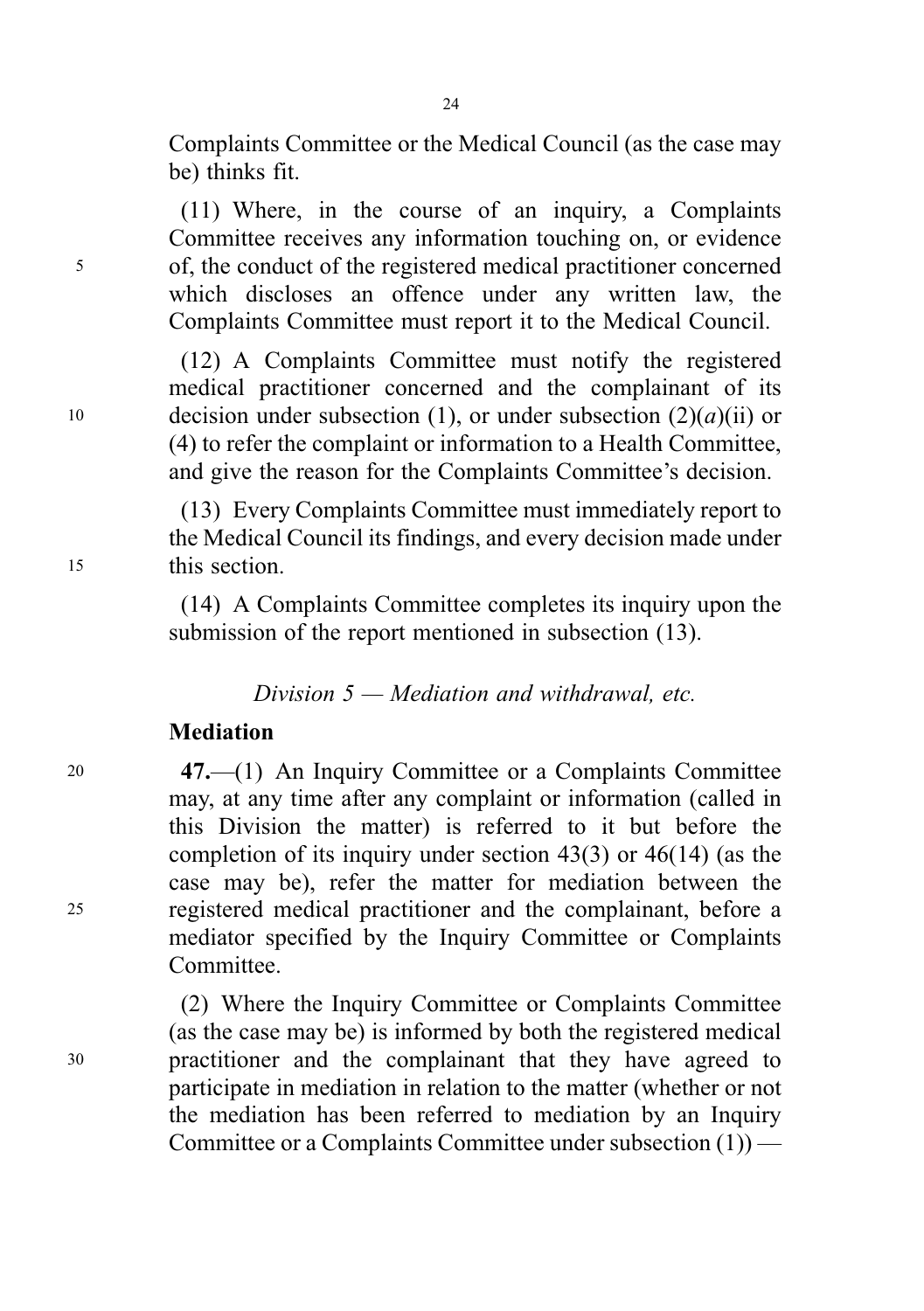Complaints Committee or the Medical Council (as the case may be) thinks fit.

(11) Where, in the course of an inquiry, a Complaints Committee receives any information touching on, or evidence of, the conduct of the registered medical practitioner concerned which discloses an offence under any written law, the Complaints Committee must report it to the Medical Council.

(12) A Complaints Committee must notify the registered medical practitioner concerned and the complainant of its decision under subsection (1), or under subsection (2)(*a*)(ii) or (4) to refer the complaint or information to a Health Committee, and give the reason for the Complaints Committee's decision.

(13) Every Complaints Committee must immediately report to the Medical Council its findings, and every decision made under this section.

(14) A Complaints Committee completes its inquiry upon the submission of the report mentioned in subsection (13).

*Division 5 — Mediation and withdrawal, etc.*

**Mediation**

**47.**—(1) An Inquiry Committee or a Complaints Committee may, at any time after any complaint or information (called in this Division the matter) is referred to it but before the completion of its inquiry under section 43(3) or 46(14) (as the case may be), refer the matter for mediation between the registered medical practitioner and the complainant, before a mediator specified by the Inquiry Committee or Complaints Committee.

(2) Where the Inquiry Committee or Complaints Committee (as the case may be) is informed by both the registered medical practitioner and the complainant that they have agreed to participate in mediation in relation to the matter (whether or not the mediation has been referred to mediation by an Inquiry Committee or a Complaints Committee under subsection (1)) —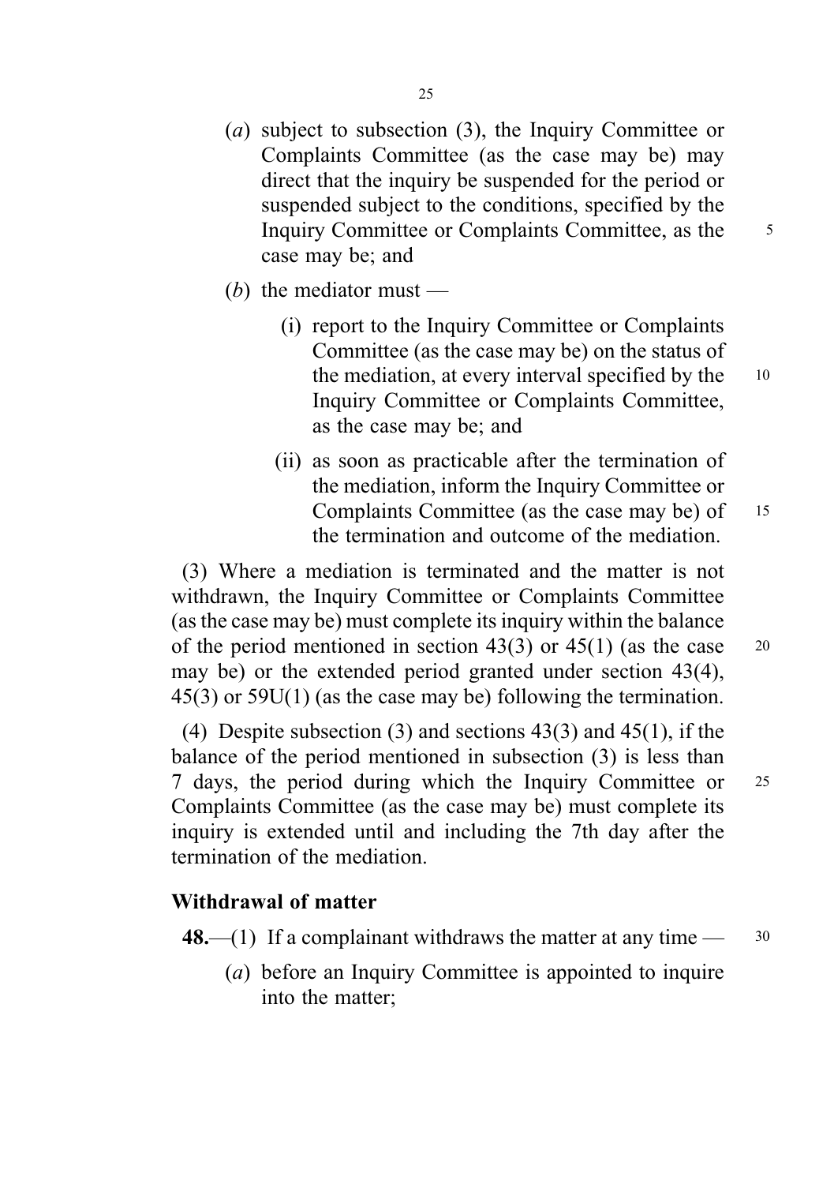(*a*) subject to subsection (3), the Inquiry Committee or Complaints Committee (as the case may be) may direct that the inquiry be suspended for the period or suspended subject to the conditions, specified by the Inquiry Committee or Complaints Committee, as the case may be; and

(*b*) the mediator must —

(i) report to the Inquiry Committee or Complaints Committee (as the case may be) on the status of the mediation, at every interval specified by the Inquiry Committee or Complaints Committee, as the case may be; and

(ii) as soon as practicable after the termination of the mediation, inform the Inquiry Committee or Complaints Committee (as the case may be) of the termination and outcome of the mediation.

(3) Where a mediation is terminated and the matter is not withdrawn, the Inquiry Committee or Complaints Committee (as the case may be) must complete its inquiry within the balance of the period mentioned in section 43(3) or 45(1) (as the case may be) or the extended period granted under section 43(4), 45(3) or 59U(1) (as the case may be) following the termination.

(4) Despite subsection (3) and sections 43(3) and 45(1), if the balance of the period mentioned in subsection (3) is less than 7 days, the period during which the Inquiry Committee or Complaints Committee (as the case may be) must complete its inquiry is extended until and including the 7th day after the termination of the mediation.

### Withdrawal of matter

**48.**—(1) If a complainant withdraws the matter at any time —

(*a*) before an Inquiry Committee is appointed to inquire into the matter;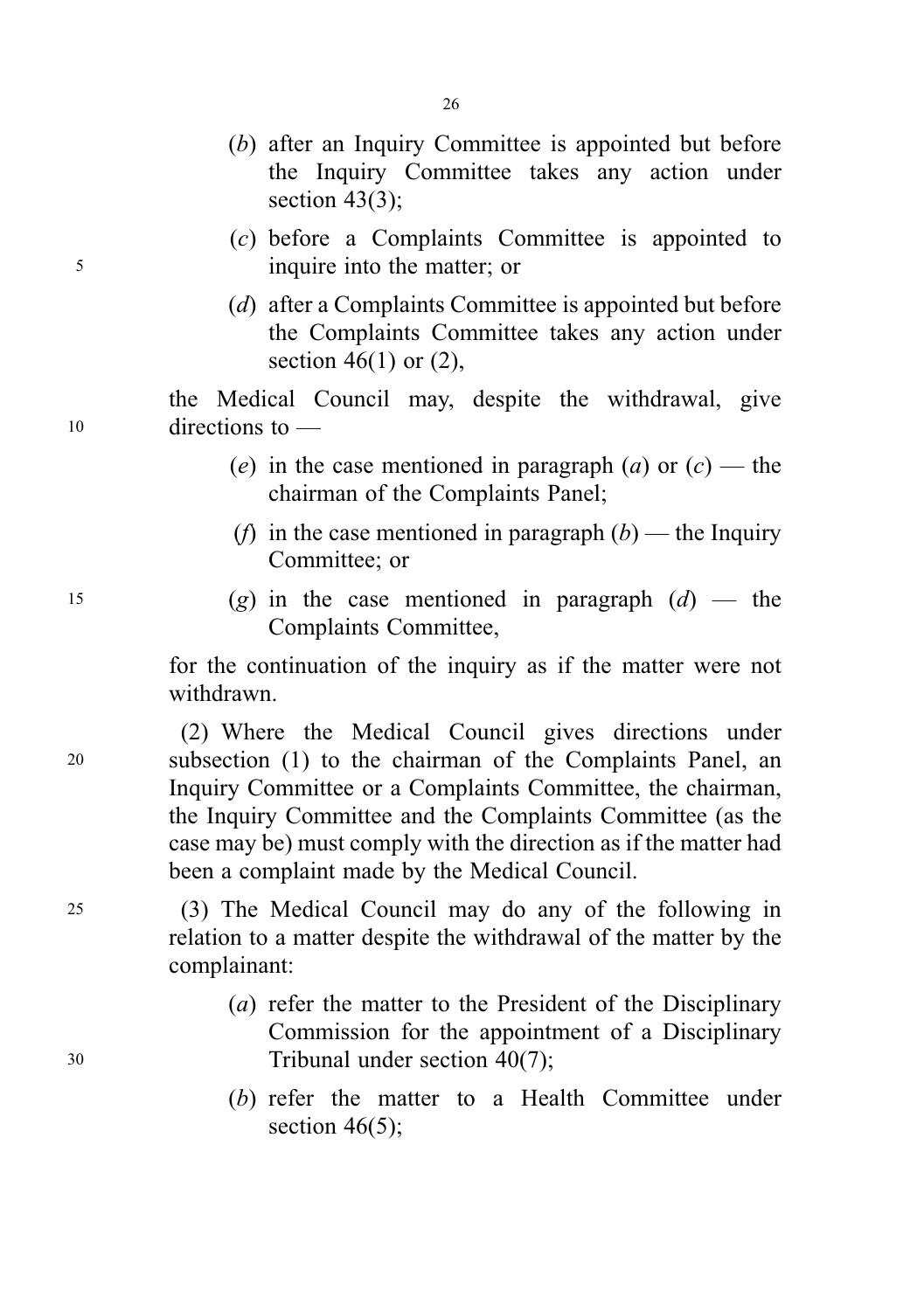(*b*) after an Inquiry Committee is appointed but before the Inquiry Committee takes any action under section 43(3);

(*c*) before a Complaints Committee is appointed to inquire into the matter; or

(*d*) after a Complaints Committee is appointed but before the Complaints Committee takes any action under section 46(1) or (2),

the Medical Council may, despite the withdrawal, give directions to —

(*e*) in the case mentioned in paragraph (*a*) or (*c*) — the chairman of the Complaints Panel;

(*f*) in the case mentioned in paragraph (*b*) — the Inquiry Committee; or

(*g*) in the case mentioned in paragraph (*d*) — the Complaints Committee,

for the continuation of the inquiry as if the matter were not withdrawn.

(2) Where the Medical Council gives directions under subsection (1) to the chairman of the Complaints Panel, an Inquiry Committee or a Complaints Committee, the chairman, the Inquiry Committee and the Complaints Committee (as the case may be) must comply with the direction as if the matter had been a complaint made by the Medical Council.

(3) The Medical Council may do any of the following in relation to a matter despite the withdrawal of the matter by the complainant:

(*a*) refer the matter to the President of the Disciplinary Commission for the appointment of a Disciplinary Tribunal under section 40(7);

(*b*) refer the matter to a Health Committee under section 46(5);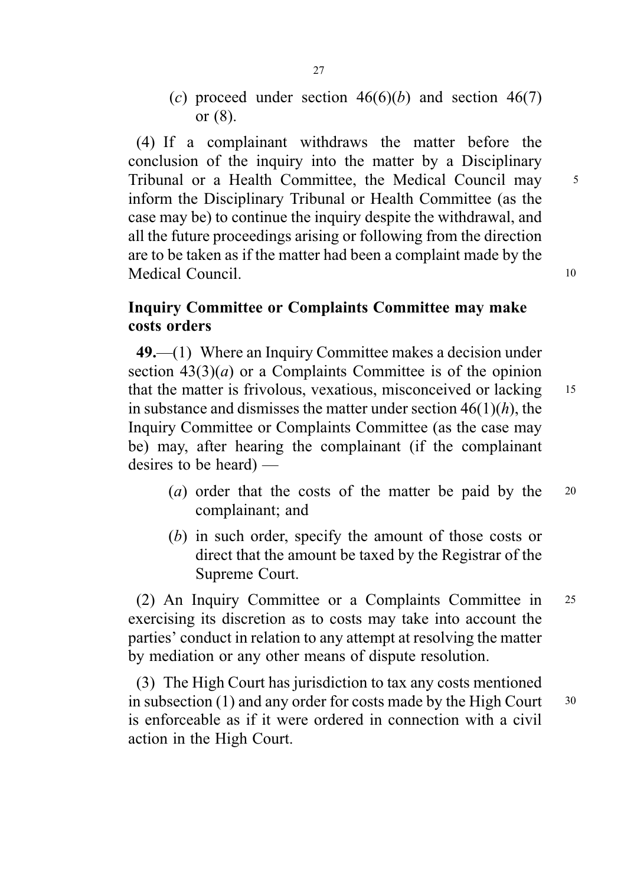(*c*) proceed under section 46(6)(*b*) and section 46(7) or (8).

(4) If a complainant withdraws the matter before the conclusion of the inquiry into the matter by a Disciplinary Tribunal or a Health Committee, the Medical Council may inform the Disciplinary Tribunal or Health Committee (as the case may be) to continue the inquiry despite the withdrawal, and all the future proceedings arising or following from the direction are to be taken as if the matter had been a complaint made by the Medical Council.

### Inquiry Committee or Complaints Committee may make costs orders

**49.**—(1) Where an Inquiry Committee makes a decision under section 43(3)(*a*) or a Complaints Committee is of the opinion that the matter is frivolous, vexatious, misconceived or lacking in substance and dismisses the matter under section 46(1)(*h*), the Inquiry Committee or Complaints Committee (as the case may be) may, after hearing the complainant (if the complainant desires to be heard) —

(*a*) order that the costs of the matter be paid by the complainant; and

(*b*) in such order, specify the amount of those costs or direct that the amount be taxed by the Registrar of the Supreme Court.

(2) An Inquiry Committee or a Complaints Committee in exercising its discretion as to costs may take into account the parties' conduct in relation to any attempt at resolving the matter by mediation or any other means of dispute resolution.

(3) The High Court has jurisdiction to tax any costs mentioned in subsection (1) and any order for costs made by the High Court is enforceable as if it were ordered in connection with a civil action in the High Court.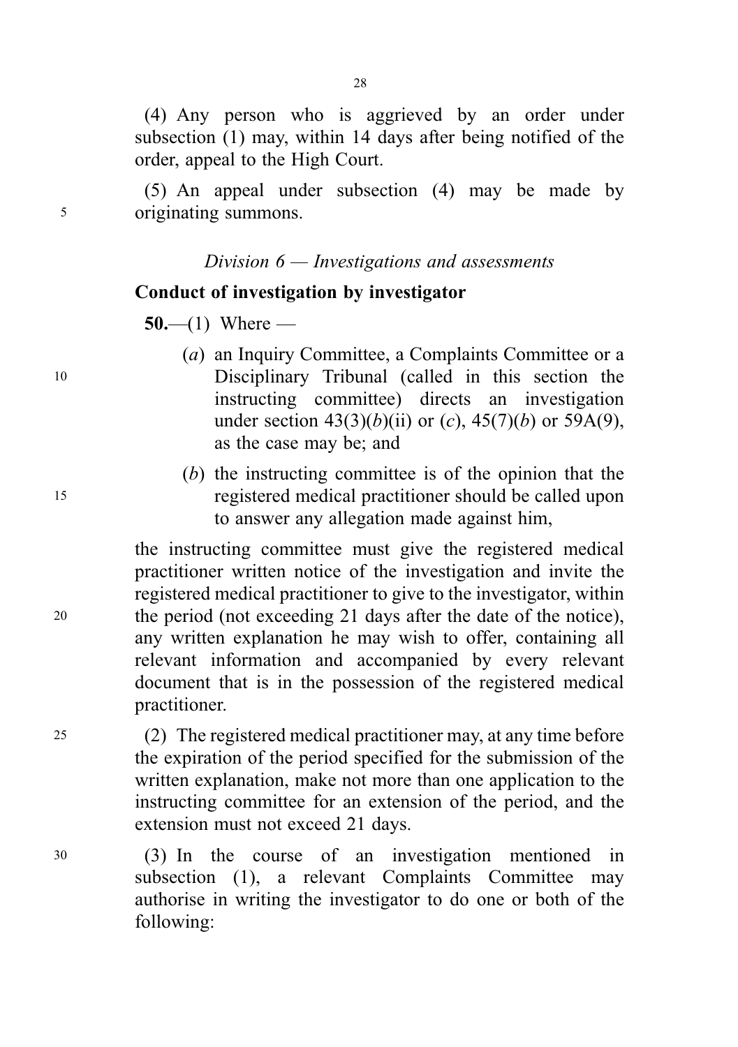(4) Any person who is aggrieved by an order under subsection (1) may, within 14 days after being notified of the order, appeal to the High Court.

(5) An appeal under subsection (4) may be made by originating summons.

*Division 6 — Investigations and assessments*

**Conduct of investigation by investigator**

**50.**—(1) Where —

(*a*) an Inquiry Committee, a Complaints Committee or a Disciplinary Tribunal (called in this section the instructing committee) directs an investigation under section 43(3)(*b*)(ii) or (*c*), 45(7)(*b*) or 59A(9), as the case may be; and

(*b*) the instructing committee is of the opinion that the registered medical practitioner should be called upon to answer any allegation made against him,

the instructing committee must give the registered medical practitioner written notice of the investigation and invite the registered medical practitioner to give to the investigator, within the period (not exceeding 21 days after the date of the notice), any written explanation he may wish to offer, containing all relevant information and accompanied by every relevant document that is in the possession of the registered medical practitioner.

(2) The registered medical practitioner may, at any time before the expiration of the period specified for the submission of the written explanation, make not more than one application to the instructing committee for an extension of the period, and the extension must not exceed 21 days.

(3) In the course of an investigation mentioned in subsection (1), a relevant Complaints Committee may authorise in writing the investigator to do one or both of the following: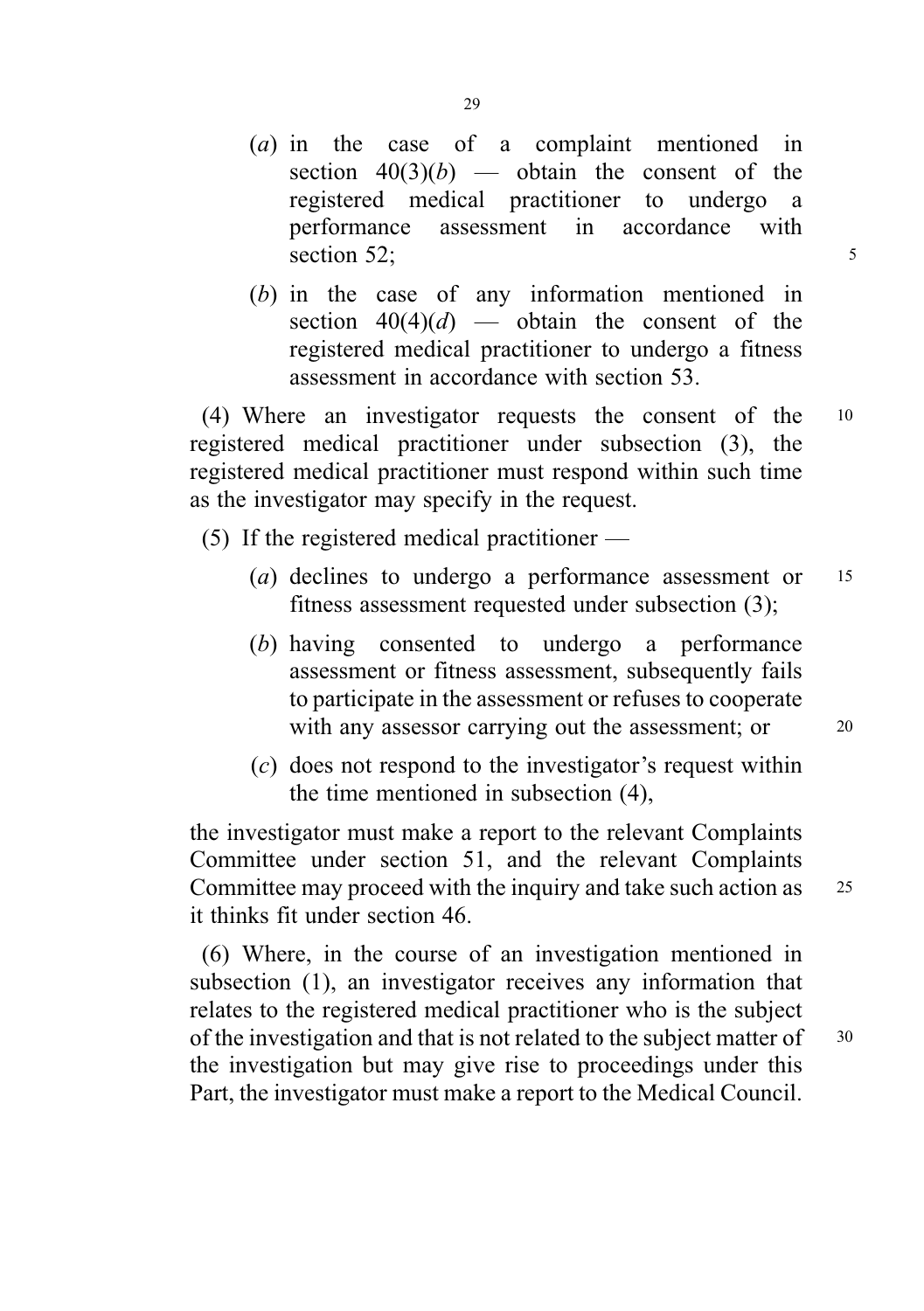(*a*) in the case of a complaint mentioned in section 40(3)(*b*) — obtain the consent of the registered medical practitioner to undergo a performance assessment in accordance with section 52;

(*b*) in the case of any information mentioned in section 40(4)(*d*) — obtain the consent of the registered medical practitioner to undergo a fitness assessment in accordance with section 53.

(4) Where an investigator requests the consent of the registered medical practitioner under subsection (3), the registered medical practitioner must respond within such time as the investigator may specify in the request.

(5) If the registered medical practitioner —

(*a*) declines to undergo a performance assessment or fitness assessment requested under subsection (3);

(*b*) having consented to undergo a performance assessment or fitness assessment, subsequently fails to participate in the assessment or refuses to cooperate with any assessor carrying out the assessment; or

(*c*) does not respond to the investigator's request within the time mentioned in subsection (4),

the investigator must make a report to the relevant Complaints Committee under section 51, and the relevant Complaints Committee may proceed with the inquiry and take such action as it thinks fit under section 46.

(6) Where, in the course of an investigation mentioned in subsection (1), an investigator receives any information that relates to the registered medical practitioner who is the subject of the investigation and that is not related to the subject matter of the investigation but may give rise to proceedings under this Part, the investigator must make a report to the Medical Council.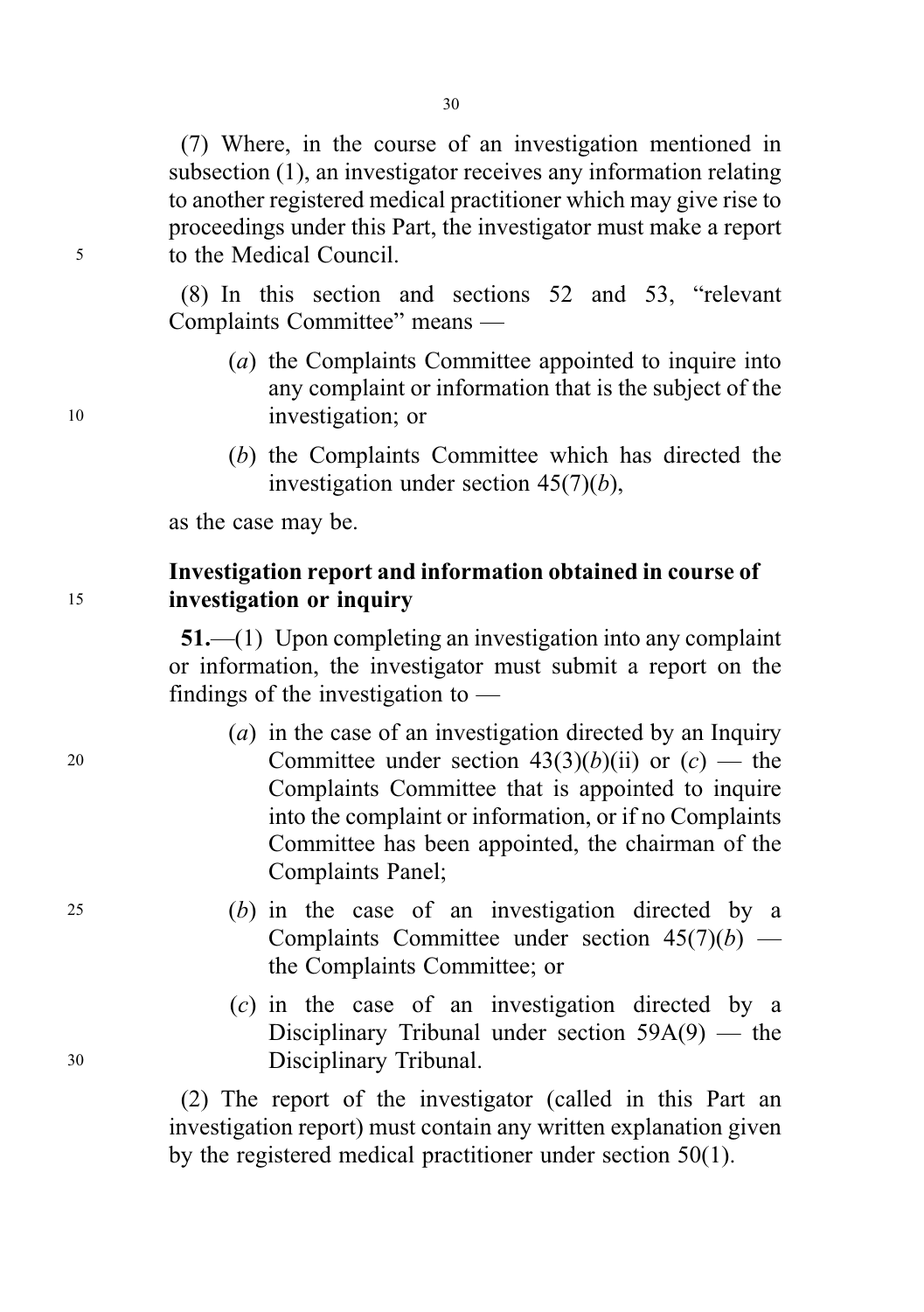(7) Where, in the course of an investigation mentioned in subsection (1), an investigator receives any information relating to another registered medical practitioner which may give rise to proceedings under this Part, the investigator must make a report to the Medical Council.

(8) In this section and sections 52 and 53, "relevant Complaints Committee" means —

(*a*) the Complaints Committee appointed to inquire into any complaint or information that is the subject of the investigation; or

(*b*) the Complaints Committee which has directed the investigation under section 45(7)(*b*),

as the case may be.

**Investigation report and information obtained in course of investigation or inquiry**

**51.**—(1) Upon completing an investigation into any complaint or information, the investigator must submit a report on the findings of the investigation to —

(*a*) in the case of an investigation directed by an Inquiry Committee under section 43(3)(*b*)(ii) or (*c*) — the Complaints Committee that is appointed to inquire into the complaint or information, or if no Complaints Committee has been appointed, the chairman of the Complaints Panel;

(*b*) in the case of an investigation directed by a Complaints Committee under section 45(7)(*b*) — the Complaints Committee; or

(*c*) in the case of an investigation directed by a Disciplinary Tribunal under section 59A(9) — the Disciplinary Tribunal.

(2) The report of the investigator (called in this Part an investigation report) must contain any written explanation given by the registered medical practitioner under section 50(1).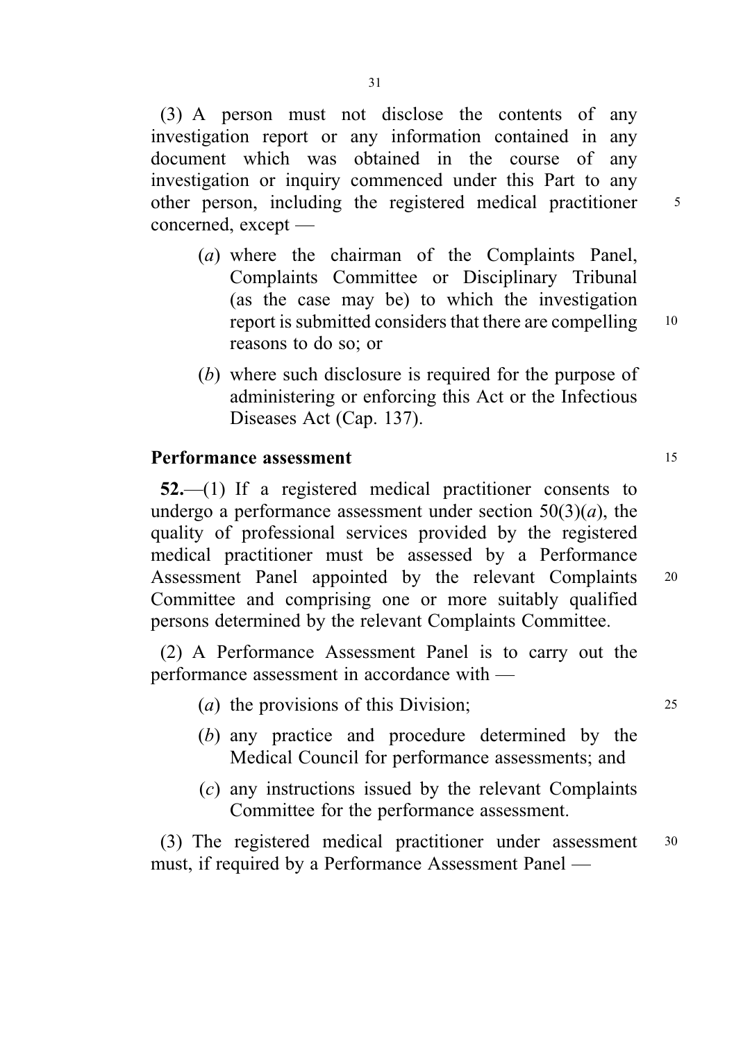(3) A person must not disclose the contents of any investigation report or any information contained in any document which was obtained in the course of any investigation or inquiry commenced under this Part to any other person, including the registered medical practitioner concerned, except —

- (*a*) where the chairman of the Complaints Panel, Complaints Committee or Disciplinary Tribunal (as the case may be) to which the investigation report is submitted considers that there are compelling reasons to do so; or
- (*b*) where such disclosure is required for the purpose of administering or enforcing this Act or the Infectious Diseases Act (Cap. 137).

**Performance assessment**

**52.**—(1) If a registered medical practitioner consents to undergo a performance assessment under section 50(3)(*a*), the quality of professional services provided by the registered medical practitioner must be assessed by a Performance Assessment Panel appointed by the relevant Complaints Committee and comprising one or more suitably qualified persons determined by the relevant Complaints Committee.

(2) A Performance Assessment Panel is to carry out the performance assessment in accordance with —

- (*a*) the provisions of this Division;
- (*b*) any practice and procedure determined by the Medical Council for performance assessments; and
- (*c*) any instructions issued by the relevant Complaints Committee for the performance assessment.

(3) The registered medical practitioner under assessment must, if required by a Performance Assessment Panel —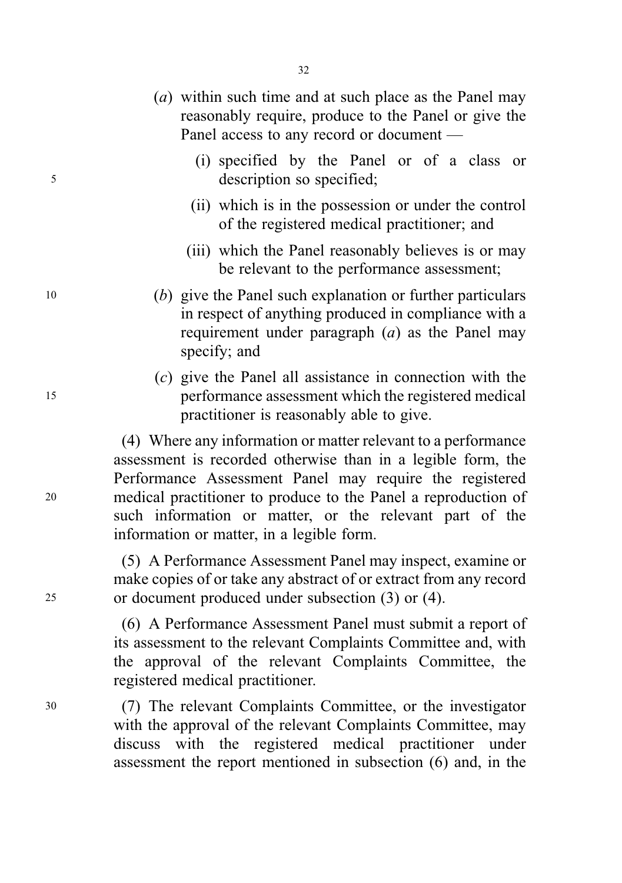(*a*) within such time and at such place as the Panel may reasonably require, produce to the Panel or give the Panel access to any record or document —

(i) specified by the Panel or of a class or description so specified;

(ii) which is in the possession or under the control of the registered medical practitioner; and

(iii) which the Panel reasonably believes is or may be relevant to the performance assessment;

(*b*) give the Panel such explanation or further particulars in respect of anything produced in compliance with a requirement under paragraph (*a*) as the Panel may specify; and

(*c*) give the Panel all assistance in connection with the performance assessment which the registered medical practitioner is reasonably able to give.

(4) Where any information or matter relevant to a performance assessment is recorded otherwise than in a legible form, the Performance Assessment Panel may require the registered medical practitioner to produce to the Panel a reproduction of such information or matter, or the relevant part of the information or matter, in a legible form.

(5) A Performance Assessment Panel may inspect, examine or make copies of or take any abstract of or extract from any record or document produced under subsection (3) or (4).

(6) A Performance Assessment Panel must submit a report of its assessment to the relevant Complaints Committee and, with the approval of the relevant Complaints Committee, the registered medical practitioner.

(7) The relevant Complaints Committee, or the investigator with the approval of the relevant Complaints Committee, may discuss with the registered medical practitioner under assessment the report mentioned in subsection (6) and, in the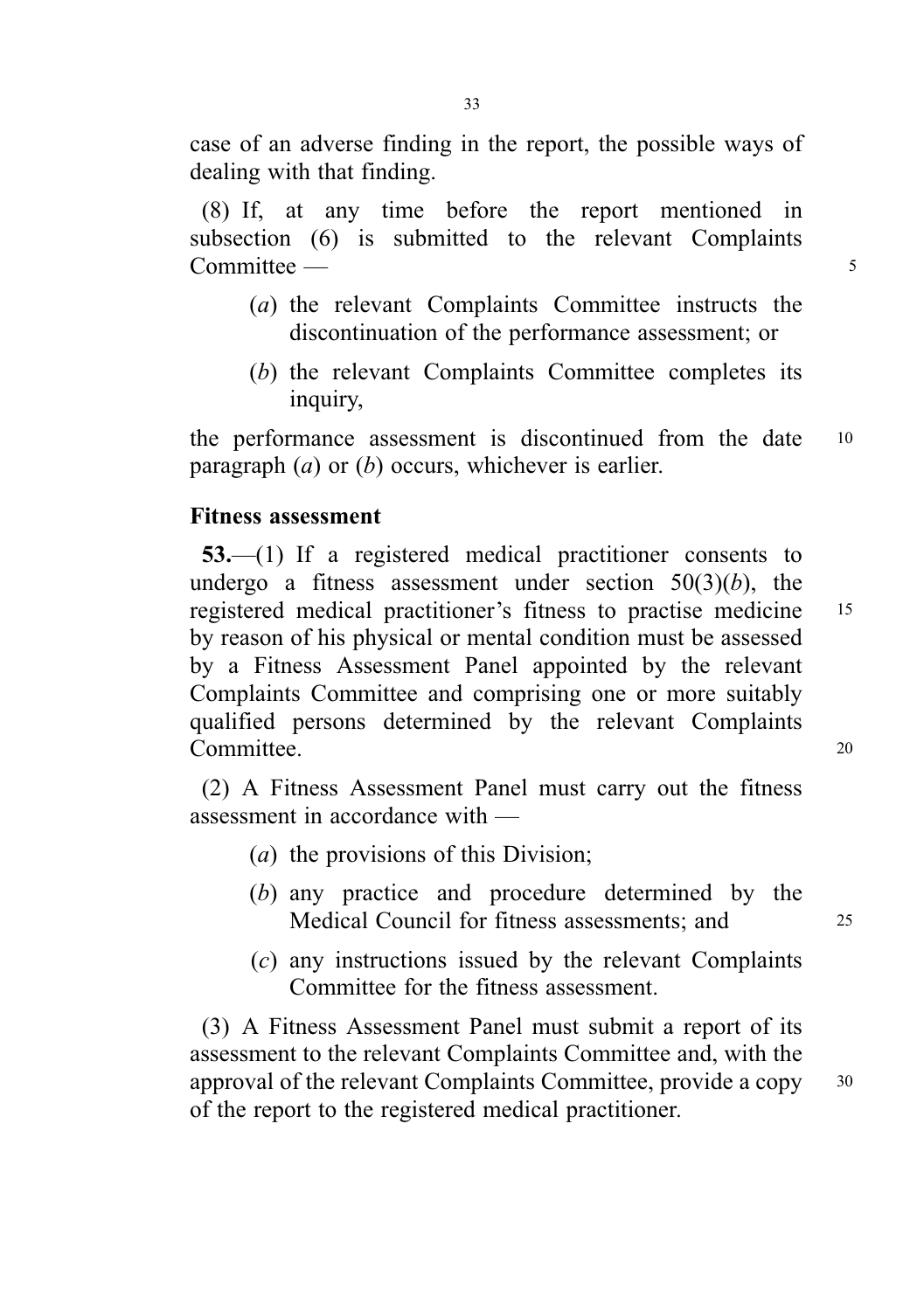case of an adverse finding in the report, the possible ways of dealing with that finding.

(8) If, at any time before the report mentioned in subsection (6) is submitted to the relevant Complaints Committee —

(*a*) the relevant Complaints Committee instructs the discontinuation of the performance assessment; or

(*b*) the relevant Complaints Committee completes its inquiry,

the performance assessment is discontinued from the date paragraph (*a*) or (*b*) occurs, whichever is earlier.

**Fitness assessment**

**53.**—(1) If a registered medical practitioner consents to undergo a fitness assessment under section 50(3)(*b*), the registered medical practitioner's fitness to practise medicine by reason of his physical or mental condition must be assessed by a Fitness Assessment Panel appointed by the relevant Complaints Committee and comprising one or more suitably qualified persons determined by the relevant Complaints Committee.

(2) A Fitness Assessment Panel must carry out the fitness assessment in accordance with —

(*a*) the provisions of this Division;

(*b*) any practice and procedure determined by the Medical Council for fitness assessments; and

(*c*) any instructions issued by the relevant Complaints Committee for the fitness assessment.

(3) A Fitness Assessment Panel must submit a report of its assessment to the relevant Complaints Committee and, with the approval of the relevant Complaints Committee, provide a copy of the report to the registered medical practitioner.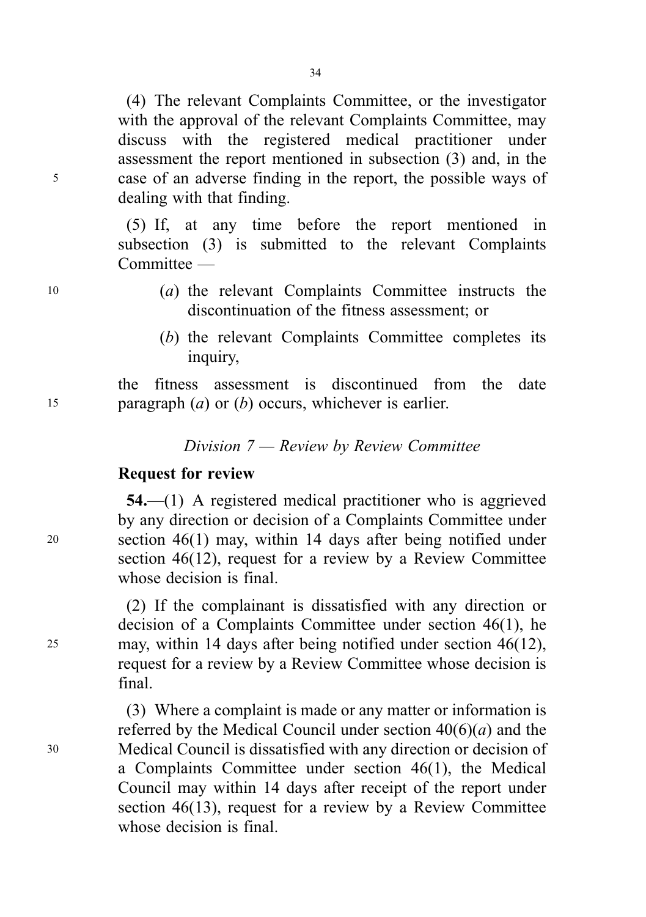(4) The relevant Complaints Committee, or the investigator with the approval of the relevant Complaints Committee, may discuss with the registered medical practitioner under assessment the report mentioned in subsection (3) and, in the case of an adverse finding in the report, the possible ways of dealing with that finding.

(5) If, at any time before the report mentioned in subsection (3) is submitted to the relevant Complaints Committee —

(*a*) the relevant Complaints Committee instructs the discontinuation of the fitness assessment; or

(*b*) the relevant Complaints Committee completes its inquiry,

the fitness assessment is discontinued from the date paragraph (*a*) or (*b*) occurs, whichever is earlier.

### *Division 7 — Review by Review Committee*

**Request for review**

**54.**—(1) A registered medical practitioner who is aggrieved by any direction or decision of a Complaints Committee under section 46(1) may, within 14 days after being notified under section 46(12), request for a review by a Review Committee whose decision is final.

(2) If the complainant is dissatisfied with any direction or decision of a Complaints Committee under section 46(1), he may, within 14 days after being notified under section 46(12), request for a review by a Review Committee whose decision is final.

(3) Where a complaint is made or any matter or information is referred by the Medical Council under section 40(6)(*a*) and the Medical Council is dissatisfied with any direction or decision of a Complaints Committee under section 46(1), the Medical Council may within 14 days after receipt of the report under section 46(13), request for a review by a Review Committee whose decision is final.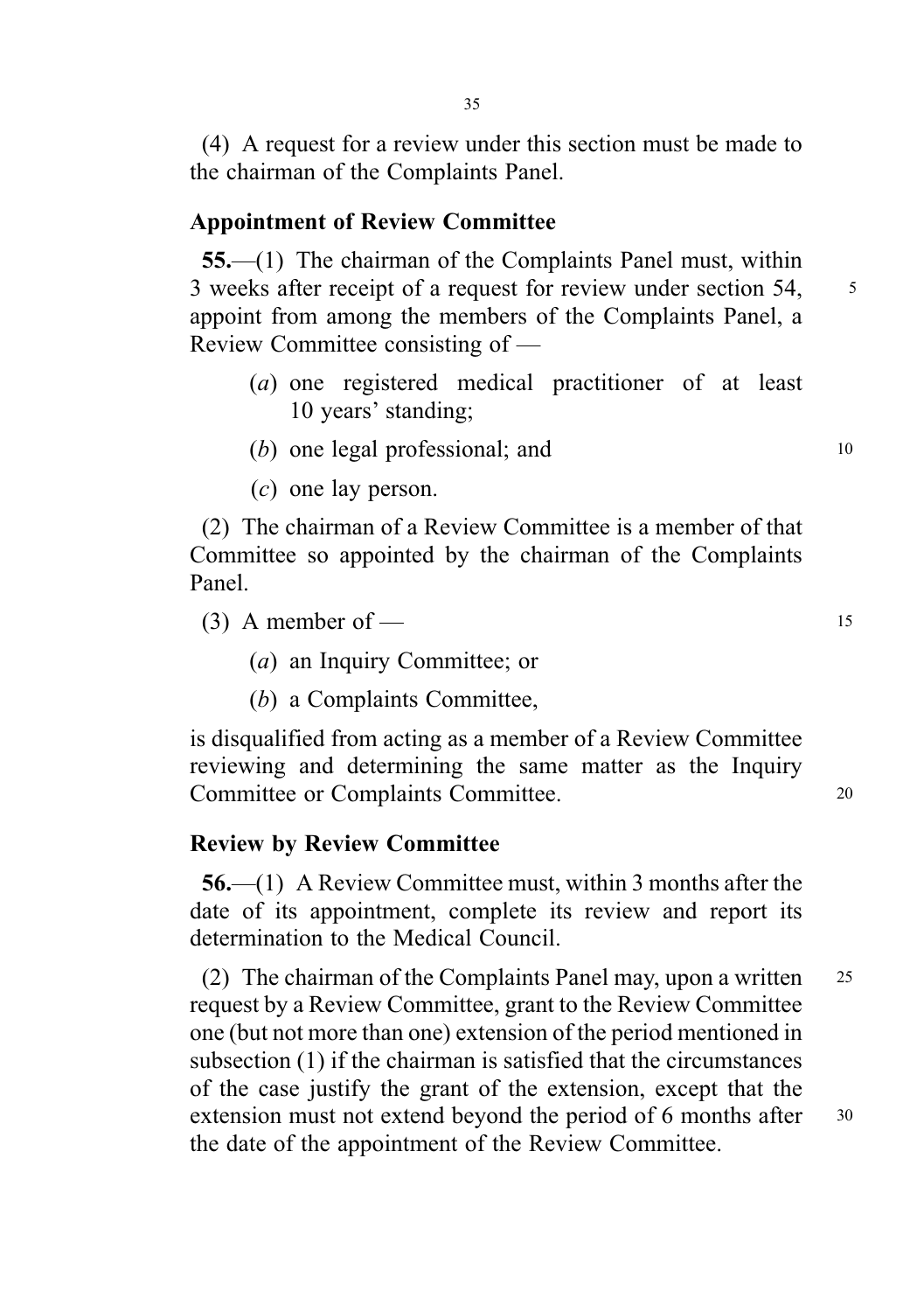(4) A request for a review under this section must be made to the chairman of the Complaints Panel.

### Appointment of Review Committee

**55.**—(1) The chairman of the Complaints Panel must, within 3 weeks after receipt of a request for review under section 54, appoint from among the members of the Complaints Panel, a Review Committee consisting of —

(*a*) one registered medical practitioner of at least 10 years' standing;

(*b*) one legal professional; and

(*c*) one lay person.

(2) The chairman of a Review Committee is a member of that Committee so appointed by the chairman of the Complaints Panel.

(3) A member of —

(*a*) an Inquiry Committee; or

(*b*) a Complaints Committee,

is disqualified from acting as a member of a Review Committee reviewing and determining the same matter as the Inquiry Committee or Complaints Committee.

### Review by Review Committee

**56.**—(1) A Review Committee must, within 3 months after the date of its appointment, complete its review and report its determination to the Medical Council.

(2) The chairman of the Complaints Panel may, upon a written request by a Review Committee, grant to the Review Committee one (but not more than one) extension of the period mentioned in subsection (1) if the chairman is satisfied that the circumstances of the case justify the grant of the extension, except that the extension must not extend beyond the period of 6 months after the date of the appointment of the Review Committee.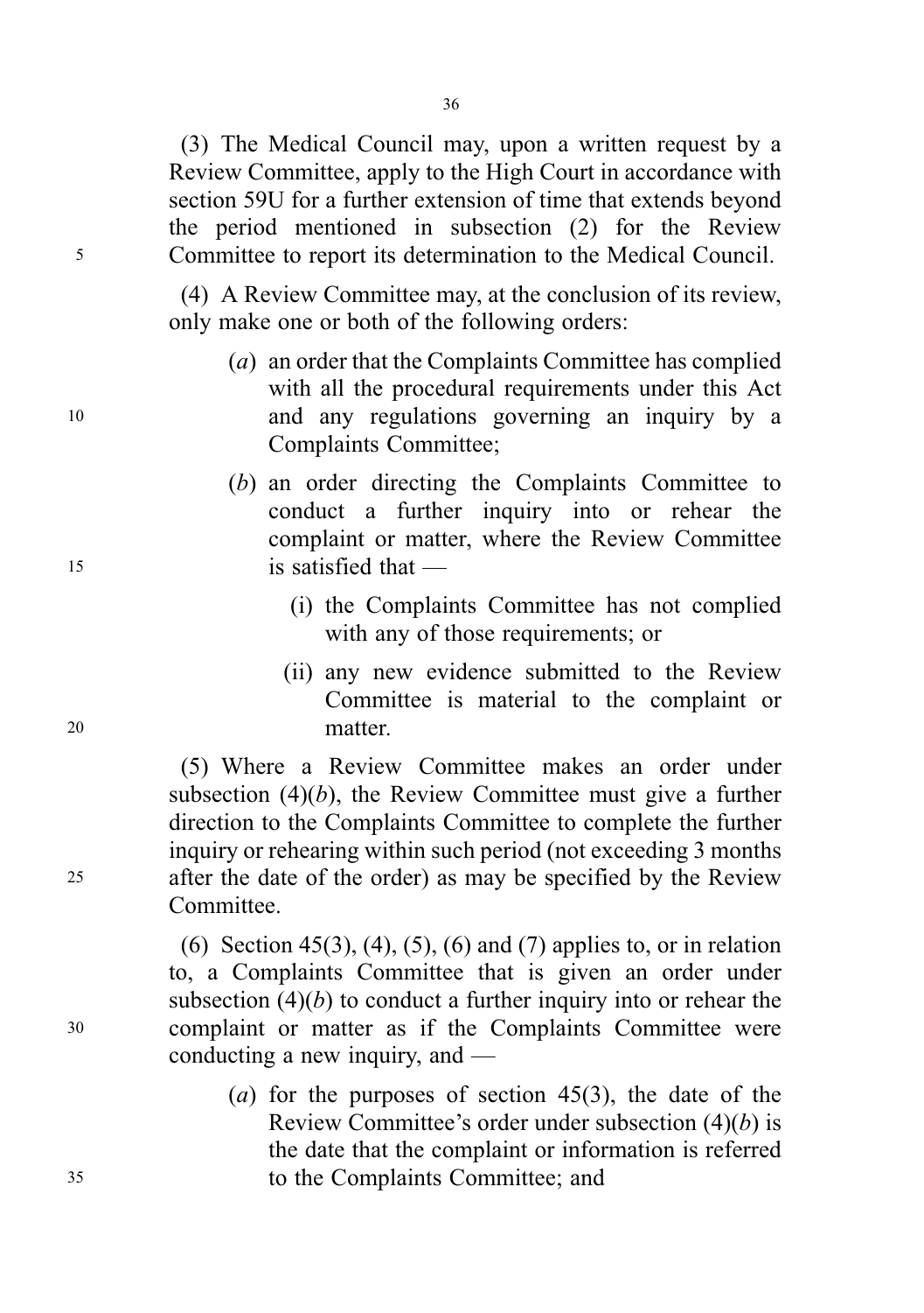(3) The Medical Council may, upon a written request by a Review Committee, apply to the High Court in accordance with section 59U for a further extension of time that extends beyond the period mentioned in subsection (2) for the Review Committee to report its determination to the Medical Council.

(4) A Review Committee may, at the conclusion of its review, only make one or both of the following orders:

(*a*) an order that the Complaints Committee has complied with all the procedural requirements under this Act and any regulations governing an inquiry by a Complaints Committee;

(*b*) an order directing the Complaints Committee to conduct a further inquiry into or rehear the complaint or matter, where the Review Committee is satisfied that —

(i) the Complaints Committee has not complied with any of those requirements; or

(ii) any new evidence submitted to the Review Committee is material to the complaint or matter.

(5) Where a Review Committee makes an order under subsection (4)(*b*), the Review Committee must give a further direction to the Complaints Committee to complete the further inquiry or rehearing within such period (not exceeding 3 months after the date of the order) as may be specified by the Review Committee.

(6) Section 45(3), (4), (5), (6) and (7) applies to, or in relation to, a Complaints Committee that is given an order under subsection (4)(*b*) to conduct a further inquiry into or rehear the complaint or matter as if the Complaints Committee were conducting a new inquiry, and —

(*a*) for the purposes of section 45(3), the date of the Review Committee's order under subsection (4)(*b*) is the date that the complaint or information is referred to the Complaints Committee; and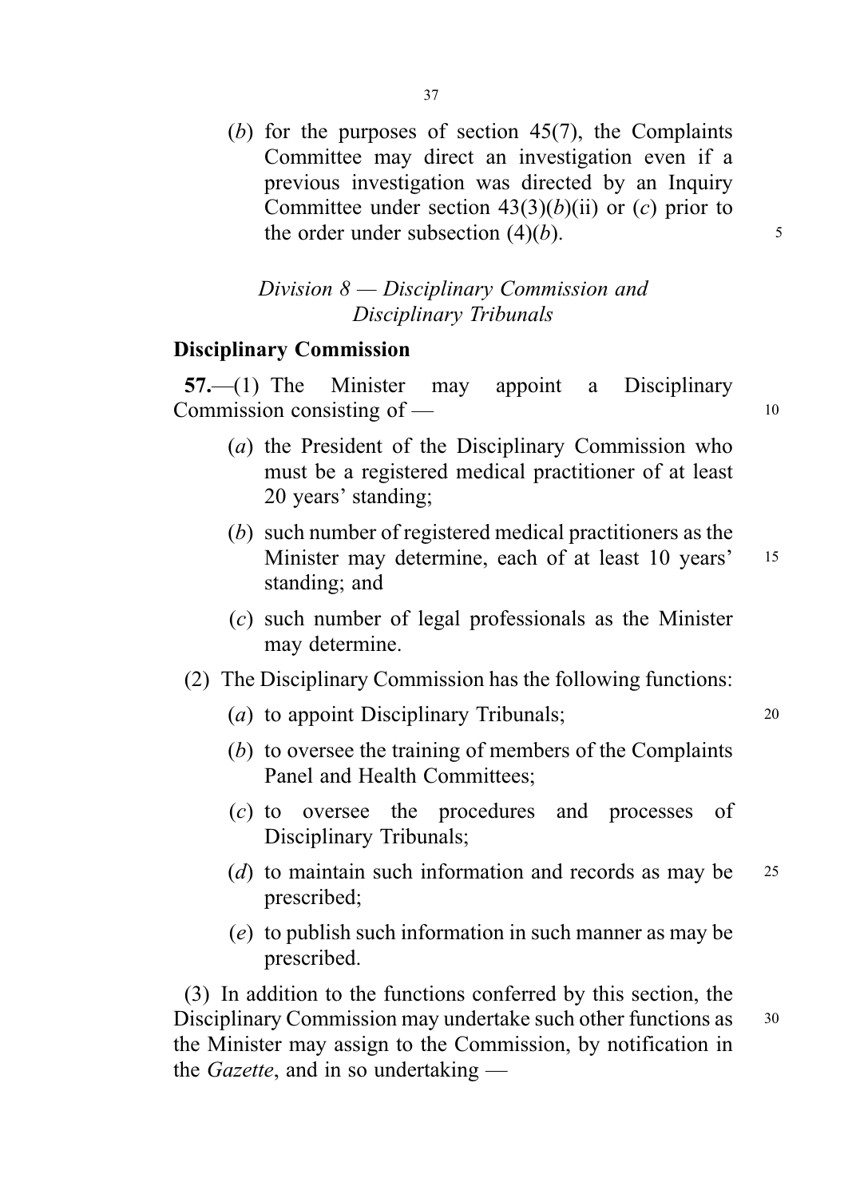(*b*) for the purposes of section 45(7), the Complaints Committee may direct an investigation even if a previous investigation was directed by an Inquiry Committee under section 43(3)(*b*)(ii) or (*c*) prior to the order under subsection (4)(*b*).

### *Division 8 — Disciplinary Commission and Disciplinary Tribunals*

**Disciplinary Commission**

**57.**—(1) The Minister may appoint a Disciplinary Commission consisting of —

(*a*) the President of the Disciplinary Commission who must be a registered medical practitioner of at least 20 years' standing;

(*b*) such number of registered medical practitioners as the Minister may determine, each of at least 10 years' standing; and

(*c*) such number of legal professionals as the Minister may determine.

(2) The Disciplinary Commission has the following functions:

(*a*) to appoint Disciplinary Tribunals;

(*b*) to oversee the training of members of the Complaints Panel and Health Committees;

(*c*) to oversee the procedures and processes of Disciplinary Tribunals;

(*d*) to maintain such information and records as may be prescribed;

(*e*) to publish such information in such manner as may be prescribed.

(3) In addition to the functions conferred by this section, the Disciplinary Commission may undertake such other functions as the Minister may assign to the Commission, by notification in the *Gazette*, and in so undertaking —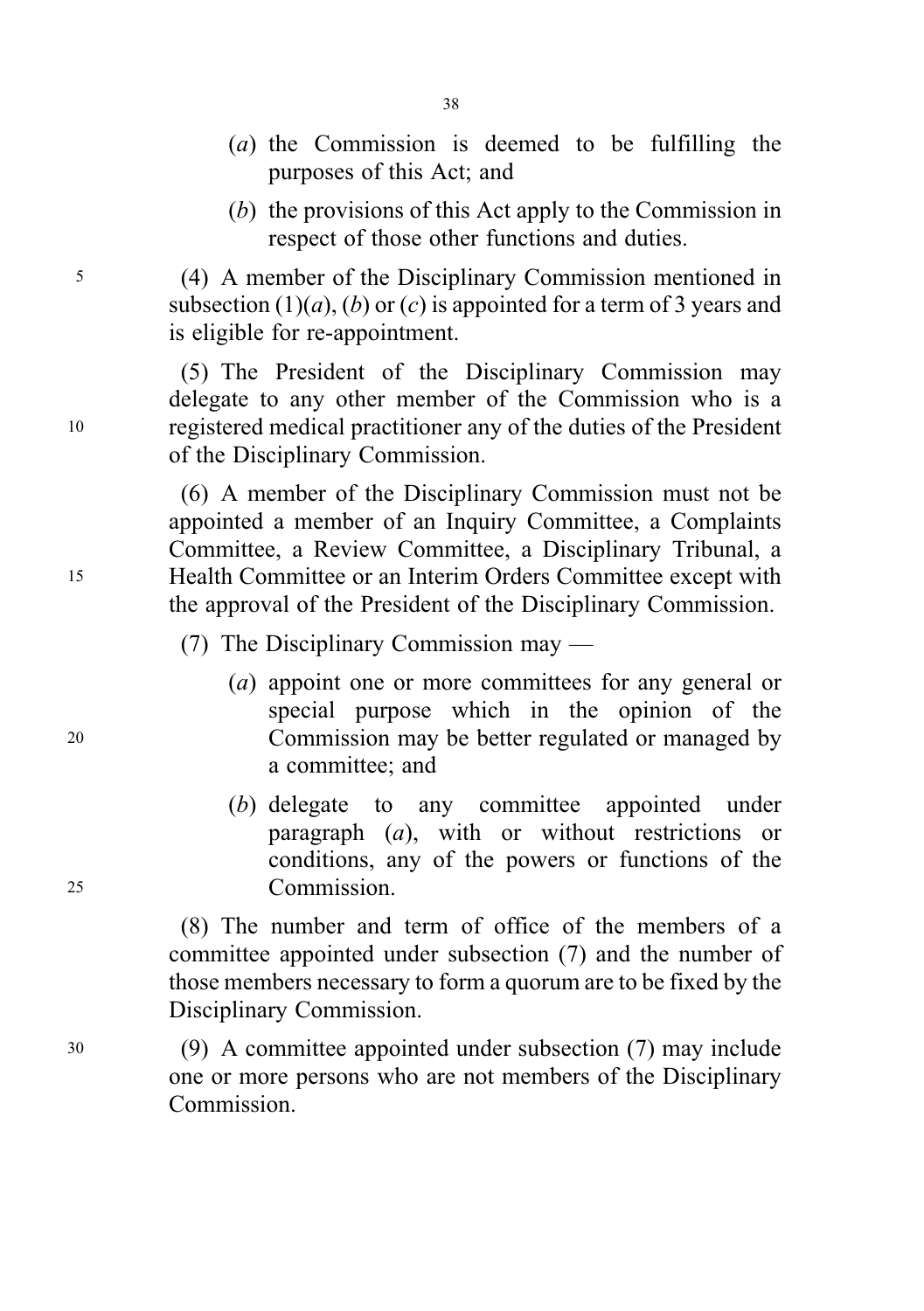(*a*) the Commission is deemed to be fulfilling the purposes of this Act; and

(*b*) the provisions of this Act apply to the Commission in respect of those other functions and duties.

(4) A member of the Disciplinary Commission mentioned in subsection (1)(*a*), (*b*) or (*c*) is appointed for a term of 3 years and is eligible for re-appointment.

(5) The President of the Disciplinary Commission may delegate to any other member of the Commission who is a registered medical practitioner any of the duties of the President of the Disciplinary Commission.

(6) A member of the Disciplinary Commission must not be appointed a member of an Inquiry Committee, a Complaints Committee, a Review Committee, a Disciplinary Tribunal, a Health Committee or an Interim Orders Committee except with the approval of the President of the Disciplinary Commission.

(7) The Disciplinary Commission may —

(*a*) appoint one or more committees for any general or special purpose which in the opinion of the Commission may be better regulated or managed by a committee; and

(*b*) delegate to any committee appointed under paragraph (*a*), with or without restrictions or conditions, any of the powers or functions of the Commission.

(8) The number and term of office of the members of a committee appointed under subsection (7) and the number of those members necessary to form a quorum are to be fixed by the Disciplinary Commission.

(9) A committee appointed under subsection (7) may include one or more persons who are not members of the Disciplinary Commission.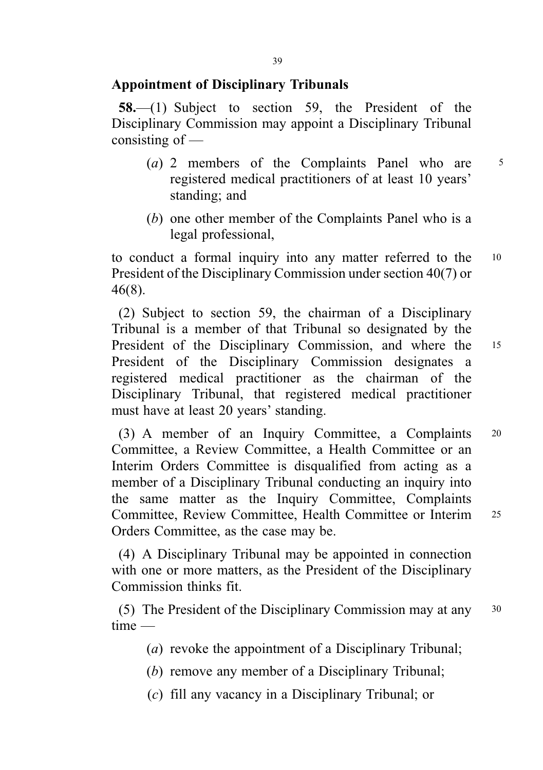## Appointment of Disciplinary Tribunals

**58.**—(1) Subject to section 59, the President of the Disciplinary Commission may appoint a Disciplinary Tribunal consisting of —

(*a*) 2 members of the Complaints Panel who are registered medical practitioners of at least 10 years' standing; and

(*b*) one other member of the Complaints Panel who is a legal professional,

to conduct a formal inquiry into any matter referred to the President of the Disciplinary Commission under section 40(7) or 46(8).

(2) Subject to section 59, the chairman of a Disciplinary Tribunal is a member of that Tribunal so designated by the President of the Disciplinary Commission, and where the President of the Disciplinary Commission designates a registered medical practitioner as the chairman of the Disciplinary Tribunal, that registered medical practitioner must have at least 20 years' standing.

(3) A member of an Inquiry Committee, a Complaints Committee, a Review Committee, a Health Committee or an Interim Orders Committee is disqualified from acting as a member of a Disciplinary Tribunal conducting an inquiry into the same matter as the Inquiry Committee, Complaints Committee, Review Committee, Health Committee or Interim Orders Committee, as the case may be.

(4) A Disciplinary Tribunal may be appointed in connection with one or more matters, as the President of the Disciplinary Commission thinks fit.

(5) The President of the Disciplinary Commission may at any time —

(*a*) revoke the appointment of a Disciplinary Tribunal;

(*b*) remove any member of a Disciplinary Tribunal;

(*c*) fill any vacancy in a Disciplinary Tribunal; or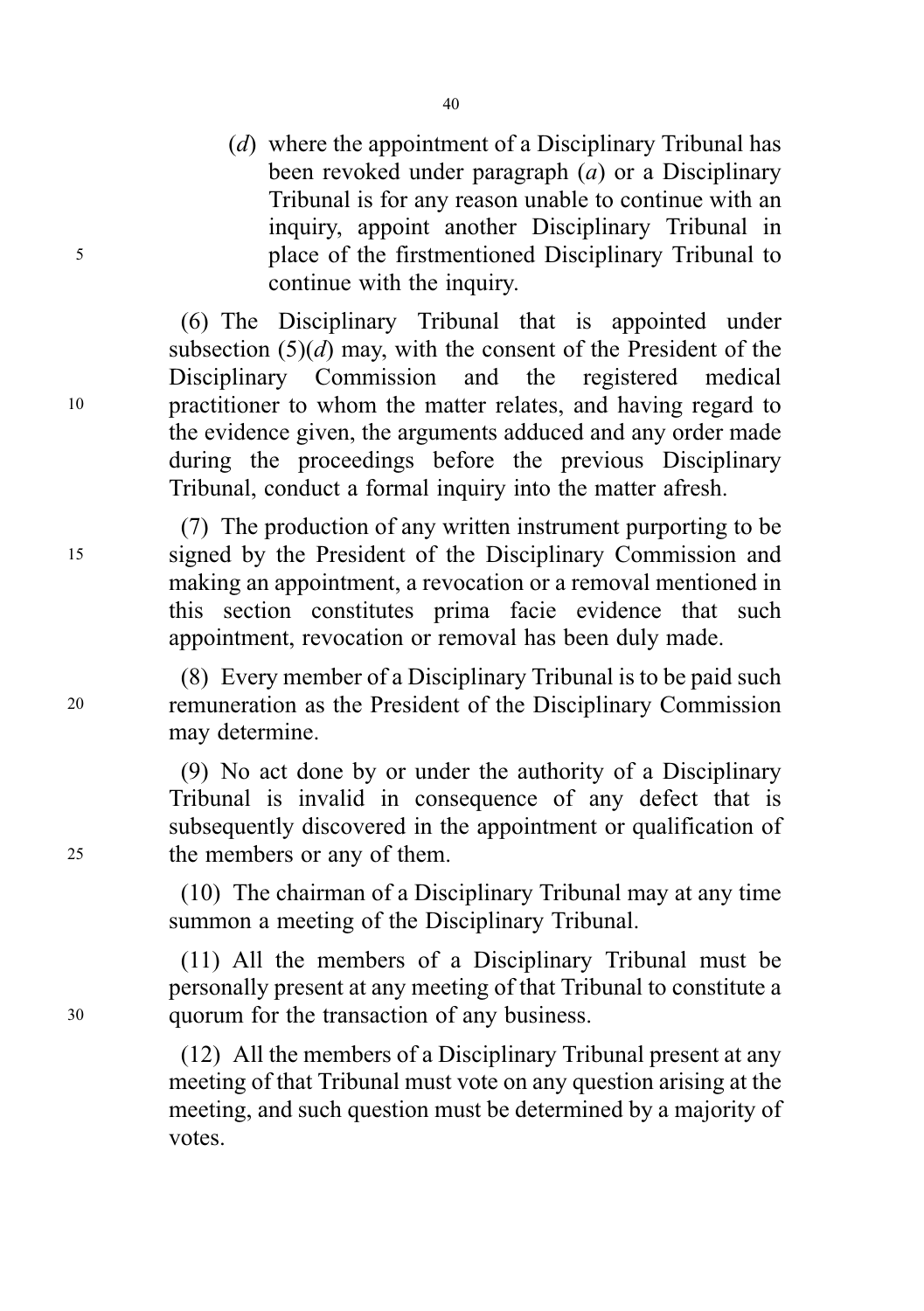(*d*) where the appointment of a Disciplinary Tribunal has been revoked under paragraph (*a*) or a Disciplinary Tribunal is for any reason unable to continue with an inquiry, appoint another Disciplinary Tribunal in place of the firstmentioned Disciplinary Tribunal to continue with the inquiry.

(6) The Disciplinary Tribunal that is appointed under subsection (5)(*d*) may, with the consent of the President of the Disciplinary Commission and the registered medical practitioner to whom the matter relates, and having regard to the evidence given, the arguments adduced and any order made during the proceedings before the previous Disciplinary Tribunal, conduct a formal inquiry into the matter afresh.

(7) The production of any written instrument purporting to be signed by the President of the Disciplinary Commission and making an appointment, a revocation or a removal mentioned in this section constitutes prima facie evidence that such appointment, revocation or removal has been duly made.

(8) Every member of a Disciplinary Tribunal is to be paid such remuneration as the President of the Disciplinary Commission may determine.

(9) No act done by or under the authority of a Disciplinary Tribunal is invalid in consequence of any defect that is subsequently discovered in the appointment or qualification of the members or any of them.

(10) The chairman of a Disciplinary Tribunal may at any time summon a meeting of the Disciplinary Tribunal.

(11) All the members of a Disciplinary Tribunal must be personally present at any meeting of that Tribunal to constitute a quorum for the transaction of any business.

(12) All the members of a Disciplinary Tribunal present at any meeting of that Tribunal must vote on any question arising at the meeting, and such question must be determined by a majority of votes.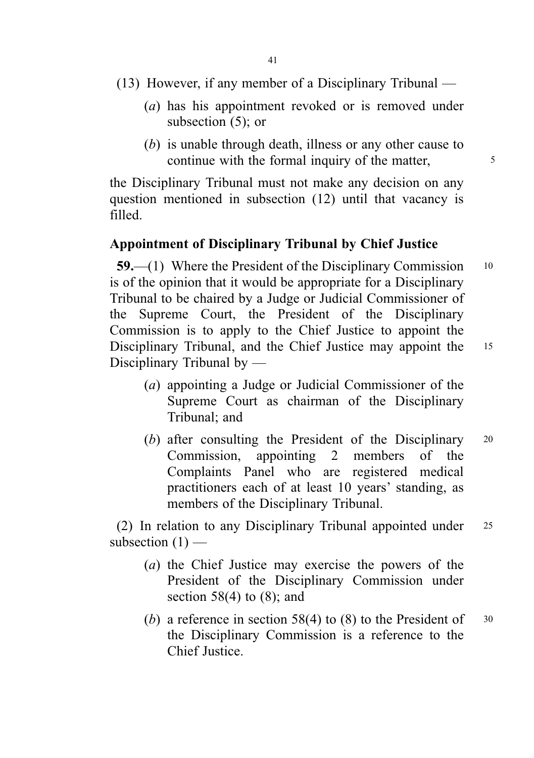(13) However, if any member of a Disciplinary Tribunal —

(*a*) has his appointment revoked or is removed under subsection (5); or

(*b*) is unable through death, illness or any other cause to continue with the formal inquiry of the matter,

the Disciplinary Tribunal must not make any decision on any question mentioned in subsection (12) until that vacancy is filled.

**Appointment of Disciplinary Tribunal by Chief Justice**

**59.**—(1) Where the President of the Disciplinary Commission is of the opinion that it would be appropriate for a Disciplinary Tribunal to be chaired by a Judge or Judicial Commissioner of the Supreme Court, the President of the Disciplinary Commission is to apply to the Chief Justice to appoint the Disciplinary Tribunal, and the Chief Justice may appoint the Disciplinary Tribunal by —

(*a*) appointing a Judge or Judicial Commissioner of the Supreme Court as chairman of the Disciplinary Tribunal; and

(*b*) after consulting the President of the Disciplinary Commission, appointing 2 members of the Complaints Panel who are registered medical practitioners each of at least 10 years' standing, as members of the Disciplinary Tribunal.

(2) In relation to any Disciplinary Tribunal appointed under subsection (1) —

(*a*) the Chief Justice may exercise the powers of the President of the Disciplinary Commission under section 58(4) to (8); and

(*b*) a reference in section 58(4) to (8) to the President of the Disciplinary Commission is a reference to the Chief Justice.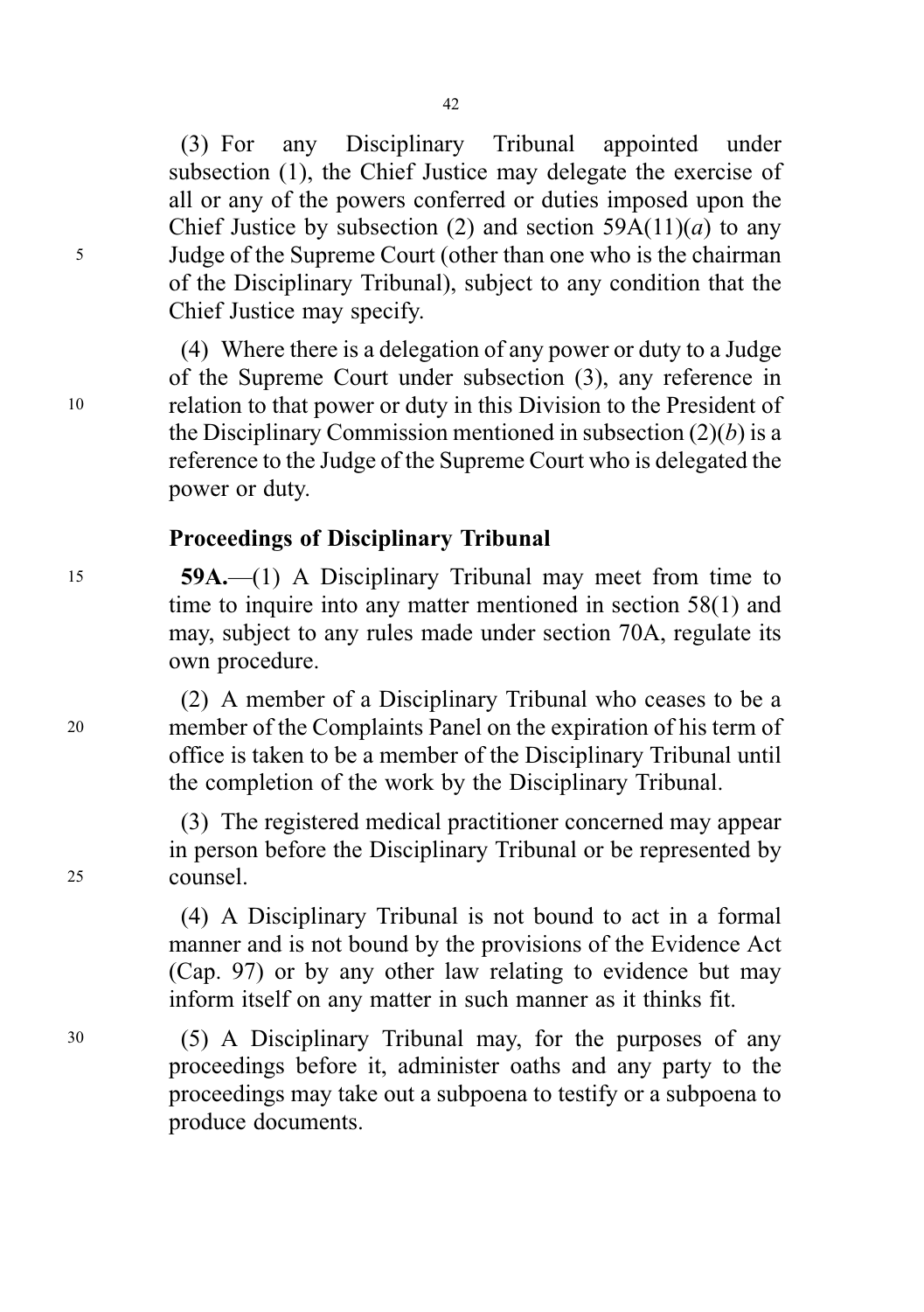(3) For any Disciplinary Tribunal appointed under subsection (1), the Chief Justice may delegate the exercise of all or any of the powers conferred or duties imposed upon the Chief Justice by subsection (2) and section 59A(11)(*a*) to any Judge of the Supreme Court (other than one who is the chairman of the Disciplinary Tribunal), subject to any condition that the Chief Justice may specify.

(4) Where there is a delegation of any power or duty to a Judge of the Supreme Court under subsection (3), any reference in relation to that power or duty in this Division to the President of the Disciplinary Commission mentioned in subsection (2)(*b*) is a reference to the Judge of the Supreme Court who is delegated the power or duty.

**Proceedings of Disciplinary Tribunal**

**59A.**—(1) A Disciplinary Tribunal may meet from time to time to inquire into any matter mentioned in section 58(1) and may, subject to any rules made under section 70A, regulate its own procedure.

(2) A member of a Disciplinary Tribunal who ceases to be a member of the Complaints Panel on the expiration of his term of office is taken to be a member of the Disciplinary Tribunal until the completion of the work by the Disciplinary Tribunal.

(3) The registered medical practitioner concerned may appear in person before the Disciplinary Tribunal or be represented by counsel.

(4) A Disciplinary Tribunal is not bound to act in a formal manner and is not bound by the provisions of the Evidence Act (Cap. 97) or by any other law relating to evidence but may inform itself on any matter in such manner as it thinks fit.

(5) A Disciplinary Tribunal may, for the purposes of any proceedings before it, administer oaths and any party to the proceedings may take out a subpoena to testify or a subpoena to produce documents.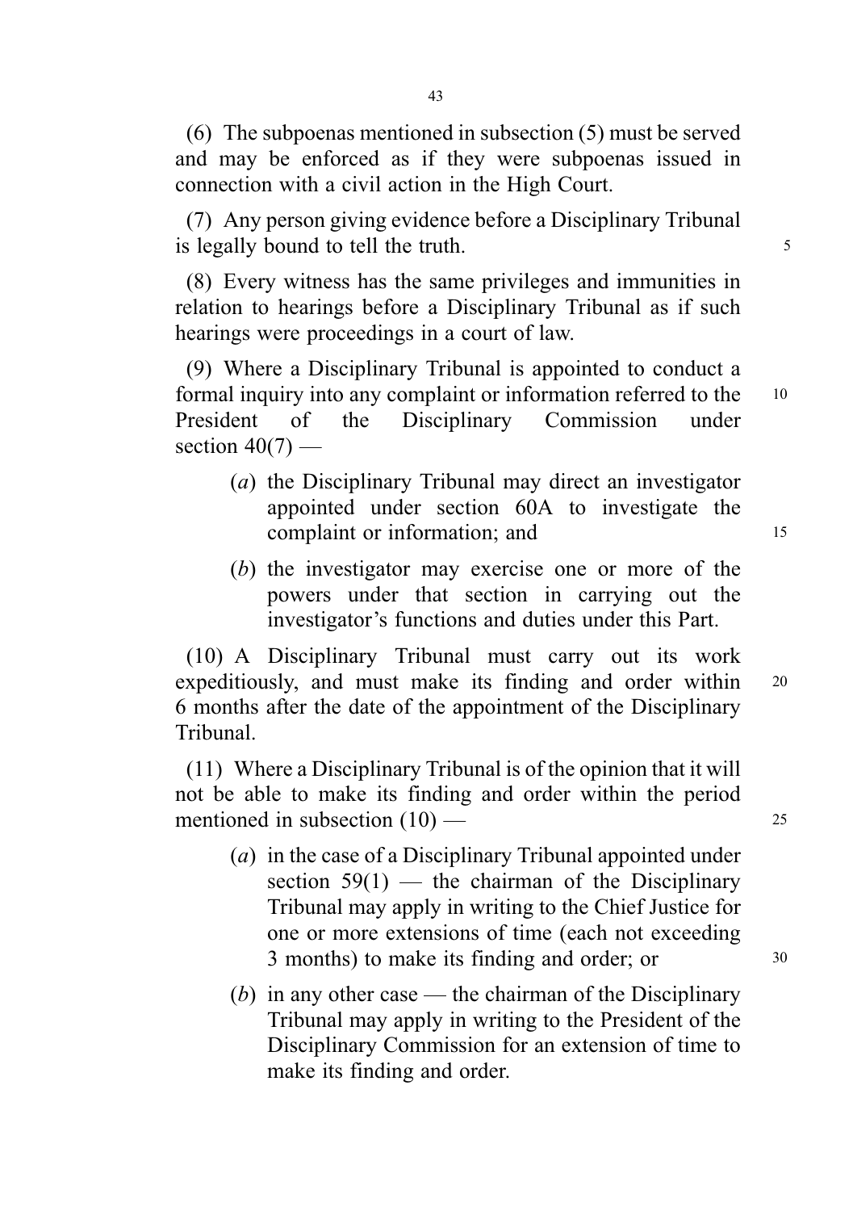(6) The subpoenas mentioned in subsection (5) must be served and may be enforced as if they were subpoenas issued in connection with a civil action in the High Court.

(7) Any person giving evidence before a Disciplinary Tribunal is legally bound to tell the truth.

(8) Every witness has the same privileges and immunities in relation to hearings before a Disciplinary Tribunal as if such hearings were proceedings in a court of law.

(9) Where a Disciplinary Tribunal is appointed to conduct a formal inquiry into any complaint or information referred to the President of the Disciplinary Commission under section 40(7) —

- (*a*) the Disciplinary Tribunal may direct an investigator appointed under section 60A to investigate the complaint or information; and
- (*b*) the investigator may exercise one or more of the powers under that section in carrying out the investigator's functions and duties under this Part.

(10) A Disciplinary Tribunal must carry out its work expeditiously, and must make its finding and order within 6 months after the date of the appointment of the Disciplinary Tribunal.

(11) Where a Disciplinary Tribunal is of the opinion that it will not be able to make its finding and order within the period mentioned in subsection (10) —

- (*a*) in the case of a Disciplinary Tribunal appointed under section 59(1) — the chairman of the Disciplinary Tribunal may apply in writing to the Chief Justice for one or more extensions of time (each not exceeding 3 months) to make its finding and order; or
- (*b*) in any other case — the chairman of the Disciplinary Tribunal may apply in writing to the President of the Disciplinary Commission for an extension of time to make its finding and order.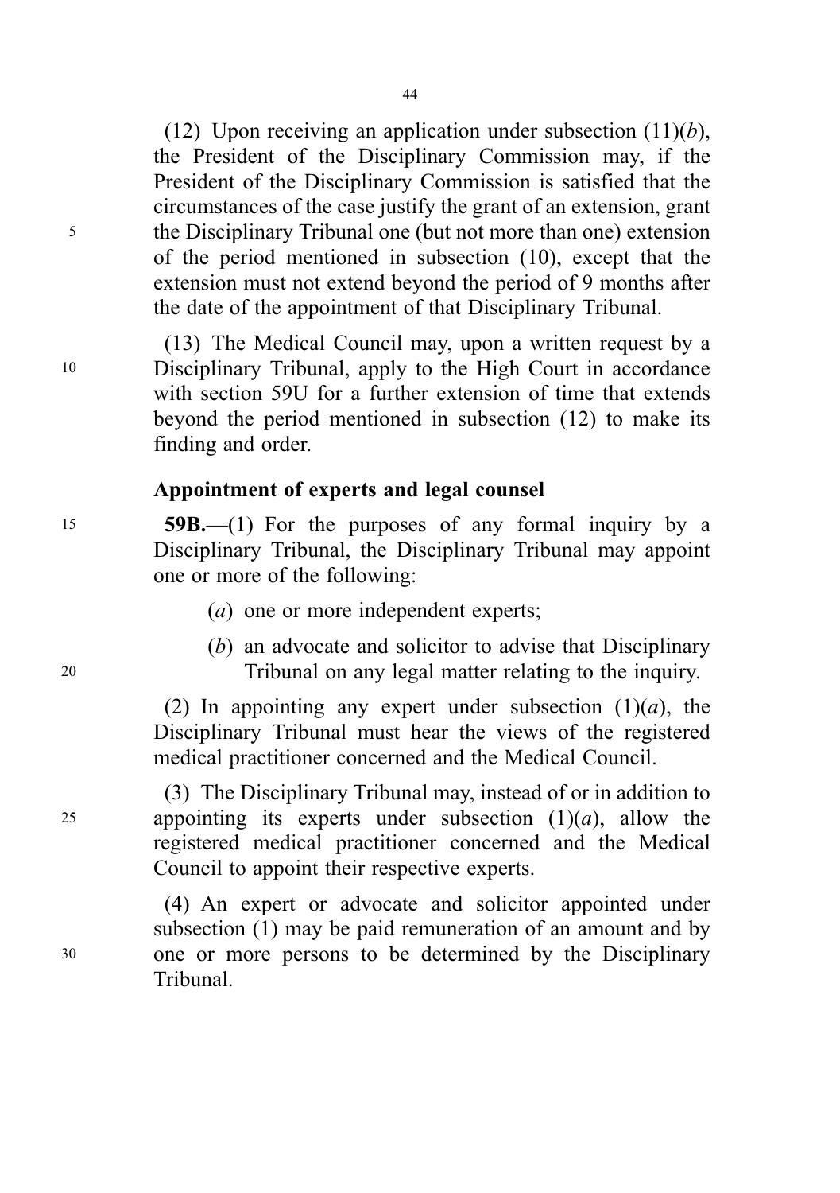(12) Upon receiving an application under subsection (11)(*b*), the President of the Disciplinary Commission may, if the President of the Disciplinary Commission is satisfied that the circumstances of the case justify the grant of an extension, grant the Disciplinary Tribunal one (but not more than one) extension of the period mentioned in subsection (10), except that the extension must not extend beyond the period of 9 months after the date of the appointment of that Disciplinary Tribunal.

(13) The Medical Council may, upon a written request by a Disciplinary Tribunal, apply to the High Court in accordance with section 59U for a further extension of time that extends beyond the period mentioned in subsection (12) to make its finding and order.

**Appointment of experts and legal counsel**

**59B.**—(1) For the purposes of any formal inquiry by a Disciplinary Tribunal, the Disciplinary Tribunal may appoint one or more of the following:

(*a*) one or more independent experts;

(*b*) an advocate and solicitor to advise that Disciplinary Tribunal on any legal matter relating to the inquiry.

(2) In appointing any expert under subsection (1)(*a*), the Disciplinary Tribunal must hear the views of the registered medical practitioner concerned and the Medical Council.

(3) The Disciplinary Tribunal may, instead of or in addition to appointing its experts under subsection (1)(*a*), allow the registered medical practitioner concerned and the Medical Council to appoint their respective experts.

(4) An expert or advocate and solicitor appointed under subsection (1) may be paid remuneration of an amount and by one or more persons to be determined by the Disciplinary Tribunal.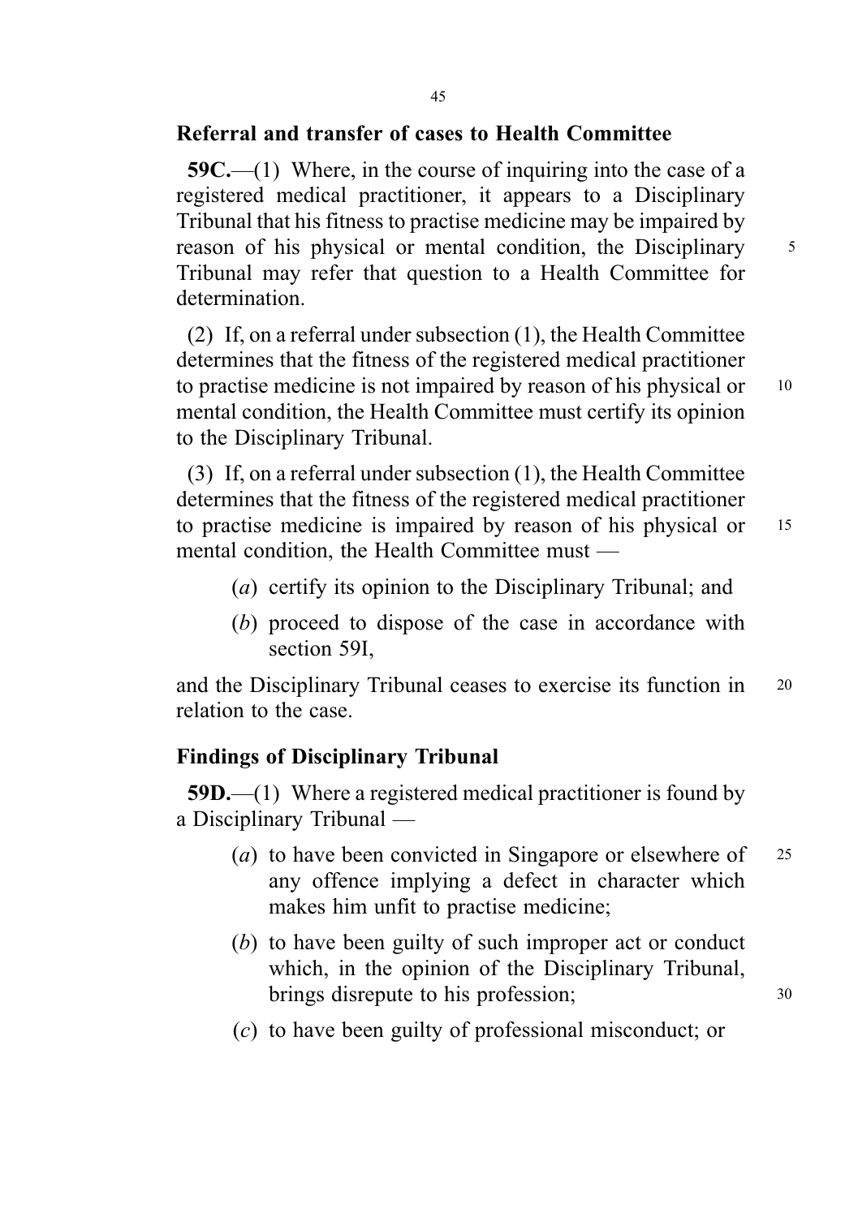### Referral and transfer of cases to Health Committee

**59C.**—(1) Where, in the course of inquiring into the case of a registered medical practitioner, it appears to a Disciplinary Tribunal that his fitness to practise medicine may be impaired by reason of his physical or mental condition, the Disciplinary Tribunal may refer that question to a Health Committee for determination.

(2) If, on a referral under subsection (1), the Health Committee determines that the fitness of the registered medical practitioner to practise medicine is not impaired by reason of his physical or mental condition, the Health Committee must certify its opinion to the Disciplinary Tribunal.

(3) If, on a referral under subsection (1), the Health Committee determines that the fitness of the registered medical practitioner to practise medicine is impaired by reason of his physical or mental condition, the Health Committee must —

- (*a*) certify its opinion to the Disciplinary Tribunal; and
- (*b*) proceed to dispose of the case in accordance with section 59I,

and the Disciplinary Tribunal ceases to exercise its function in relation to the case.

### Findings of Disciplinary Tribunal

**59D.**—(1) Where a registered medical practitioner is found by a Disciplinary Tribunal —

- (*a*) to have been convicted in Singapore or elsewhere of any offence implying a defect in character which makes him unfit to practise medicine;
- (*b*) to have been guilty of such improper act or conduct which, in the opinion of the Disciplinary Tribunal, brings disrepute to his profession;
- (*c*) to have been guilty of professional misconduct; or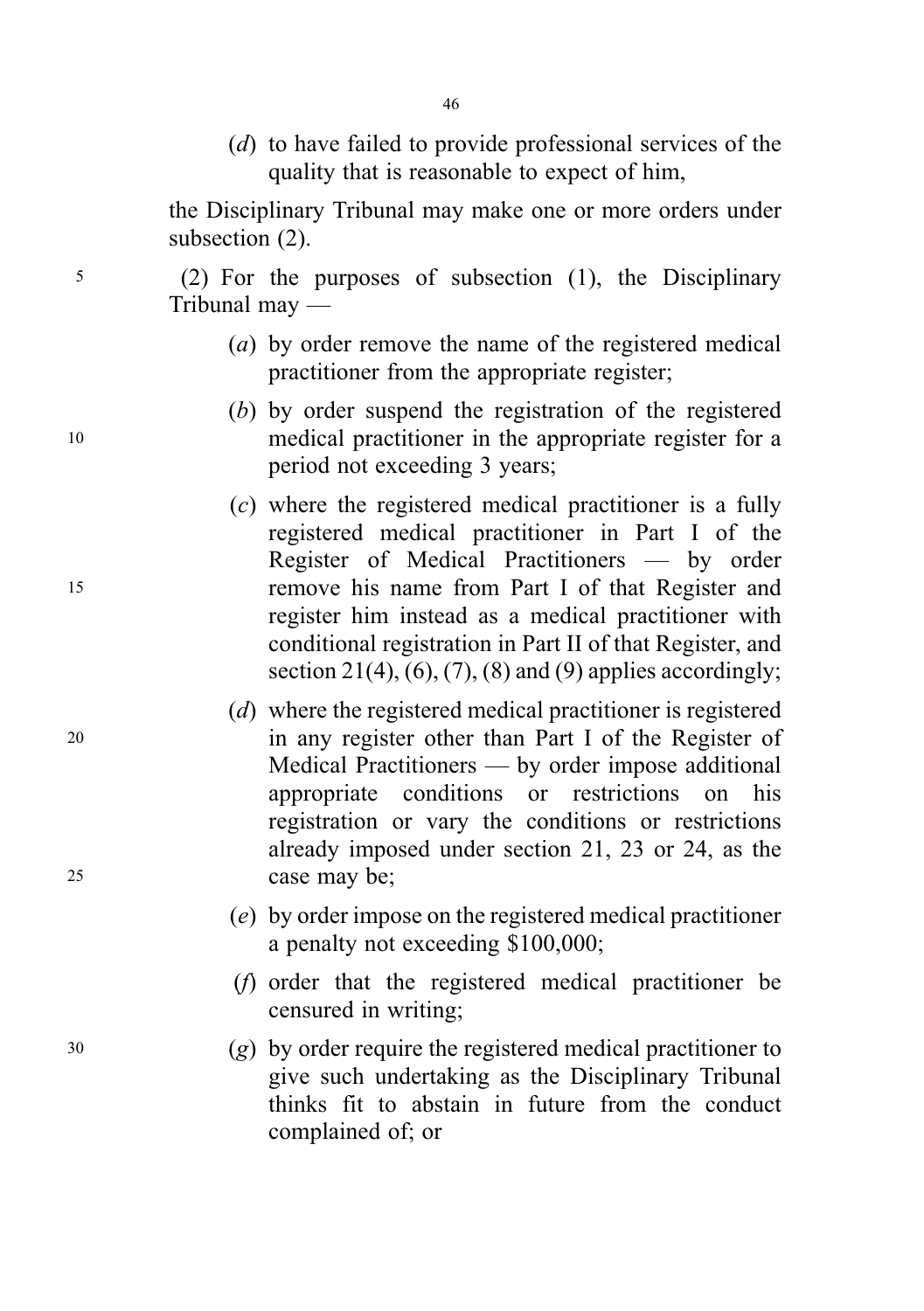(*d*) to have failed to provide professional services of the quality that is reasonable to expect of him,

the Disciplinary Tribunal may make one or more orders under subsection (2).

(2) For the purposes of subsection (1), the Disciplinary Tribunal may —

(*a*) by order remove the name of the registered medical practitioner from the appropriate register;

(*b*) by order suspend the registration of the registered medical practitioner in the appropriate register for a period not exceeding 3 years;

(*c*) where the registered medical practitioner is a fully registered medical practitioner in Part I of the Register of Medical Practitioners — by order remove his name from Part I of that Register and register him instead as a medical practitioner with conditional registration in Part II of that Register, and section 21(4), (6), (7), (8) and (9) applies accordingly;

(*d*) where the registered medical practitioner is registered in any register other than Part I of the Register of Medical Practitioners — by order impose additional appropriate conditions or restrictions on his registration or vary the conditions or restrictions already imposed under section 21, 23 or 24, as the case may be;

(*e*) by order impose on the registered medical practitioner a penalty not exceeding $100,000;

(*f*) order that the registered medical practitioner be censured in writing;

(*g*) by order require the registered medical practitioner to give such undertaking as the Disciplinary Tribunal thinks fit to abstain in future from the conduct complained of; or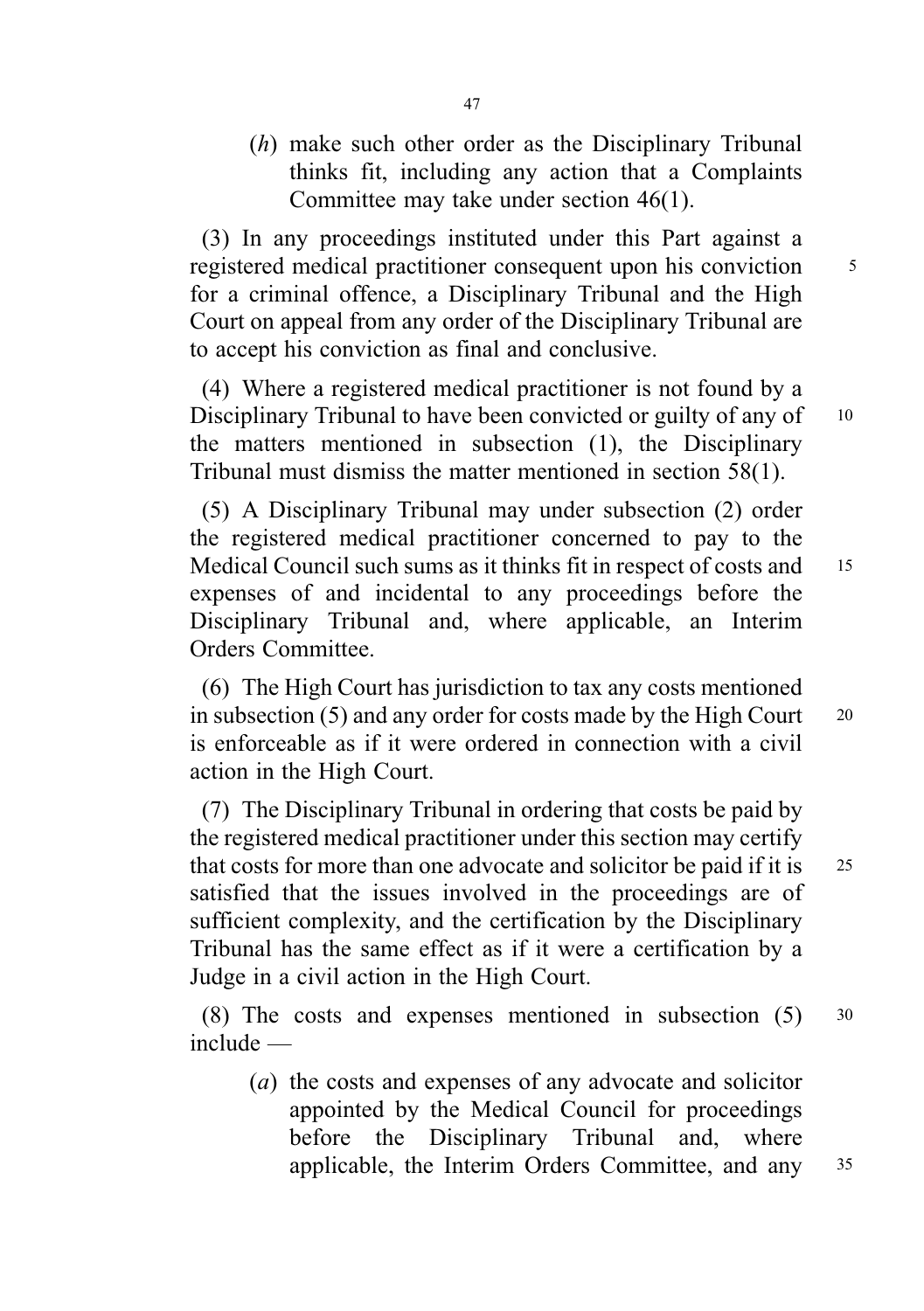(*h*) make such other order as the Disciplinary Tribunal thinks fit, including any action that a Complaints Committee may take under section 46(1).

(3) In any proceedings instituted under this Part against a registered medical practitioner consequent upon his conviction for a criminal offence, a Disciplinary Tribunal and the High Court on appeal from any order of the Disciplinary Tribunal are to accept his conviction as final and conclusive.

(4) Where a registered medical practitioner is not found by a Disciplinary Tribunal to have been convicted or guilty of any of the matters mentioned in subsection (1), the Disciplinary Tribunal must dismiss the matter mentioned in section 58(1).

(5) A Disciplinary Tribunal may under subsection (2) order the registered medical practitioner concerned to pay to the Medical Council such sums as it thinks fit in respect of costs and expenses of and incidental to any proceedings before the Disciplinary Tribunal and, where applicable, an Interim Orders Committee.

(6) The High Court has jurisdiction to tax any costs mentioned in subsection (5) and any order for costs made by the High Court is enforceable as if it were ordered in connection with a civil action in the High Court.

(7) The Disciplinary Tribunal in ordering that costs be paid by the registered medical practitioner under this section may certify that costs for more than one advocate and solicitor be paid if it is satisfied that the issues involved in the proceedings are of sufficient complexity, and the certification by the Disciplinary Tribunal has the same effect as if it were a certification by a Judge in a civil action in the High Court.

(8) The costs and expenses mentioned in subsection (5) include —

(*a*) the costs and expenses of any advocate and solicitor appointed by the Medical Council for proceedings before the Disciplinary Tribunal and, where applicable, the Interim Orders Committee, and any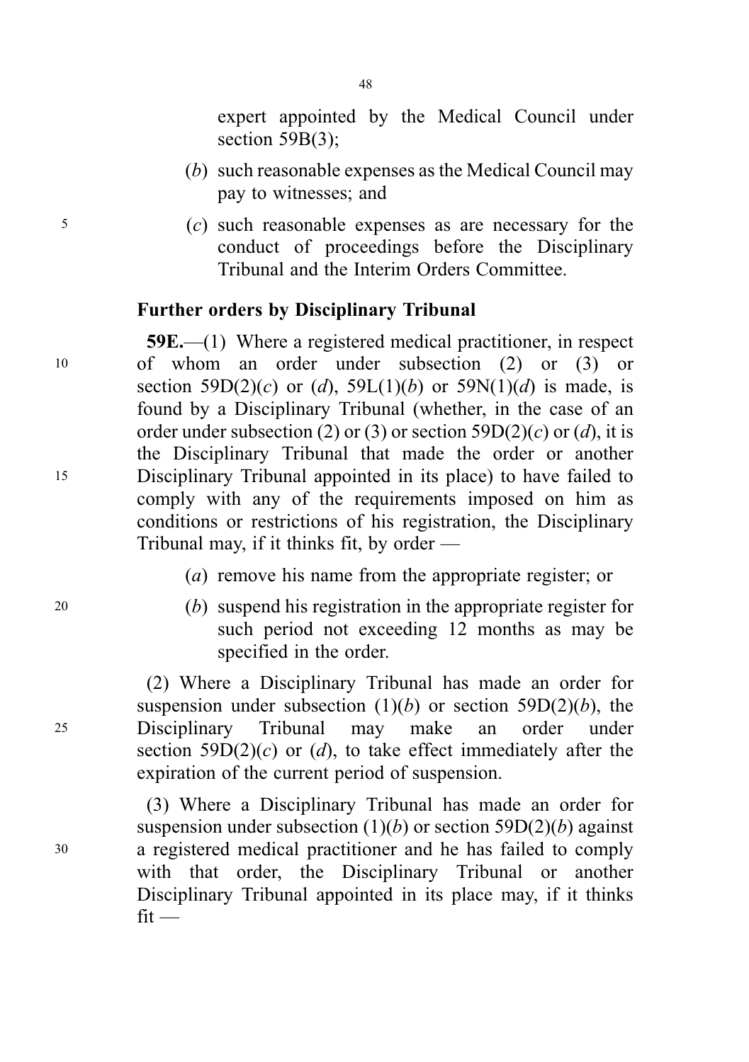expert appointed by the Medical Council under section 59B(3);

(*b*) such reasonable expenses as the Medical Council may pay to witnesses; and

(*c*) such reasonable expenses as are necessary for the conduct of proceedings before the Disciplinary Tribunal and the Interim Orders Committee.

**Further orders by Disciplinary Tribunal**

**59E.**—(1) Where a registered medical practitioner, in respect of whom an order under subsection (2) or (3) or section 59D(2)(*c*) or (*d*), 59L(1)(*b*) or 59N(1)(*d*) is made, is found by a Disciplinary Tribunal (whether, in the case of an order under subsection (2) or (3) or section 59D(2)(*c*) or (*d*), it is the Disciplinary Tribunal that made the order or another Disciplinary Tribunal appointed in its place) to have failed to comply with any of the requirements imposed on him as conditions or restrictions of his registration, the Disciplinary Tribunal may, if it thinks fit, by order —

(*a*) remove his name from the appropriate register; or

(*b*) suspend his registration in the appropriate register for such period not exceeding 12 months as may be specified in the order.

(2) Where a Disciplinary Tribunal has made an order for suspension under subsection (1)(*b*) or section 59D(2)(*b*), the Disciplinary Tribunal may make an order under section 59D(2)(*c*) or (*d*), to take effect immediately after the expiration of the current period of suspension.

(3) Where a Disciplinary Tribunal has made an order for suspension under subsection (1)(*b*) or section 59D(2)(*b*) against a registered medical practitioner and he has failed to comply with that order, the Disciplinary Tribunal or another Disciplinary Tribunal appointed in its place may, if it thinks fit —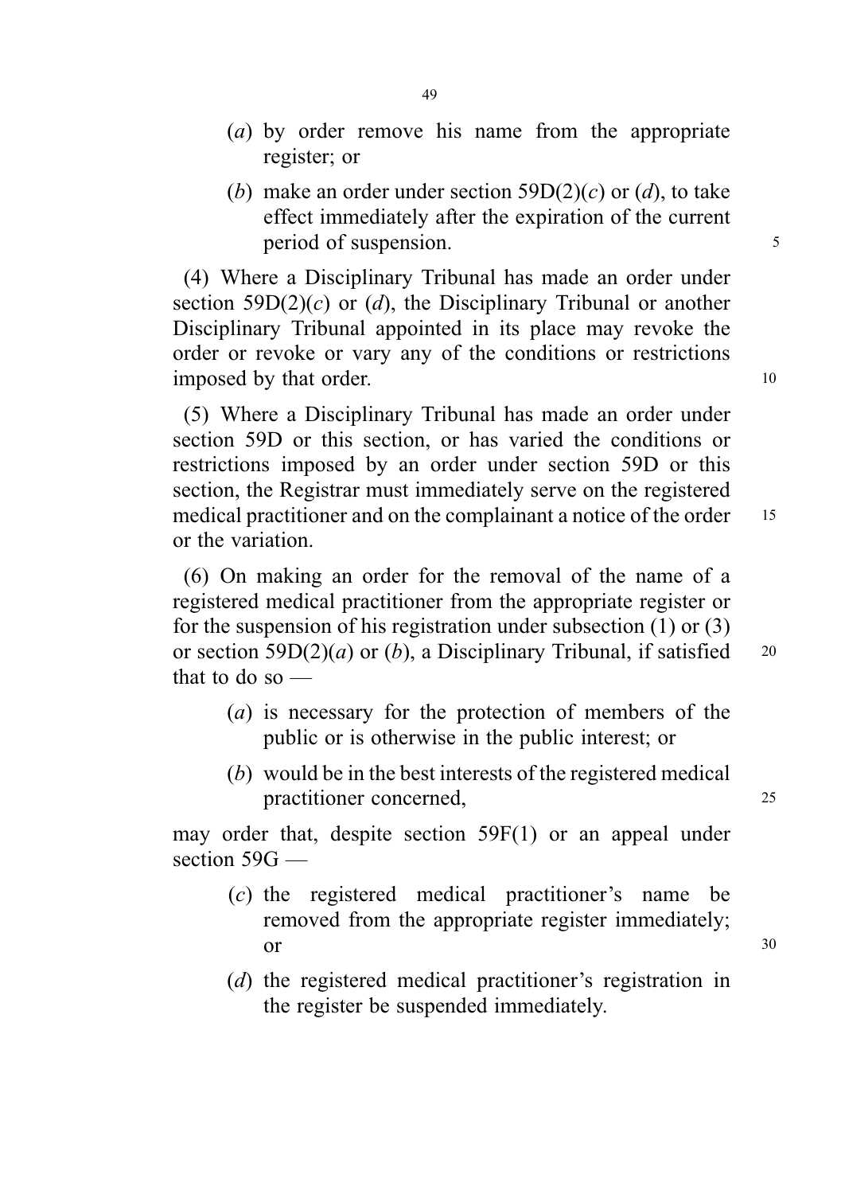(*a*) by order remove his name from the appropriate register; or

(*b*) make an order under section 59D(2)(*c*) or (*d*), to take effect immediately after the expiration of the current period of suspension.

(4) Where a Disciplinary Tribunal has made an order under section 59D(2)(*c*) or (*d*), the Disciplinary Tribunal or another Disciplinary Tribunal appointed in its place may revoke the order or revoke or vary any of the conditions or restrictions imposed by that order.

(5) Where a Disciplinary Tribunal has made an order under section 59D or this section, or has varied the conditions or restrictions imposed by an order under section 59D or this section, the Registrar must immediately serve on the registered medical practitioner and on the complainant a notice of the order or the variation.

(6) On making an order for the removal of the name of a registered medical practitioner from the appropriate register or for the suspension of his registration under subsection (1) or (3) or section 59D(2)(*a*) or (*b*), a Disciplinary Tribunal, if satisfied that to do so —

(*a*) is necessary for the protection of members of the public or is otherwise in the public interest; or

(*b*) would be in the best interests of the registered medical practitioner concerned,

may order that, despite section 59F(1) or an appeal under section 59G —

(*c*) the registered medical practitioner's name be removed from the appropriate register immediately; or

(*d*) the registered medical practitioner's registration in the register be suspended immediately.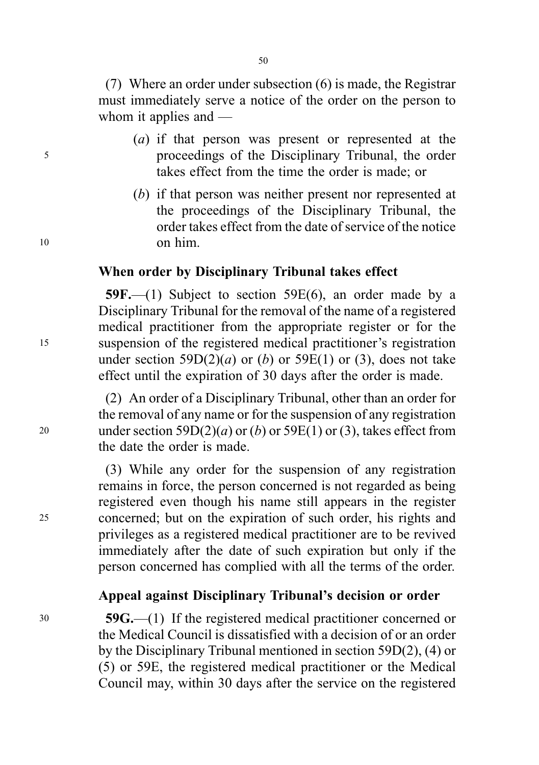(7) Where an order under subsection (6) is made, the Registrar must immediately serve a notice of the order on the person to whom it applies and —

(*a*) if that person was present or represented at the proceedings of the Disciplinary Tribunal, the order takes effect from the time the order is made; or

(*b*) if that person was neither present nor represented at the proceedings of the Disciplinary Tribunal, the order takes effect from the date of service of the notice on him.

### When order by Disciplinary Tribunal takes effect

**59F.**—(1) Subject to section 59E(6), an order made by a Disciplinary Tribunal for the removal of the name of a registered medical practitioner from the appropriate register or for the suspension of the registered medical practitioner's registration under section 59D(2)(*a*) or (*b*) or 59E(1) or (3), does not take effect until the expiration of 30 days after the order is made.

(2) An order of a Disciplinary Tribunal, other than an order for the removal of any name or for the suspension of any registration under section 59D(2)(*a*) or (*b*) or 59E(1) or (3), takes effect from the date the order is made.

(3) While any order for the suspension of any registration remains in force, the person concerned is not regarded as being registered even though his name still appears in the register concerned; but on the expiration of such order, his rights and privileges as a registered medical practitioner are to be revived immediately after the date of such expiration but only if the person concerned has complied with all the terms of the order.

### Appeal against Disciplinary Tribunal's decision or order

**59G.**—(1) If the registered medical practitioner concerned or the Medical Council is dissatisfied with a decision of or an order by the Disciplinary Tribunal mentioned in section 59D(2), (4) or (5) or 59E, the registered medical practitioner or the Medical Council may, within 30 days after the service on the registered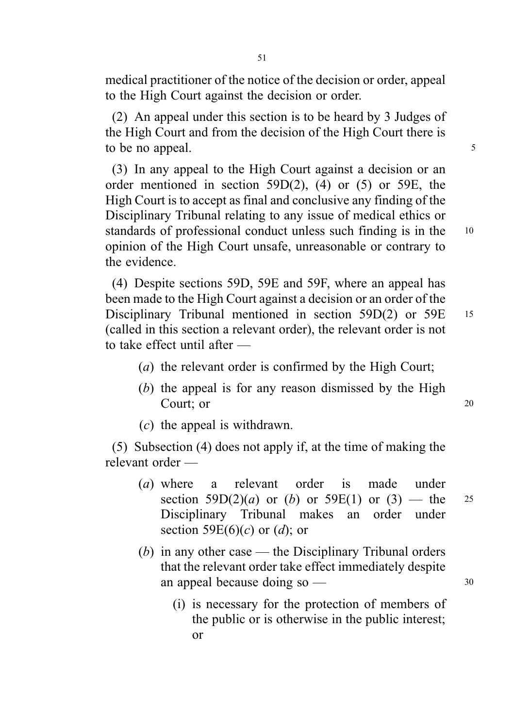medical practitioner of the notice of the decision or order, appeal to the High Court against the decision or order.

(2) An appeal under this section is to be heard by 3 Judges of the High Court and from the decision of the High Court there is to be no appeal.

(3) In any appeal to the High Court against a decision or an order mentioned in section 59D(2), (4) or (5) or 59E, the High Court is to accept as final and conclusive any finding of the Disciplinary Tribunal relating to any issue of medical ethics or standards of professional conduct unless such finding is in the opinion of the High Court unsafe, unreasonable or contrary to the evidence.

(4) Despite sections 59D, 59E and 59F, where an appeal has been made to the High Court against a decision or an order of the Disciplinary Tribunal mentioned in section 59D(2) or 59E (called in this section a relevant order), the relevant order is not to take effect until after —

- (*a*) the relevant order is confirmed by the High Court;
- (*b*) the appeal is for any reason dismissed by the High Court; or
- (*c*) the appeal is withdrawn.

(5) Subsection (4) does not apply if, at the time of making the relevant order —

- (*a*) where a relevant order is made under section 59D(2)(*a*) or (*b*) or 59E(1) or (3) — the Disciplinary Tribunal makes an order under section 59E(6)(*c*) or (*d*); or
- (*b*) in any other case — the Disciplinary Tribunal orders that the relevant order take effect immediately despite an appeal because doing so —
  - (i) is necessary for the protection of members of the public or is otherwise in the public interest; or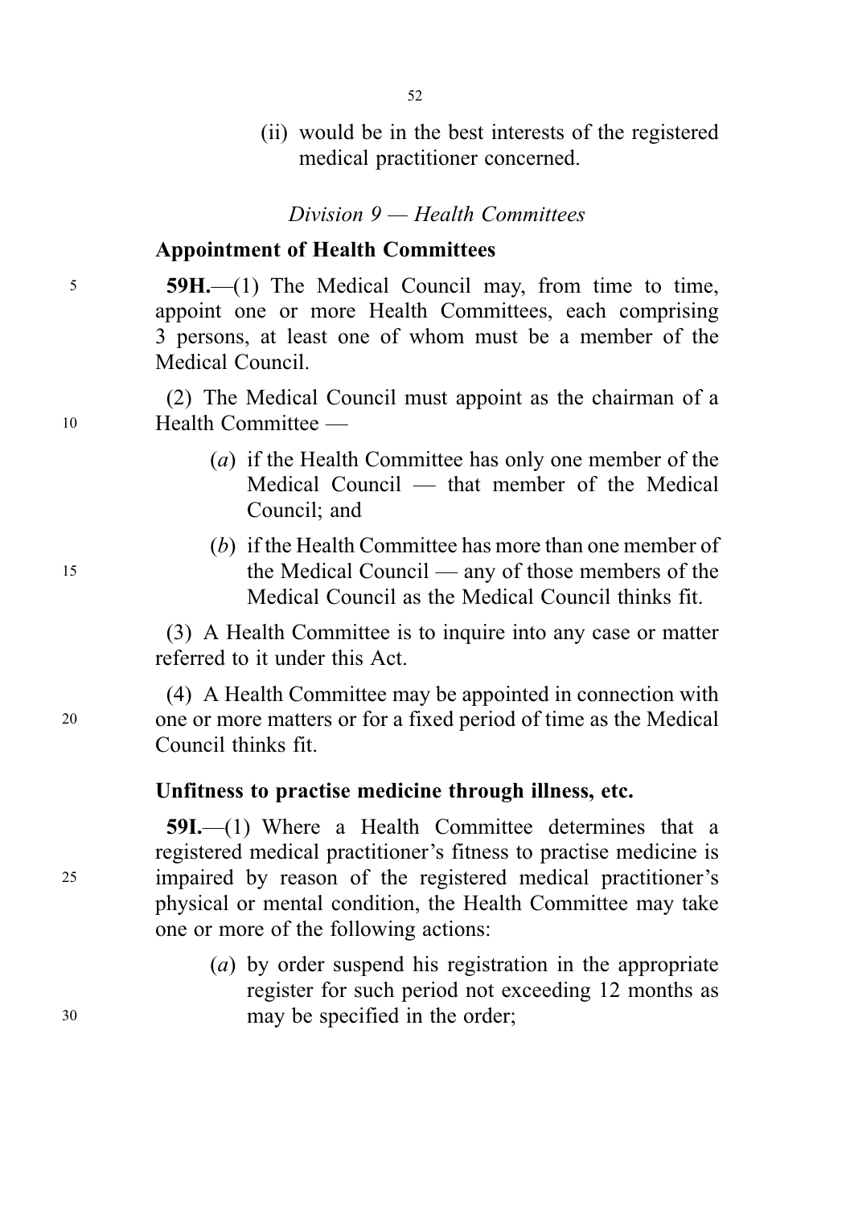(ii) would be in the best interests of the registered medical practitioner concerned.

*Division 9 — Health Committees*

**Appointment of Health Committees**

**59H.**—(1) The Medical Council may, from time to time, appoint one or more Health Committees, each comprising 3 persons, at least one of whom must be a member of the Medical Council.

(2) The Medical Council must appoint as the chairman of a Health Committee —

(*a*) if the Health Committee has only one member of the Medical Council — that member of the Medical Council; and

(*b*) if the Health Committee has more than one member of the Medical Council — any of those members of the Medical Council as the Medical Council thinks fit.

(3) A Health Committee is to inquire into any case or matter referred to it under this Act.

(4) A Health Committee may be appointed in connection with one or more matters or for a fixed period of time as the Medical Council thinks fit.

**Unfitness to practise medicine through illness, etc.**

**59I.**—(1) Where a Health Committee determines that a registered medical practitioner's fitness to practise medicine is impaired by reason of the registered medical practitioner's physical or mental condition, the Health Committee may take one or more of the following actions:

(*a*) by order suspend his registration in the appropriate register for such period not exceeding 12 months as may be specified in the order;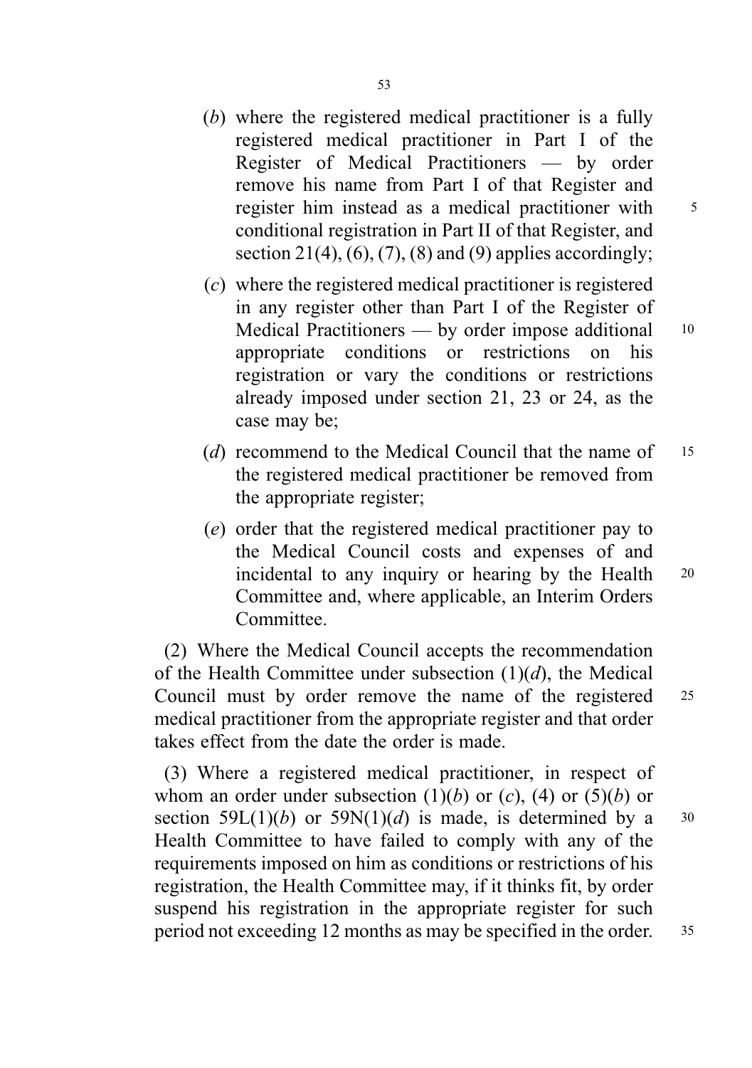(*b*) where the registered medical practitioner is a fully registered medical practitioner in Part I of the Register of Medical Practitioners — by order remove his name from Part I of that Register and register him instead as a medical practitioner with conditional registration in Part II of that Register, and section 21(4), (6), (7), (8) and (9) applies accordingly;

(*c*) where the registered medical practitioner is registered in any register other than Part I of the Register of Medical Practitioners — by order impose additional appropriate conditions or restrictions on his registration or vary the conditions or restrictions already imposed under section 21, 23 or 24, as the case may be;

(*d*) recommend to the Medical Council that the name of the registered medical practitioner be removed from the appropriate register;

(*e*) order that the registered medical practitioner pay to the Medical Council costs and expenses of and incidental to any inquiry or hearing by the Health Committee and, where applicable, an Interim Orders Committee.

(2) Where the Medical Council accepts the recommendation of the Health Committee under subsection (1)(*d*), the Medical Council must by order remove the name of the registered medical practitioner from the appropriate register and that order takes effect from the date the order is made.

(3) Where a registered medical practitioner, in respect of whom an order under subsection (1)(*b*) or (*c*), (4) or (5)(*b*) or section 59L(1)(*b*) or 59N(1)(*d*) is made, is determined by a Health Committee to have failed to comply with any of the requirements imposed on him as conditions or restrictions of his registration, the Health Committee may, if it thinks fit, by order suspend his registration in the appropriate register for such period not exceeding 12 months as may be specified in the order.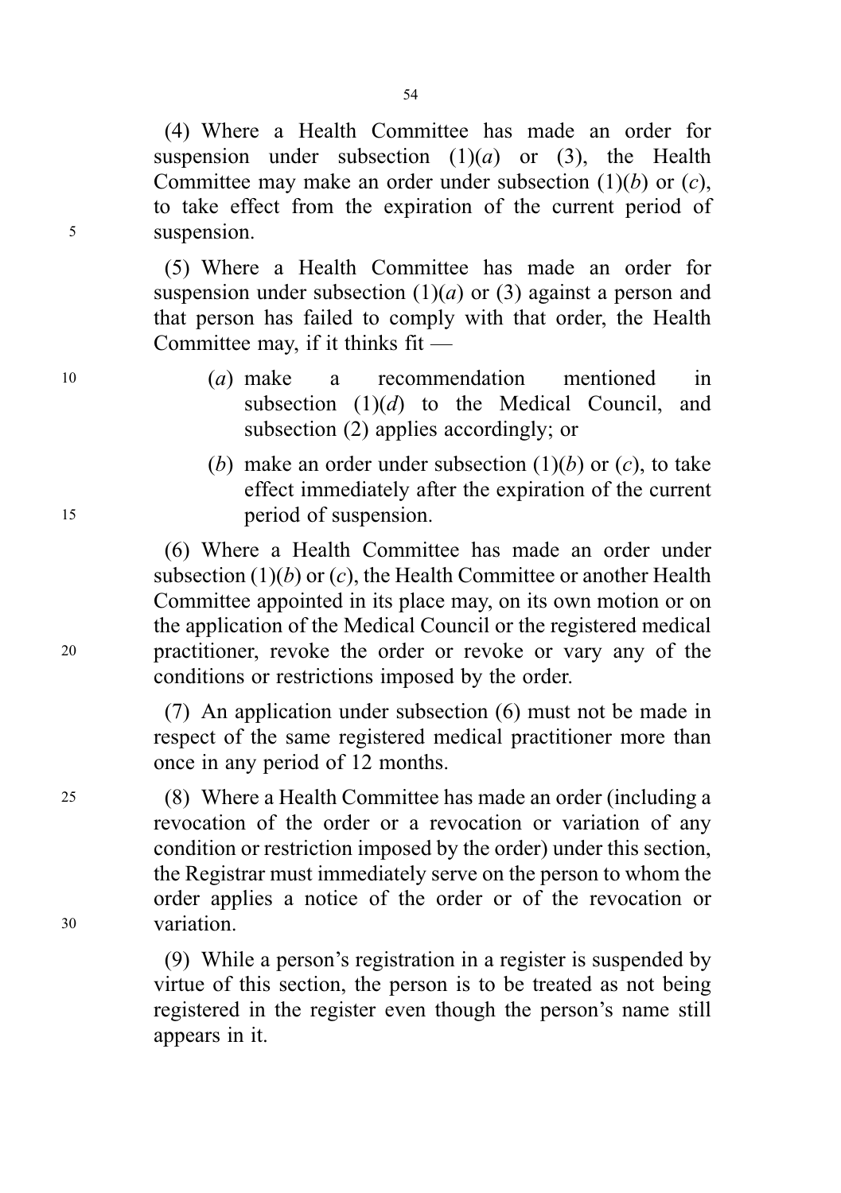(4) Where a Health Committee has made an order for suspension under subsection (1)(*a*) or (3), the Health Committee may make an order under subsection (1)(*b*) or (*c*), to take effect from the expiration of the current period of suspension.

(5) Where a Health Committee has made an order for suspension under subsection (1)(*a*) or (3) against a person and that person has failed to comply with that order, the Health Committee may, if it thinks fit —

(*a*) make a recommendation mentioned in subsection (1)(*d*) to the Medical Council, and subsection (2) applies accordingly; or

(*b*) make an order under subsection (1)(*b*) or (*c*), to take effect immediately after the expiration of the current period of suspension.

(6) Where a Health Committee has made an order under subsection (1)(*b*) or (*c*), the Health Committee or another Health Committee appointed in its place may, on its own motion or on the application of the Medical Council or the registered medical practitioner, revoke the order or revoke or vary any of the conditions or restrictions imposed by the order.

(7) An application under subsection (6) must not be made in respect of the same registered medical practitioner more than once in any period of 12 months.

(8) Where a Health Committee has made an order (including a revocation of the order or a revocation or variation of any condition or restriction imposed by the order) under this section, the Registrar must immediately serve on the person to whom the order applies a notice of the order or of the revocation or variation.

(9) While a person's registration in a register is suspended by virtue of this section, the person is to be treated as not being registered in the register even though the person's name still appears in it.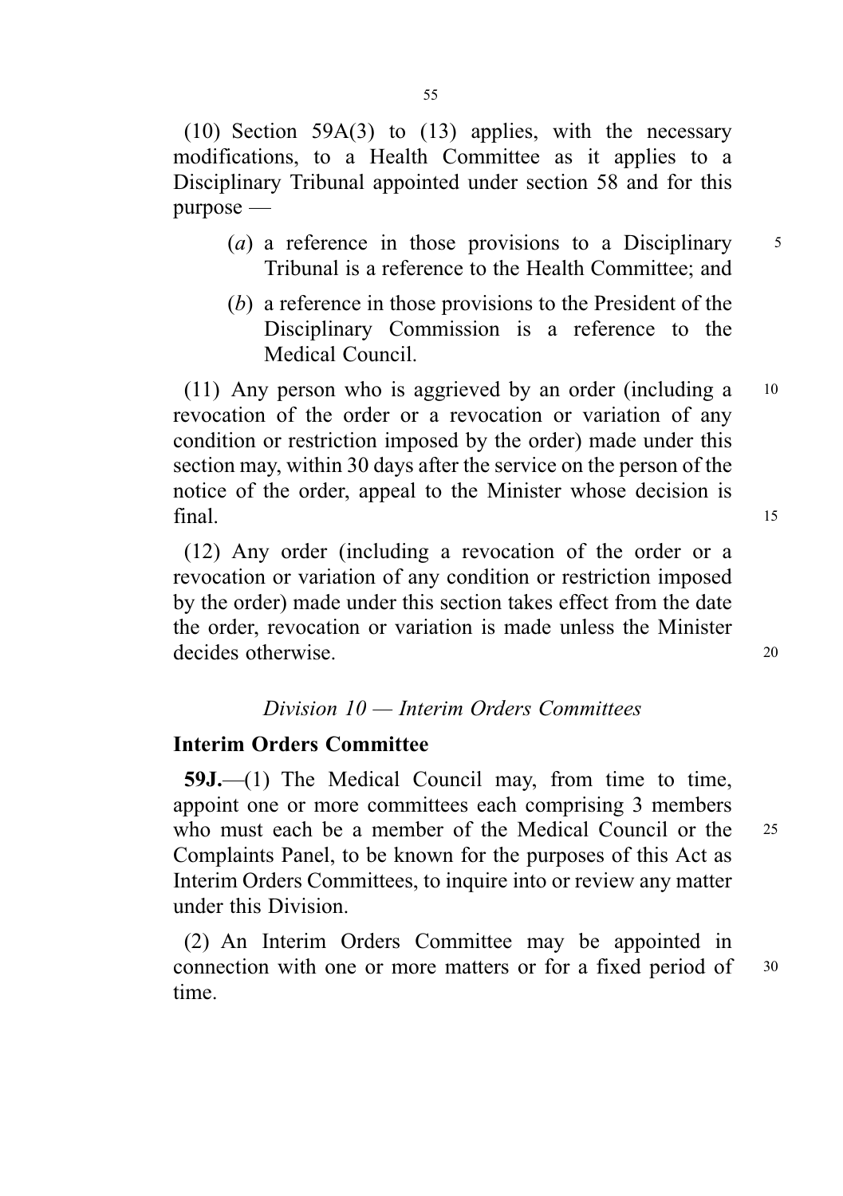(10) Section 59A(3) to (13) applies, with the necessary modifications, to a Health Committee as it applies to a Disciplinary Tribunal appointed under section 58 and for this purpose —

- (*a*) a reference in those provisions to a Disciplinary Tribunal is a reference to the Health Committee; and
- (*b*) a reference in those provisions to the President of the Disciplinary Commission is a reference to the Medical Council.

(11) Any person who is aggrieved by an order (including a revocation of the order or a revocation or variation of any condition or restriction imposed by the order) made under this section may, within 30 days after the service on the person of the notice of the order, appeal to the Minister whose decision is final.

(12) Any order (including a revocation of the order or a revocation or variation of any condition or restriction imposed by the order) made under this section takes effect from the date the order, revocation or variation is made unless the Minister decides otherwise.

*Division 10 — Interim Orders Committees*

**Interim Orders Committee**

**59J.**—(1) The Medical Council may, from time to time, appoint one or more committees each comprising 3 members who must each be a member of the Medical Council or the Complaints Panel, to be known for the purposes of this Act as Interim Orders Committees, to inquire into or review any matter under this Division.

(2) An Interim Orders Committee may be appointed in connection with one or more matters or for a fixed period of time.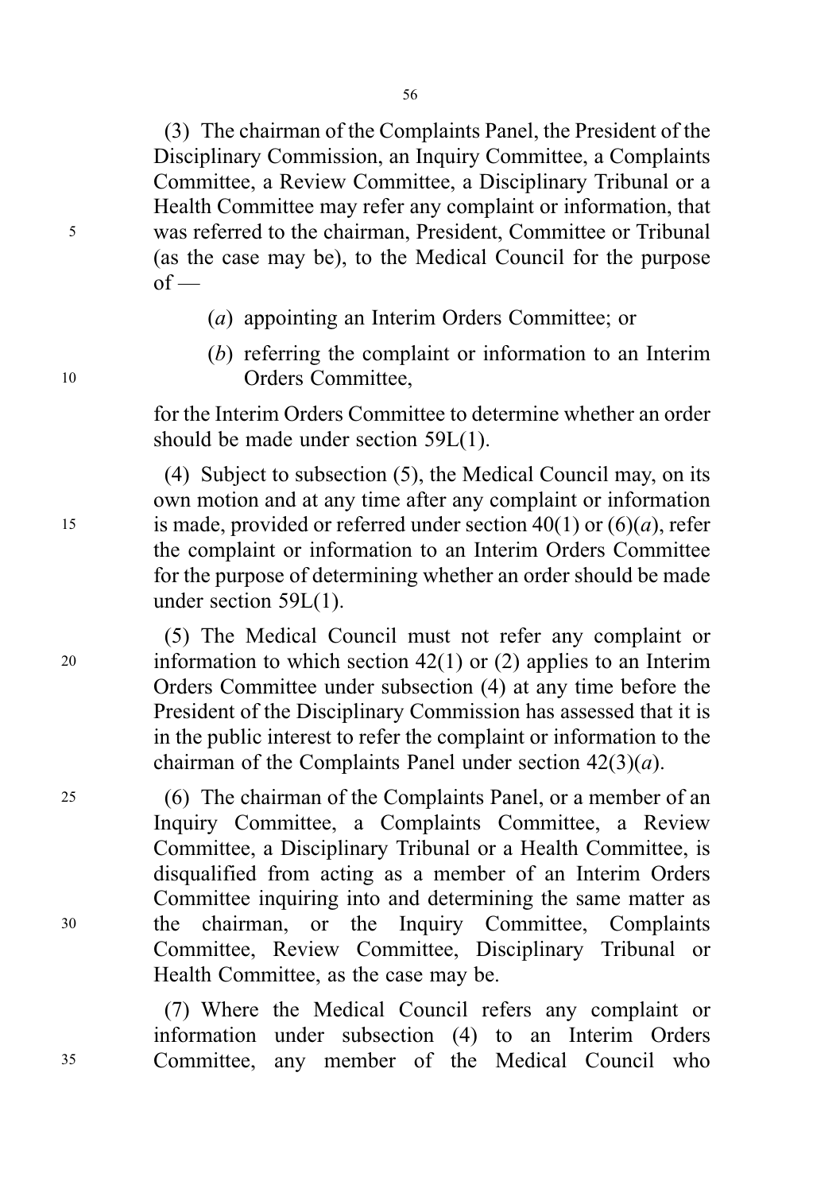(3) The chairman of the Complaints Panel, the President of the Disciplinary Commission, an Inquiry Committee, a Complaints Committee, a Review Committee, a Disciplinary Tribunal or a Health Committee may refer any complaint or information, that was referred to the chairman, President, Committee or Tribunal (as the case may be), to the Medical Council for the purpose of —

(*a*) appointing an Interim Orders Committee; or

(*b*) referring the complaint or information to an Interim Orders Committee,

for the Interim Orders Committee to determine whether an order should be made under section 59L(1).

(4) Subject to subsection (5), the Medical Council may, on its own motion and at any time after any complaint or information is made, provided or referred under section 40(1) or (6)(*a*), refer the complaint or information to an Interim Orders Committee for the purpose of determining whether an order should be made under section 59L(1).

(5) The Medical Council must not refer any complaint or information to which section 42(1) or (2) applies to an Interim Orders Committee under subsection (4) at any time before the President of the Disciplinary Commission has assessed that it is in the public interest to refer the complaint or information to the chairman of the Complaints Panel under section 42(3)(*a*).

(6) The chairman of the Complaints Panel, or a member of an Inquiry Committee, a Complaints Committee, a Review Committee, a Disciplinary Tribunal or a Health Committee, is disqualified from acting as a member of an Interim Orders Committee inquiring into and determining the same matter as the chairman, or the Inquiry Committee, Complaints Committee, Review Committee, Disciplinary Tribunal or Health Committee, as the case may be.

(7) Where the Medical Council refers any complaint or information under subsection (4) to an Interim Orders Committee, any member of the Medical Council who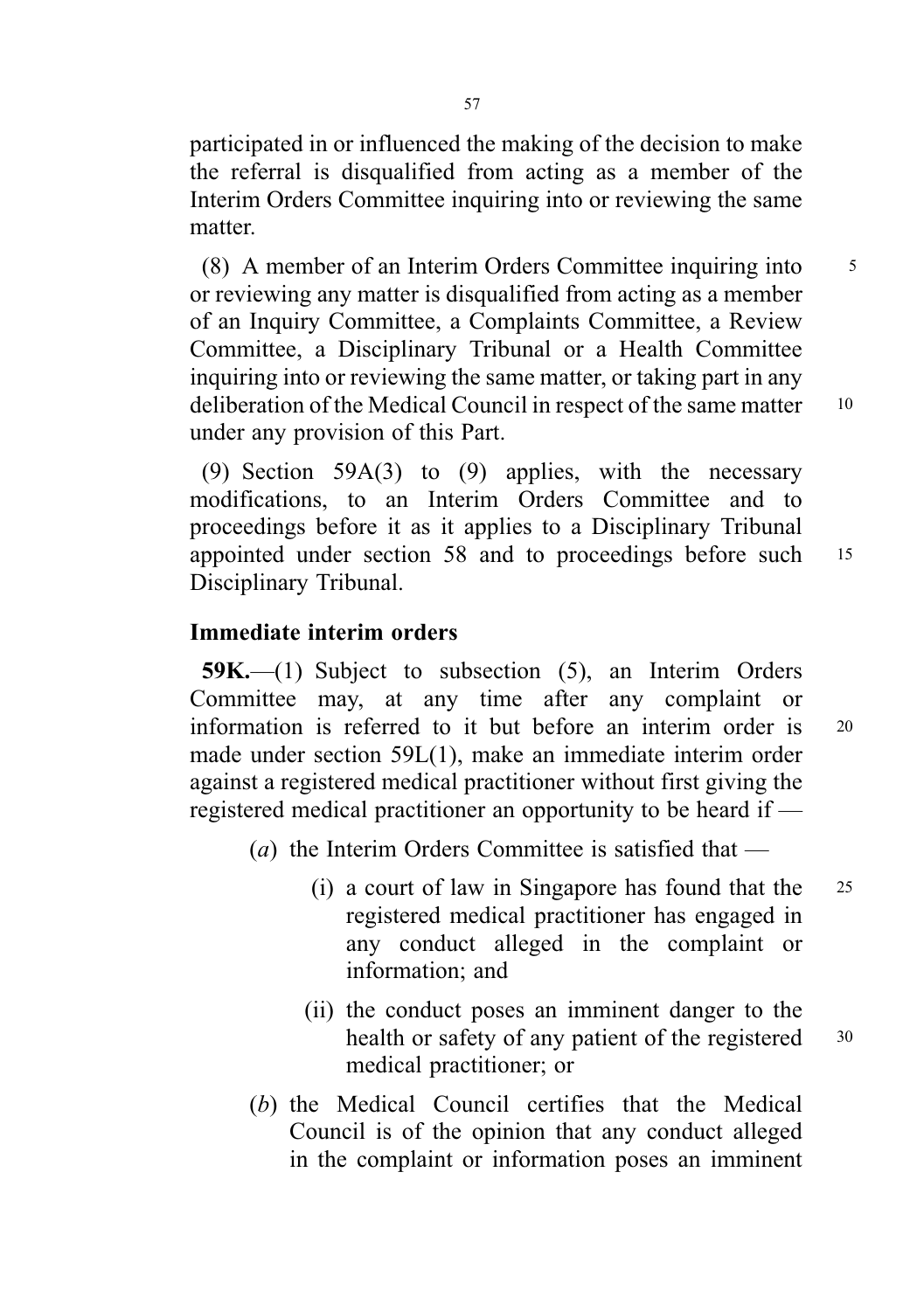participated in or influenced the making of the decision to make the referral is disqualified from acting as a member of the Interim Orders Committee inquiring into or reviewing the same matter.

(8) A member of an Interim Orders Committee inquiring into or reviewing any matter is disqualified from acting as a member of an Inquiry Committee, a Complaints Committee, a Review Committee, a Disciplinary Tribunal or a Health Committee inquiring into or reviewing the same matter, or taking part in any deliberation of the Medical Council in respect of the same matter under any provision of this Part.

(9) Section 59A(3) to (9) applies, with the necessary modifications, to an Interim Orders Committee and to proceedings before it as it applies to a Disciplinary Tribunal appointed under section 58 and to proceedings before such Disciplinary Tribunal.

**Immediate interim orders**

**59K.**—(1) Subject to subsection (5), an Interim Orders Committee may, at any time after any complaint or information is referred to it but before an interim order is made under section 59L(1), make an immediate interim order against a registered medical practitioner without first giving the registered medical practitioner an opportunity to be heard if —

- (*a*) the Interim Orders Committee is satisfied that —
  - (i) a court of law in Singapore has found that the registered medical practitioner has engaged in any conduct alleged in the complaint or information; and
  - (ii) the conduct poses an imminent danger to the health or safety of any patient of the registered medical practitioner; or
- (*b*) the Medical Council certifies that the Medical Council is of the opinion that any conduct alleged in the complaint or information poses an imminent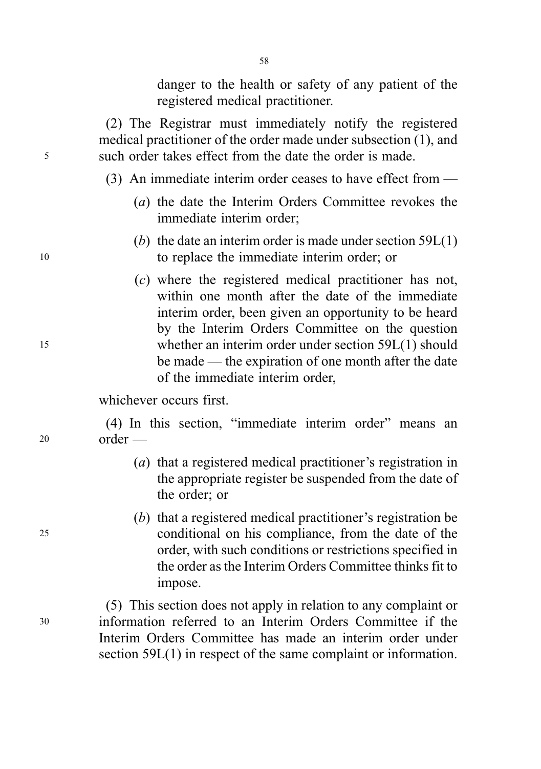danger to the health or safety of any patient of the registered medical practitioner.

(2) The Registrar must immediately notify the registered medical practitioner of the order made under subsection (1), and such order takes effect from the date the order is made.

(3) An immediate interim order ceases to have effect from —

(*a*) the date the Interim Orders Committee revokes the immediate interim order;

(*b*) the date an interim order is made under section 59L(1) to replace the immediate interim order; or

(*c*) where the registered medical practitioner has not, within one month after the date of the immediate interim order, been given an opportunity to be heard by the Interim Orders Committee on the question whether an interim order under section 59L(1) should be made — the expiration of one month after the date of the immediate interim order,

whichever occurs first.

(4) In this section, "immediate interim order" means an order —

(*a*) that a registered medical practitioner's registration in the appropriate register be suspended from the date of the order; or

(*b*) that a registered medical practitioner's registration be conditional on his compliance, from the date of the order, with such conditions or restrictions specified in the order as the Interim Orders Committee thinks fit to impose.

(5) This section does not apply in relation to any complaint or information referred to an Interim Orders Committee if the Interim Orders Committee has made an interim order under section 59L(1) in respect of the same complaint or information.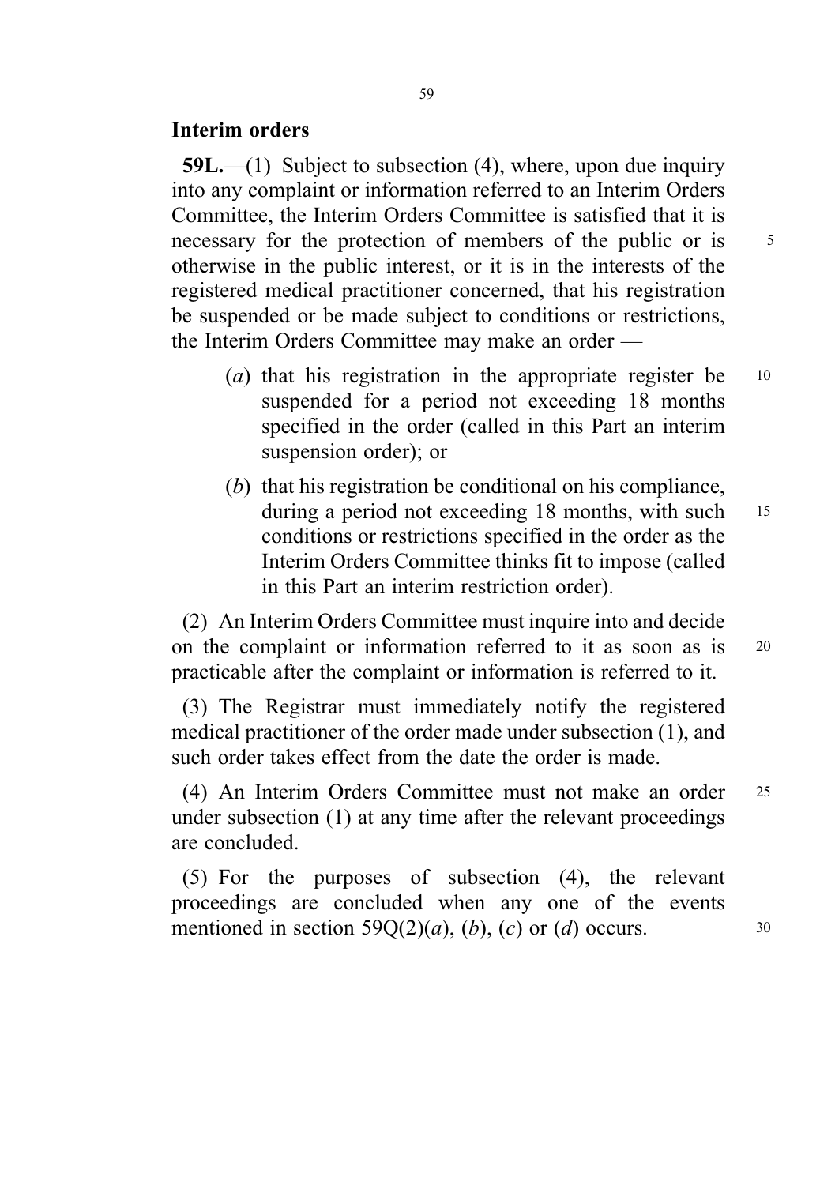## Interim orders

**59L.**—(1) Subject to subsection (4), where, upon due inquiry into any complaint or information referred to an Interim Orders Committee, the Interim Orders Committee is satisfied that it is necessary for the protection of members of the public or is otherwise in the public interest, or it is in the interests of the registered medical practitioner concerned, that his registration be suspended or be made subject to conditions or restrictions, the Interim Orders Committee may make an order —

(*a*) that his registration in the appropriate register be suspended for a period not exceeding 18 months specified in the order (called in this Part an interim suspension order); or

(*b*) that his registration be conditional on his compliance, during a period not exceeding 18 months, with such conditions or restrictions specified in the order as the Interim Orders Committee thinks fit to impose (called in this Part an interim restriction order).

(2) An Interim Orders Committee must inquire into and decide on the complaint or information referred to it as soon as is practicable after the complaint or information is referred to it.

(3) The Registrar must immediately notify the registered medical practitioner of the order made under subsection (1), and such order takes effect from the date the order is made.

(4) An Interim Orders Committee must not make an order under subsection (1) at any time after the relevant proceedings are concluded.

(5) For the purposes of subsection (4), the relevant proceedings are concluded when any one of the events mentioned in section 59Q(2)(*a*), (*b*), (*c*) or (*d*) occurs.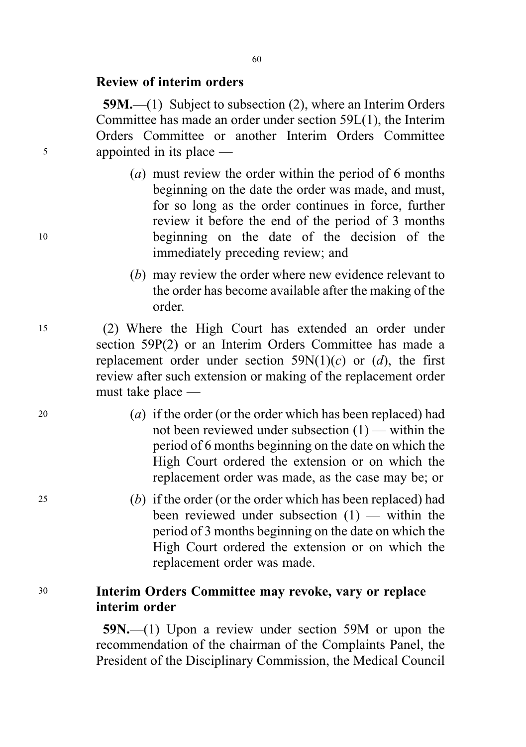**Review of interim orders**

**59M.**—(1) Subject to subsection (2), where an Interim Orders Committee has made an order under section 59L(1), the Interim Orders Committee or another Interim Orders Committee appointed in its place —

(*a*) must review the order within the period of 6 months beginning on the date the order was made, and must, for so long as the order continues in force, further review it before the end of the period of 3 months beginning on the date of the decision of the immediately preceding review; and

(*b*) may review the order where new evidence relevant to the order has become available after the making of the order.

(2) Where the High Court has extended an order under section 59P(2) or an Interim Orders Committee has made a replacement order under section 59N(1)(*c*) or (*d*), the first review after such extension or making of the replacement order must take place —

(*a*) if the order (or the order which has been replaced) had not been reviewed under subsection (1) — within the period of 6 months beginning on the date on which the High Court ordered the extension or on which the replacement order was made, as the case may be; or

(*b*) if the order (or the order which has been replaced) had been reviewed under subsection (1) — within the period of 3 months beginning on the date on which the High Court ordered the extension or on which the replacement order was made.

**Interim Orders Committee may revoke, vary or replace interim order**

**59N.**—(1) Upon a review under section 59M or upon the recommendation of the chairman of the Complaints Panel, the President of the Disciplinary Commission, the Medical Council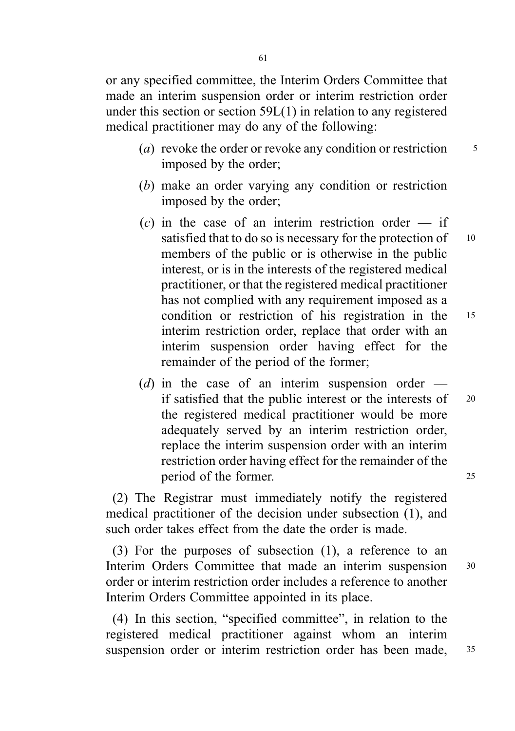or any specified committee, the Interim Orders Committee that made an interim suspension order or interim restriction order under this section or section 59L(1) in relation to any registered medical practitioner may do any of the following:

(*a*) revoke the order or revoke any condition or restriction imposed by the order;

(*b*) make an order varying any condition or restriction imposed by the order;

(*c*) in the case of an interim restriction order — if satisfied that to do so is necessary for the protection of members of the public or is otherwise in the public interest, or is in the interests of the registered medical practitioner, or that the registered medical practitioner has not complied with any requirement imposed as a condition or restriction of his registration in the interim restriction order, replace that order with an interim suspension order having effect for the remainder of the period of the former;

(*d*) in the case of an interim suspension order — if satisfied that the public interest or the interests of the registered medical practitioner would be more adequately served by an interim restriction order, replace the interim suspension order with an interim restriction order having effect for the remainder of the period of the former.

(2) The Registrar must immediately notify the registered medical practitioner of the decision under subsection (1), and such order takes effect from the date the order is made.

(3) For the purposes of subsection (1), a reference to an Interim Orders Committee that made an interim suspension order or interim restriction order includes a reference to another Interim Orders Committee appointed in its place.

(4) In this section, "specified committee", in relation to the registered medical practitioner against whom an interim suspension order or interim restriction order has been made,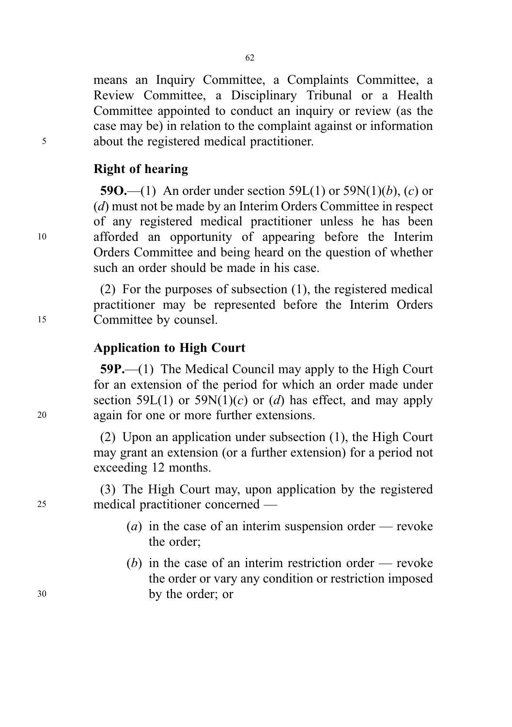means an Inquiry Committee, a Complaints Committee, a Review Committee, a Disciplinary Tribunal or a Health Committee appointed to conduct an inquiry or review (as the case may be) in relation to the complaint against or information about the registered medical practitioner.

### Right of hearing

**59O.**—(1) An order under section 59L(1) or 59N(1)(*b*), (*c*) or (*d*) must not be made by an Interim Orders Committee in respect of any registered medical practitioner unless he has been afforded an opportunity of appearing before the Interim Orders Committee and being heard on the question of whether such an order should be made in his case.

(2) For the purposes of subsection (1), the registered medical practitioner may be represented before the Interim Orders Committee by counsel.

### Application to High Court

**59P.**—(1) The Medical Council may apply to the High Court for an extension of the period for which an order made under section 59L(1) or 59N(1)(*c*) or (*d*) has effect, and may apply again for one or more further extensions.

(2) Upon an application under subsection (1), the High Court may grant an extension (or a further extension) for a period not exceeding 12 months.

(3) The High Court may, upon application by the registered medical practitioner concerned —

(*a*) in the case of an interim suspension order — revoke the order;

(*b*) in the case of an interim restriction order — revoke the order or vary any condition or restriction imposed by the order; or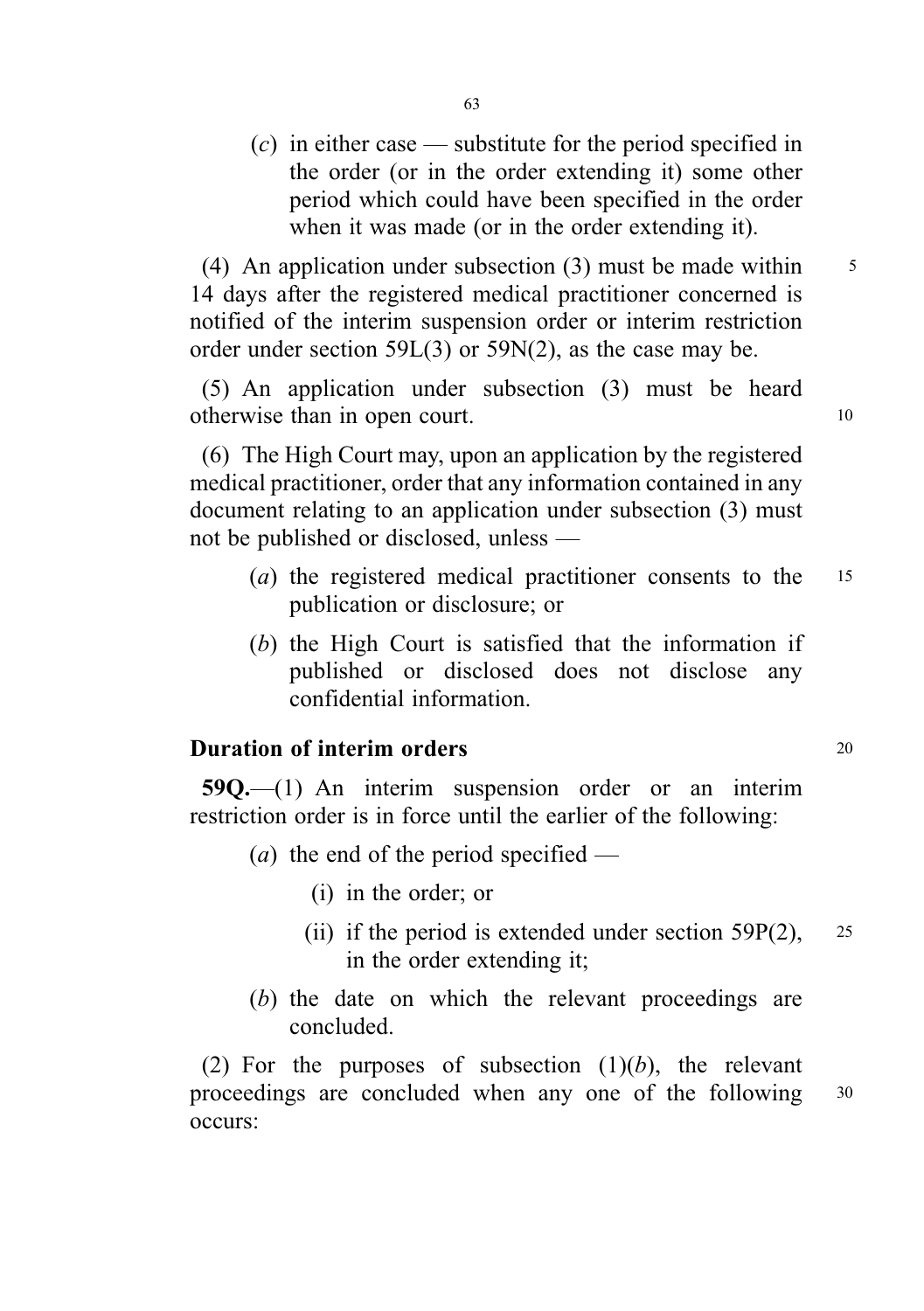(*c*) in either case — substitute for the period specified in the order (or in the order extending it) some other period which could have been specified in the order when it was made (or in the order extending it).

(4) An application under subsection (3) must be made within 14 days after the registered medical practitioner concerned is notified of the interim suspension order or interim restriction order under section 59L(3) or 59N(2), as the case may be.

(5) An application under subsection (3) must be heard otherwise than in open court.

(6) The High Court may, upon an application by the registered medical practitioner, order that any information contained in any document relating to an application under subsection (3) must not be published or disclosed, unless —

(*a*) the registered medical practitioner consents to the publication or disclosure; or

(*b*) the High Court is satisfied that the information if published or disclosed does not disclose any confidential information.

### Duration of interim orders

**59Q.**—(1) An interim suspension order or an interim restriction order is in force until the earlier of the following:

(*a*) the end of the period specified —

(i) in the order; or

(ii) if the period is extended under section 59P(2), in the order extending it;

(*b*) the date on which the relevant proceedings are concluded.

(2) For the purposes of subsection (1)(*b*), the relevant proceedings are concluded when any one of the following occurs: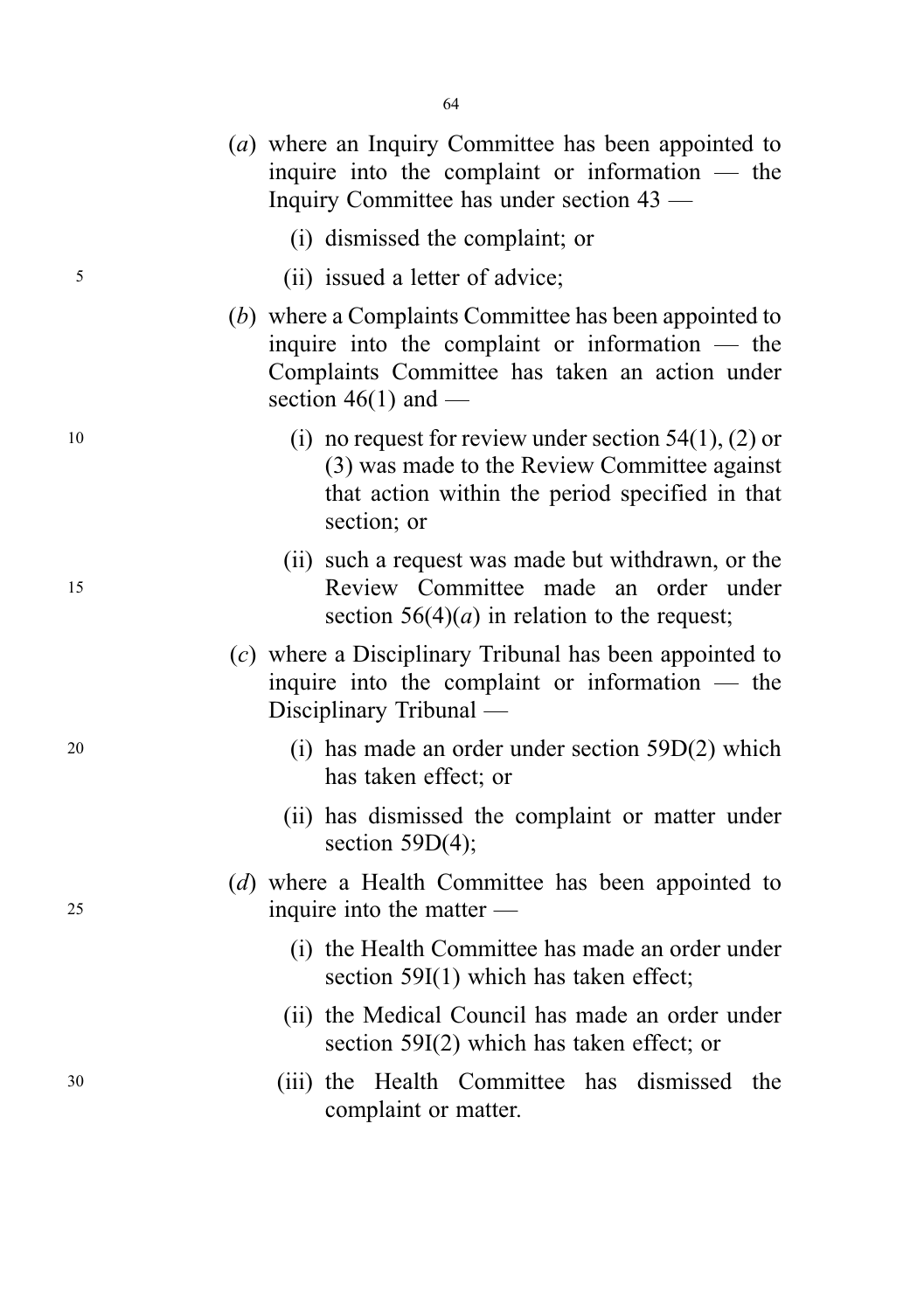(*a*) where an Inquiry Committee has been appointed to inquire into the complaint or information — the Inquiry Committee has under section 43 —

(i) dismissed the complaint; or

(ii) issued a letter of advice;

(*b*) where a Complaints Committee has been appointed to inquire into the complaint or information — the Complaints Committee has taken an action under section 46(1) and —

(i) no request for review under section 54(1), (2) or (3) was made to the Review Committee against that action within the period specified in that section; or

(ii) such a request was made but withdrawn, or the Review Committee made an order under section 56(4)(*a*) in relation to the request;

(*c*) where a Disciplinary Tribunal has been appointed to inquire into the complaint or information — the Disciplinary Tribunal —

(i) has made an order under section 59D(2) which has taken effect; or

(ii) has dismissed the complaint or matter under section 59D(4);

(*d*) where a Health Committee has been appointed to inquire into the matter —

(i) the Health Committee has made an order under section 59I(1) which has taken effect;

(ii) the Medical Council has made an order under section 59I(2) which has taken effect; or

(iii) the Health Committee has dismissed the complaint or matter.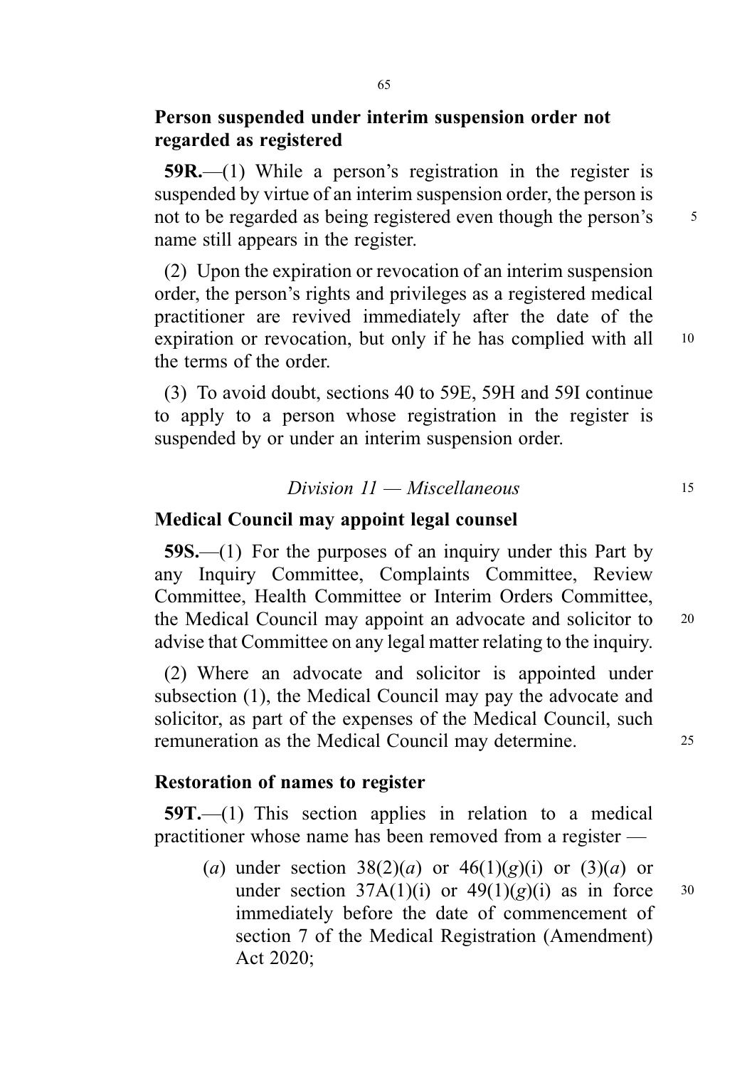**Person suspended under interim suspension order not regarded as registered**

**59R.**—(1) While a person's registration in the register is suspended by virtue of an interim suspension order, the person is not to be regarded as being registered even though the person's name still appears in the register.

(2) Upon the expiration or revocation of an interim suspension order, the person's rights and privileges as a registered medical practitioner are revived immediately after the date of the expiration or revocation, but only if he has complied with all the terms of the order.

(3) To avoid doubt, sections 40 to 59E, 59H and 59I continue to apply to a person whose registration in the register is suspended by or under an interim suspension order.

*Division 11 — Miscellaneous*

**Medical Council may appoint legal counsel**

**59S.**—(1) For the purposes of an inquiry under this Part by any Inquiry Committee, Complaints Committee, Review Committee, Health Committee or Interim Orders Committee, the Medical Council may appoint an advocate and solicitor to advise that Committee on any legal matter relating to the inquiry.

(2) Where an advocate and solicitor is appointed under subsection (1), the Medical Council may pay the advocate and solicitor, as part of the expenses of the Medical Council, such remuneration as the Medical Council may determine.

**Restoration of names to register**

**59T.**—(1) This section applies in relation to a medical practitioner whose name has been removed from a register —

(*a*) under section 38(2)(*a*) or 46(1)(*g*)(i) or (3)(*a*) or under section 37A(1)(i) or 49(1)(*g*)(i) as in force immediately before the date of commencement of section 7 of the Medical Registration (Amendment) Act 2020;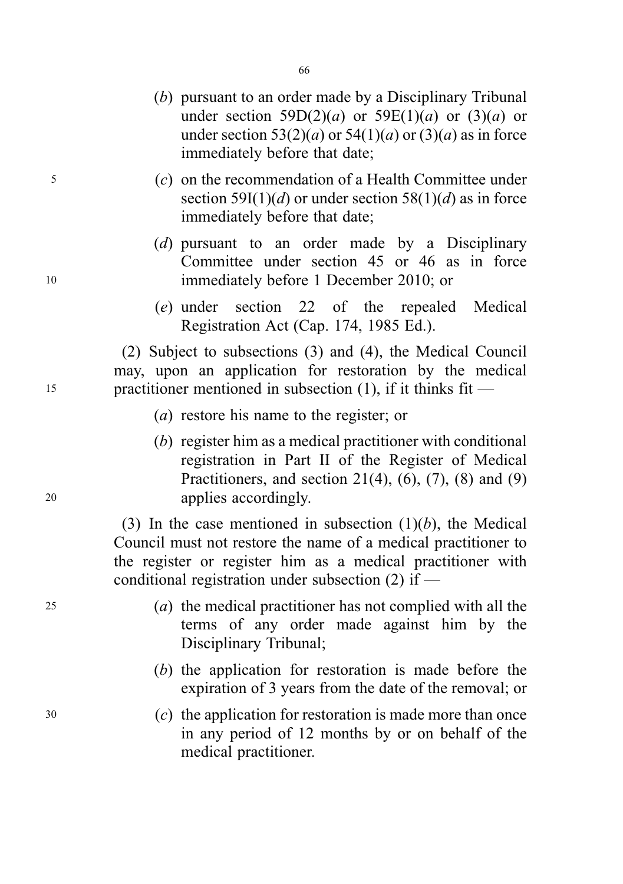(*b*) pursuant to an order made by a Disciplinary Tribunal under section 59D(2)(*a*) or 59E(1)(*a*) or (3)(*a*) or under section 53(2)(*a*) or 54(1)(*a*) or (3)(*a*) as in force immediately before that date;

(*c*) on the recommendation of a Health Committee under section 59I(1)(*d*) or under section 58(1)(*d*) as in force immediately before that date;

(*d*) pursuant to an order made by a Disciplinary Committee under section 45 or 46 as in force immediately before 1 December 2010; or

(*e*) under section 22 of the repealed Medical Registration Act (Cap. 174, 1985 Ed.).

(2) Subject to subsections (3) and (4), the Medical Council may, upon an application for restoration by the medical practitioner mentioned in subsection (1), if it thinks fit —

(*a*) restore his name to the register; or

(*b*) register him as a medical practitioner with conditional registration in Part II of the Register of Medical Practitioners, and section 21(4), (6), (7), (8) and (9) applies accordingly.

(3) In the case mentioned in subsection (1)(*b*), the Medical Council must not restore the name of a medical practitioner to the register or register him as a medical practitioner with conditional registration under subsection (2) if —

(*a*) the medical practitioner has not complied with all the terms of any order made against him by the Disciplinary Tribunal;

(*b*) the application for restoration is made before the expiration of 3 years from the date of the removal; or

(*c*) the application for restoration is made more than once in any period of 12 months by or on behalf of the medical practitioner.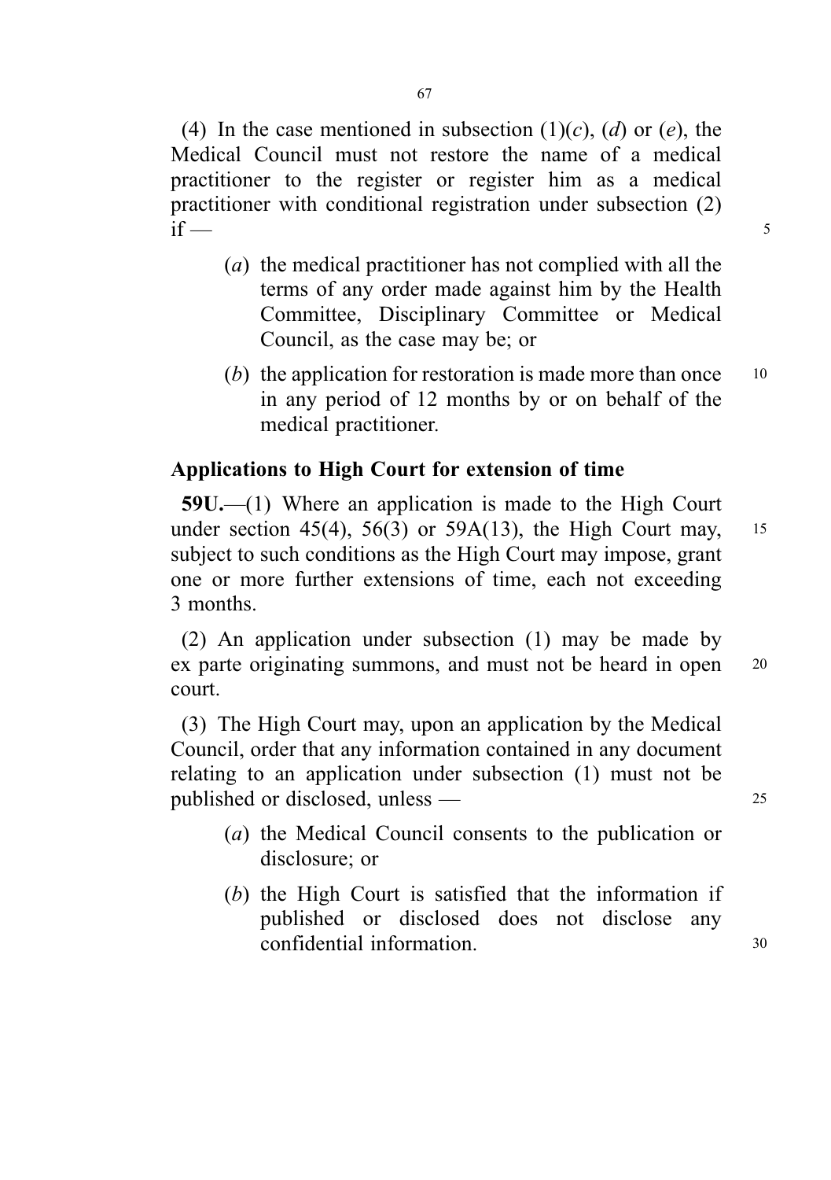(4) In the case mentioned in subsection (1)(*c*), (*d*) or (*e*), the Medical Council must not restore the name of a medical practitioner to the register or register him as a medical practitioner with conditional registration under subsection (2) if —

(*a*) the medical practitioner has not complied with all the terms of any order made against him by the Health Committee, Disciplinary Committee or Medical Council, as the case may be; or

(*b*) the application for restoration is made more than once in any period of 12 months by or on behalf of the medical practitioner.

**Applications to High Court for extension of time**

**59U.**—(1) Where an application is made to the High Court under section 45(4), 56(3) or 59A(13), the High Court may, subject to such conditions as the High Court may impose, grant one or more further extensions of time, each not exceeding 3 months.

(2) An application under subsection (1) may be made by ex parte originating summons, and must not be heard in open court.

(3) The High Court may, upon an application by the Medical Council, order that any information contained in any document relating to an application under subsection (1) must not be published or disclosed, unless —

(*a*) the Medical Council consents to the publication or disclosure; or

(*b*) the High Court is satisfied that the information if published or disclosed does not disclose any confidential information.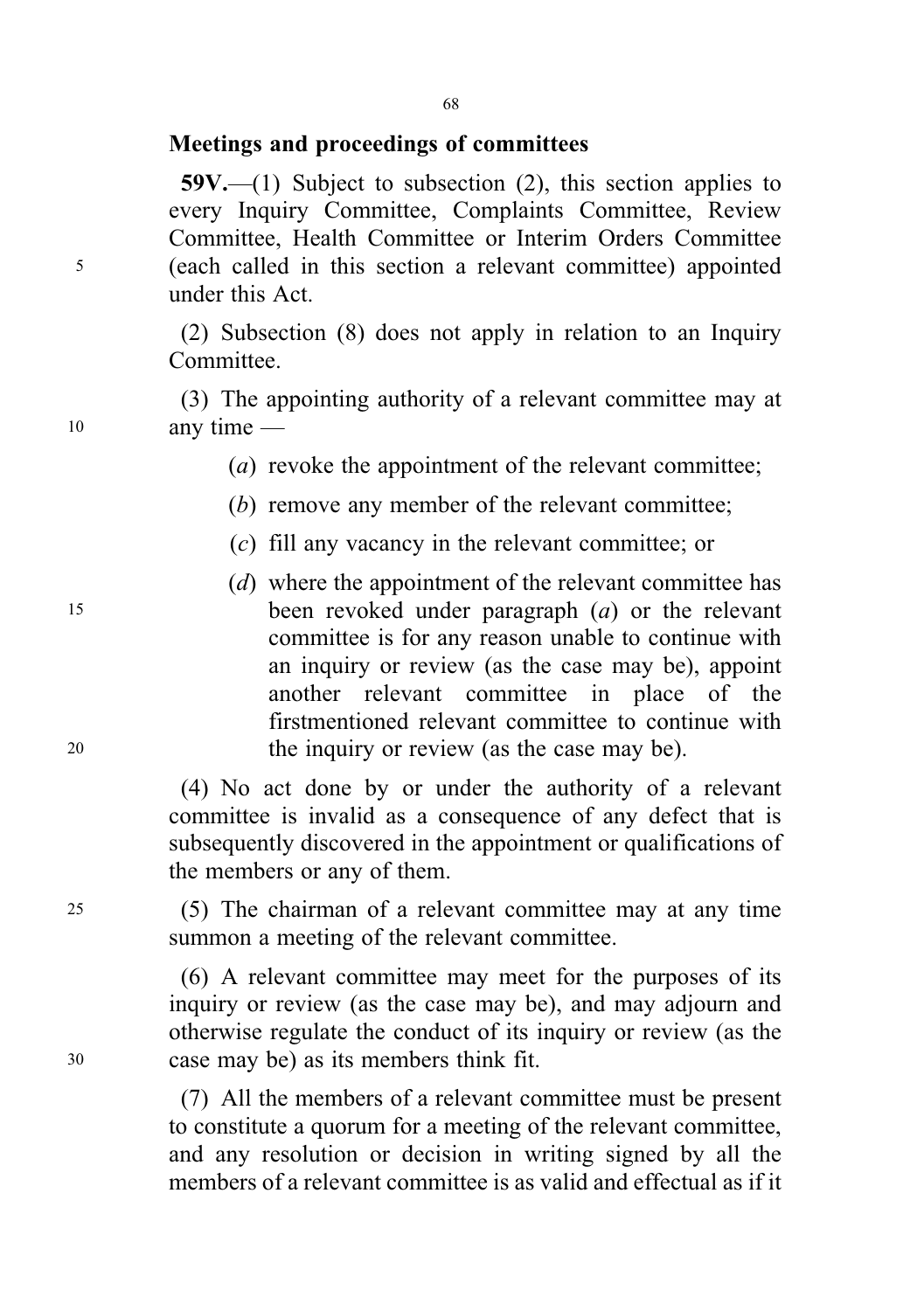### Meetings and proceedings of committees

**59V.**—(1) Subject to subsection (2), this section applies to every Inquiry Committee, Complaints Committee, Review Committee, Health Committee or Interim Orders Committee (each called in this section a relevant committee) appointed under this Act.

(2) Subsection (8) does not apply in relation to an Inquiry Committee.

(3) The appointing authority of a relevant committee may at any time —

(*a*) revoke the appointment of the relevant committee;

(*b*) remove any member of the relevant committee;

(*c*) fill any vacancy in the relevant committee; or

(*d*) where the appointment of the relevant committee has been revoked under paragraph (*a*) or the relevant committee is for any reason unable to continue with an inquiry or review (as the case may be), appoint another relevant committee in place of the firstmentioned relevant committee to continue with the inquiry or review (as the case may be).

(4) No act done by or under the authority of a relevant committee is invalid as a consequence of any defect that is subsequently discovered in the appointment or qualifications of the members or any of them.

(5) The chairman of a relevant committee may at any time summon a meeting of the relevant committee.

(6) A relevant committee may meet for the purposes of its inquiry or review (as the case may be), and may adjourn and otherwise regulate the conduct of its inquiry or review (as the case may be) as its members think fit.

(7) All the members of a relevant committee must be present to constitute a quorum for a meeting of the relevant committee, and any resolution or decision in writing signed by all the members of a relevant committee is as valid and effectual as if it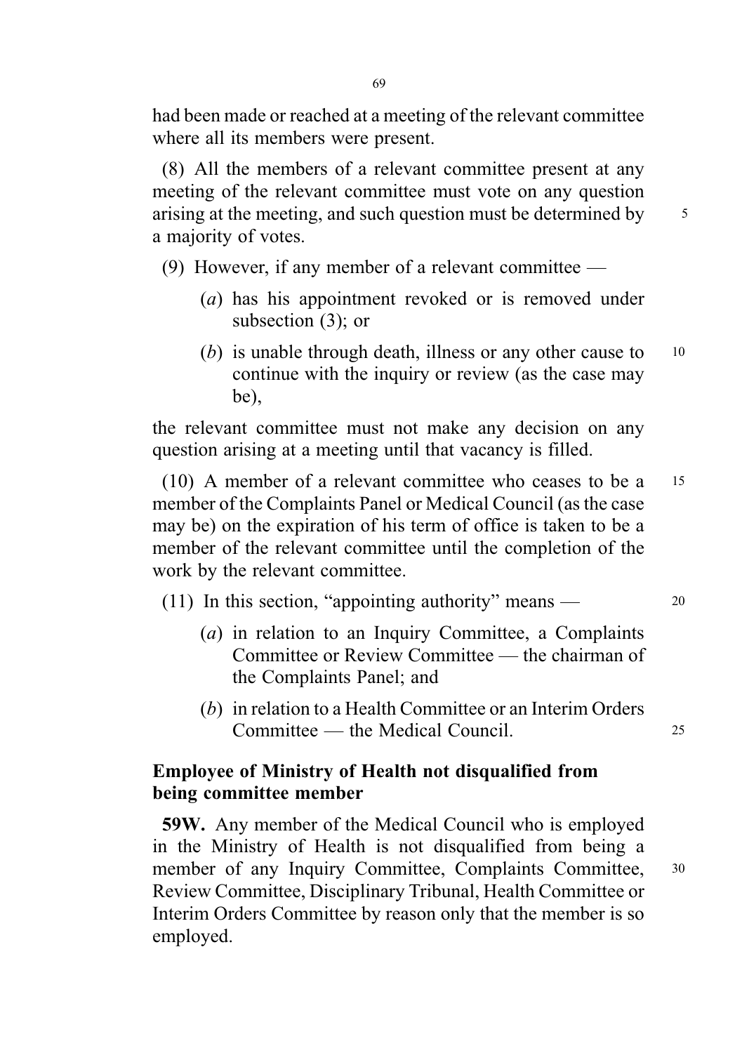had been made or reached at a meeting of the relevant committee where all its members were present.

(8) All the members of a relevant committee present at any meeting of the relevant committee must vote on any question arising at the meeting, and such question must be determined by a majority of votes.

(9) However, if any member of a relevant committee —

- (*a*) has his appointment revoked or is removed under subsection (3); or
- (*b*) is unable through death, illness or any other cause to continue with the inquiry or review (as the case may be),

the relevant committee must not make any decision on any question arising at a meeting until that vacancy is filled.

(10) A member of a relevant committee who ceases to be a member of the Complaints Panel or Medical Council (as the case may be) on the expiration of his term of office is taken to be a member of the relevant committee until the completion of the work by the relevant committee.

(11) In this section, "appointing authority" means —

- (*a*) in relation to an Inquiry Committee, a Complaints Committee or Review Committee — the chairman of the Complaints Panel; and
- (*b*) in relation to a Health Committee or an Interim Orders Committee — the Medical Council.

**Employee of Ministry of Health not disqualified from being committee member**

**59W.** Any member of the Medical Council who is employed in the Ministry of Health is not disqualified from being a member of any Inquiry Committee, Complaints Committee, Review Committee, Disciplinary Tribunal, Health Committee or Interim Orders Committee by reason only that the member is so employed.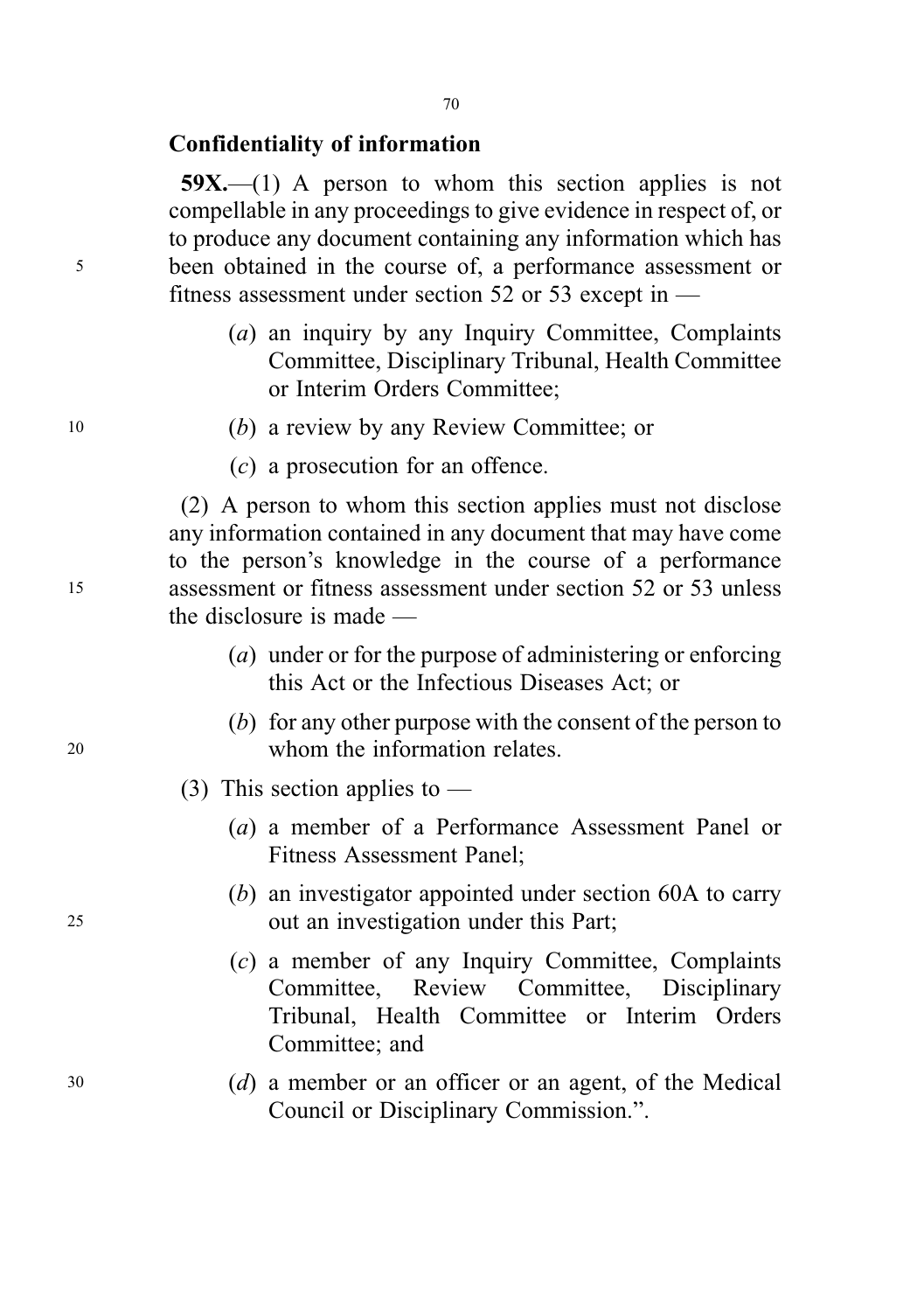### Confidentiality of information

**59X.**—(1) A person to whom this section applies is not compellable in any proceedings to give evidence in respect of, or to produce any document containing any information which has been obtained in the course of, a performance assessment or fitness assessment under section 52 or 53 except in —

- (*a*) an inquiry by any Inquiry Committee, Complaints Committee, Disciplinary Tribunal, Health Committee or Interim Orders Committee;
- (*b*) a review by any Review Committee; or
- (*c*) a prosecution for an offence.

(2) A person to whom this section applies must not disclose any information contained in any document that may have come to the person's knowledge in the course of a performance assessment or fitness assessment under section 52 or 53 unless the disclosure is made —

- (*a*) under or for the purpose of administering or enforcing this Act or the Infectious Diseases Act; or
- (*b*) for any other purpose with the consent of the person to whom the information relates.

(3) This section applies to —

- (*a*) a member of a Performance Assessment Panel or Fitness Assessment Panel;
- (*b*) an investigator appointed under section 60A to carry out an investigation under this Part;
- (*c*) a member of any Inquiry Committee, Complaints Committee, Review Committee, Disciplinary Tribunal, Health Committee or Interim Orders Committee; and
- (*d*) a member or an officer or an agent, of the Medical Council or Disciplinary Commission.".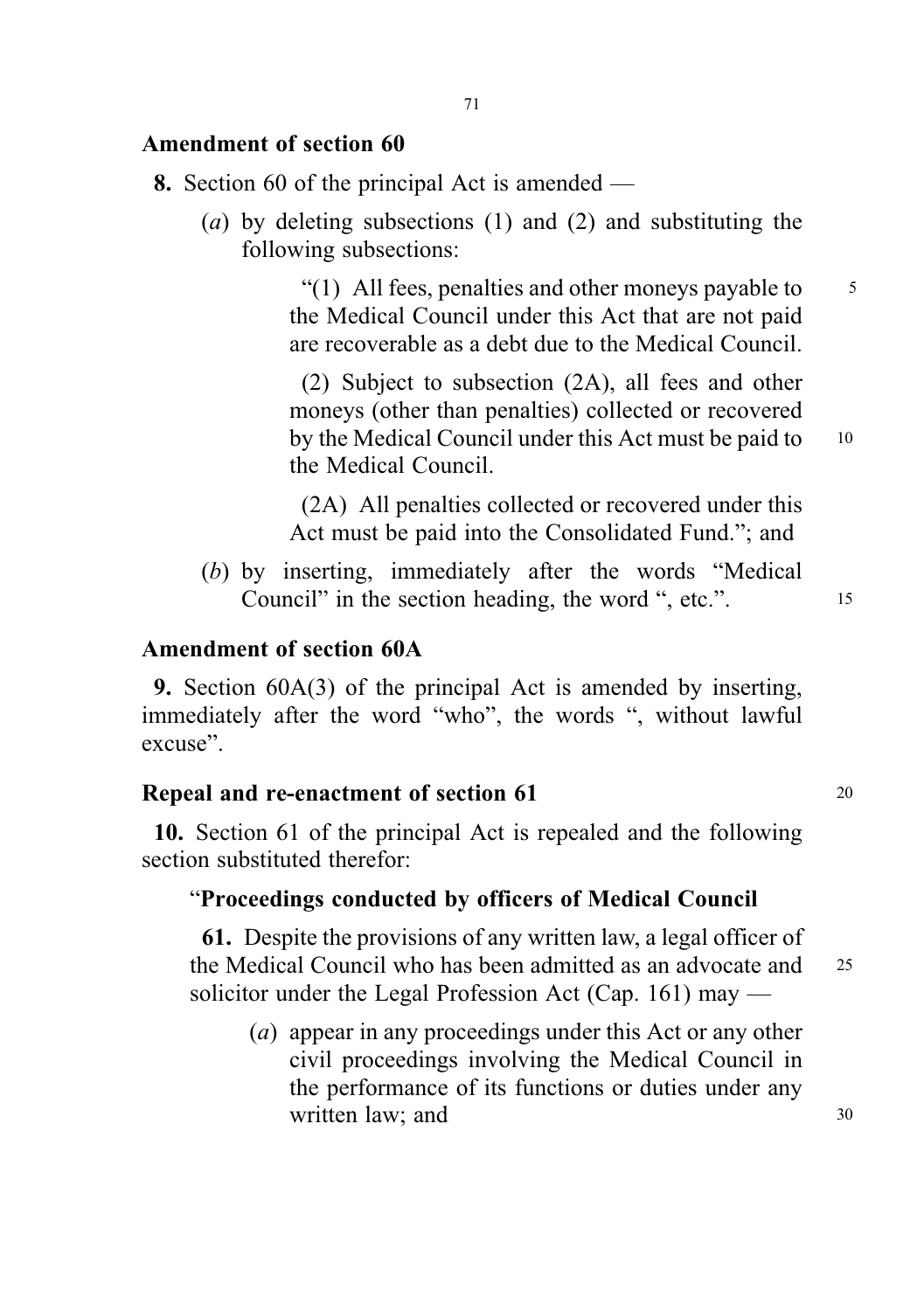## Amendment of section 60

**8.** Section 60 of the principal Act is amended —

(*a*) by deleting subsections (1) and (2) and substituting the following subsections:

> "(1) All fees, penalties and other moneys payable to the Medical Council under this Act that are not paid are recoverable as a debt due to the Medical Council.
>
> (2) Subject to subsection (2A), all fees and other moneys (other than penalties) collected or recovered by the Medical Council under this Act must be paid to the Medical Council.
>
> (2A) All penalties collected or recovered under this Act must be paid into the Consolidated Fund."; and

(*b*) by inserting, immediately after the words "Medical Council" in the section heading, the word ", etc.".

## Amendment of section 60A

**9.** Section 60A(3) of the principal Act is amended by inserting, immediately after the word "who", the words ", without lawful excuse".

## Repeal and re-enactment of section 61

**10.** Section 61 of the principal Act is repealed and the following section substituted therefor:

> "**Proceedings conducted by officers of Medical Council**
>
> **61.** Despite the provisions of any written law, a legal officer of the Medical Council who has been admitted as an advocate and solicitor under the Legal Profession Act (Cap. 161) may —
>
> (*a*) appear in any proceedings under this Act or any other civil proceedings involving the Medical Council in the performance of its functions or duties under any written law; and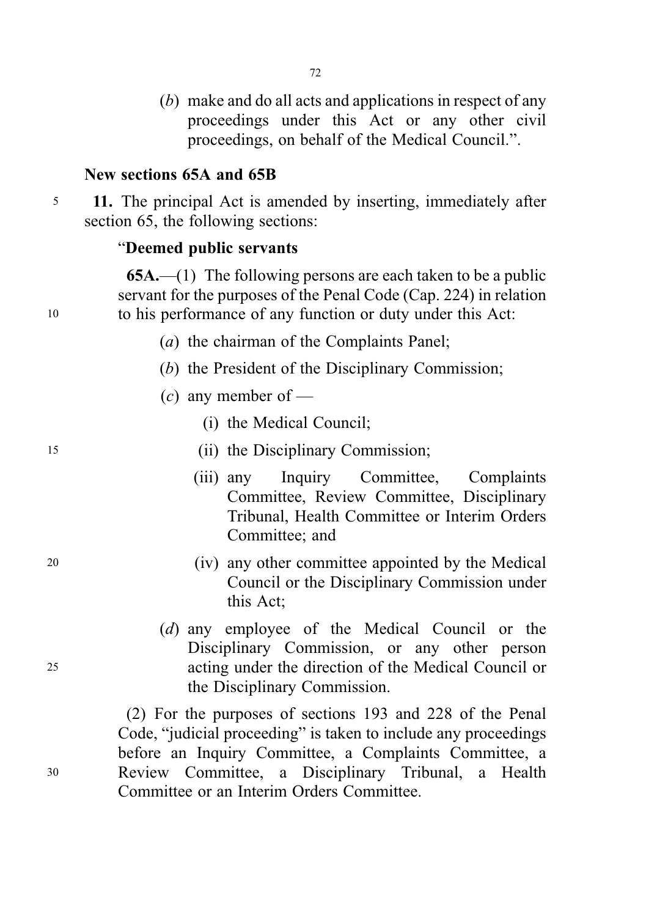(*b*) make and do all acts and applications in respect of any proceedings under this Act or any other civil proceedings, on behalf of the Medical Council.".

**New sections 65A and 65B**

**11.** The principal Act is amended by inserting, immediately after section 65, the following sections:

"**Deemed public servants**

**65A.**—(1) The following persons are each taken to be a public servant for the purposes of the Penal Code (Cap. 224) in relation to his performance of any function or duty under this Act:

(*a*) the chairman of the Complaints Panel;

(*b*) the President of the Disciplinary Commission;

(*c*) any member of —

(i) the Medical Council;

(ii) the Disciplinary Commission;

(iii) any Inquiry Committee, Complaints Committee, Review Committee, Disciplinary Tribunal, Health Committee or Interim Orders Committee; and

(iv) any other committee appointed by the Medical Council or the Disciplinary Commission under this Act;

(*d*) any employee of the Medical Council or the Disciplinary Commission, or any other person acting under the direction of the Medical Council or the Disciplinary Commission.

(2) For the purposes of sections 193 and 228 of the Penal Code, "judicial proceeding" is taken to include any proceedings before an Inquiry Committee, a Complaints Committee, a Review Committee, a Disciplinary Tribunal, a Health Committee or an Interim Orders Committee.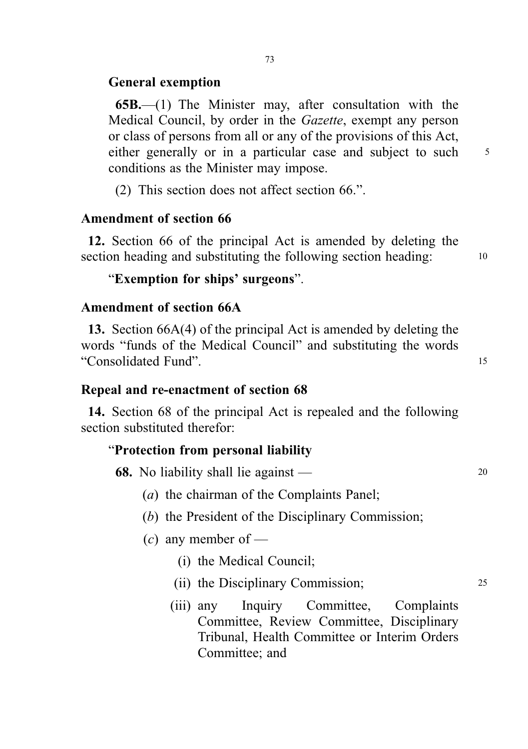### General exemption

**65B.**—(1) The Minister may, after consultation with the Medical Council, by order in the *Gazette*, exempt any person or class of persons from all or any of the provisions of this Act, either generally or in a particular case and subject to such conditions as the Minister may impose.

(2) This section does not affect section 66.".

### Amendment of section 66

**12.** Section 66 of the principal Act is amended by deleting the section heading and substituting the following section heading:

"**Exemption for ships' surgeons**".

### Amendment of section 66A

**13.** Section 66A(4) of the principal Act is amended by deleting the words "funds of the Medical Council" and substituting the words "Consolidated Fund".

### Repeal and re-enactment of section 68

**14.** Section 68 of the principal Act is repealed and the following section substituted therefor:

"**Protection from personal liability**

**68.** No liability shall lie against —

(*a*) the chairman of the Complaints Panel;

(*b*) the President of the Disciplinary Commission;

(*c*) any member of —

(i) the Medical Council;

(ii) the Disciplinary Commission;

(iii) any Inquiry Committee, Complaints Committee, Review Committee, Disciplinary Tribunal, Health Committee or Interim Orders Committee; and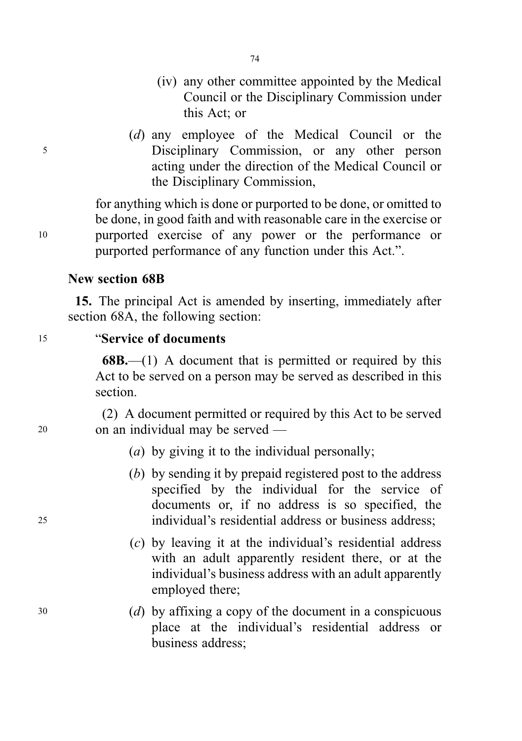(iv) any other committee appointed by the Medical Council or the Disciplinary Commission under this Act; or

(*d*) any employee of the Medical Council or the Disciplinary Commission, or any other person acting under the direction of the Medical Council or the Disciplinary Commission,

for anything which is done or purported to be done, or omitted to be done, in good faith and with reasonable care in the exercise or purported exercise of any power or the performance or purported performance of any function under this Act.".

**New section 68B**

**15.** The principal Act is amended by inserting, immediately after section 68A, the following section:

"**Service of documents**

**68B.**—(1) A document that is permitted or required by this Act to be served on a person may be served as described in this section.

(2) A document permitted or required by this Act to be served on an individual may be served —

(*a*) by giving it to the individual personally;

(*b*) by sending it by prepaid registered post to the address specified by the individual for the service of documents or, if no address is so specified, the individual's residential address or business address;

(*c*) by leaving it at the individual's residential address with an adult apparently resident there, or at the individual's business address with an adult apparently employed there;

(*d*) by affixing a copy of the document in a conspicuous place at the individual's residential address or business address;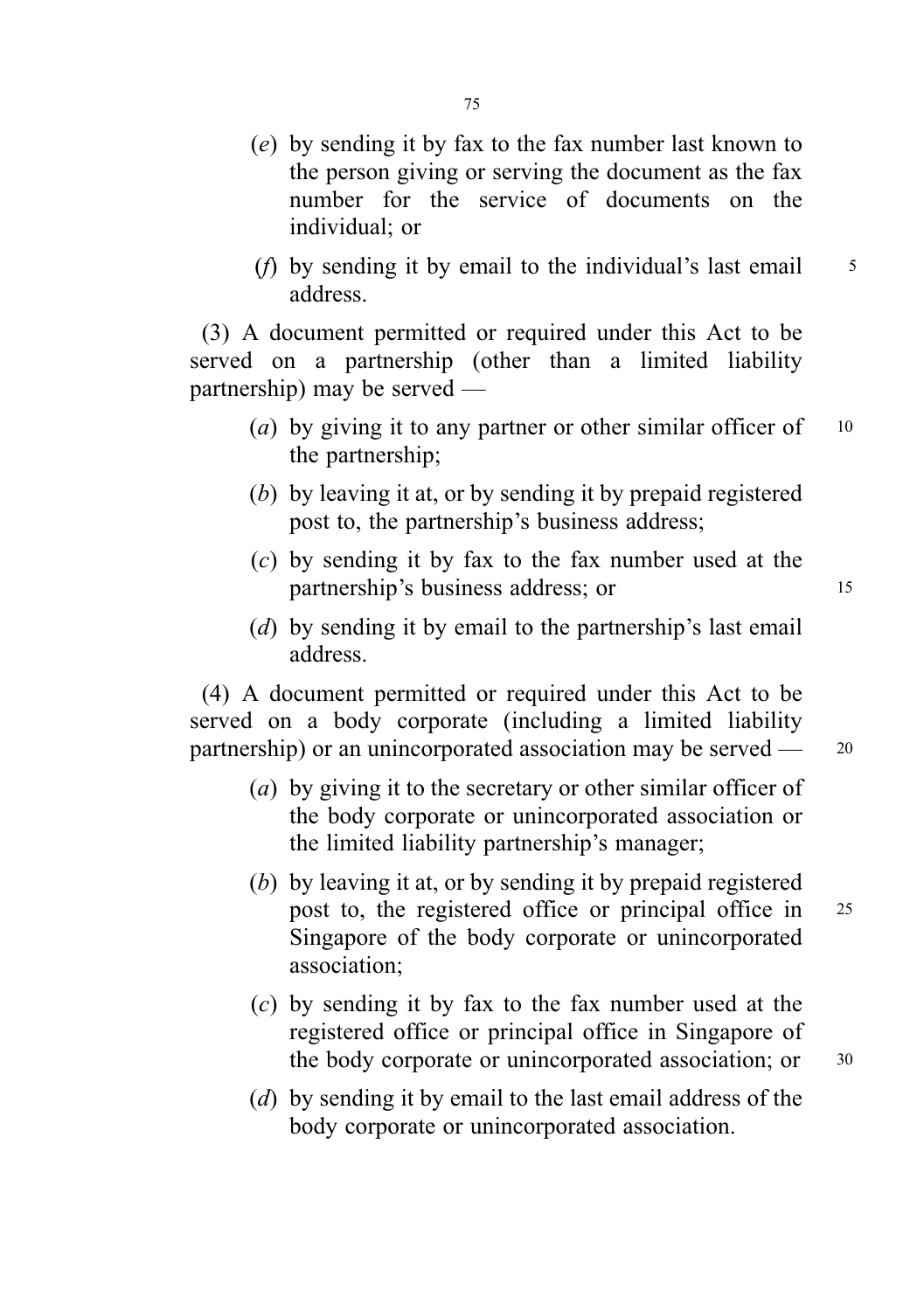(*e*) by sending it by fax to the fax number last known to the person giving or serving the document as the fax number for the service of documents on the individual; or

(*f*) by sending it by email to the individual's last email address.

(3) A document permitted or required under this Act to be served on a partnership (other than a limited liability partnership) may be served —

(*a*) by giving it to any partner or other similar officer of the partnership;

(*b*) by leaving it at, or by sending it by prepaid registered post to, the partnership's business address;

(*c*) by sending it by fax to the fax number used at the partnership's business address; or

(*d*) by sending it by email to the partnership's last email address.

(4) A document permitted or required under this Act to be served on a body corporate (including a limited liability partnership) or an unincorporated association may be served —

(*a*) by giving it to the secretary or other similar officer of the body corporate or unincorporated association or the limited liability partnership's manager;

(*b*) by leaving it at, or by sending it by prepaid registered post to, the registered office or principal office in Singapore of the body corporate or unincorporated association;

(*c*) by sending it by fax to the fax number used at the registered office or principal office in Singapore of the body corporate or unincorporated association; or

(*d*) by sending it by email to the last email address of the body corporate or unincorporated association.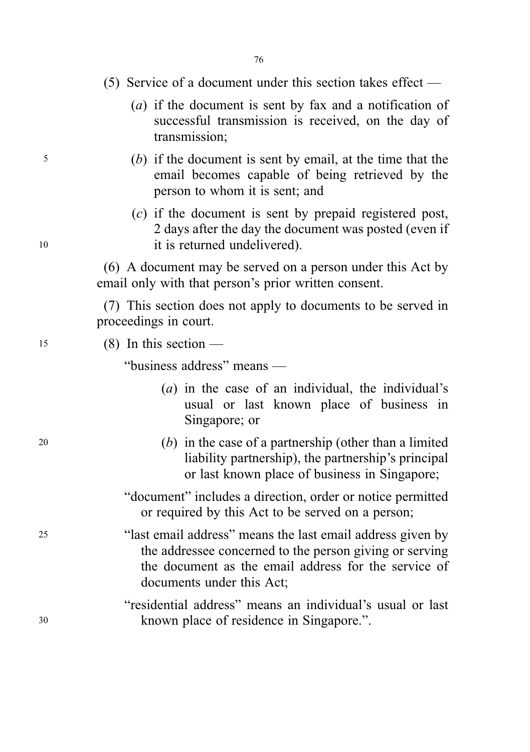(5) Service of a document under this section takes effect —

(*a*) if the document is sent by fax and a notification of successful transmission is received, on the day of transmission;

(*b*) if the document is sent by email, at the time that the email becomes capable of being retrieved by the person to whom it is sent; and

(*c*) if the document is sent by prepaid registered post, 2 days after the day the document was posted (even if it is returned undelivered).

(6) A document may be served on a person under this Act by email only with that person's prior written consent.

(7) This section does not apply to documents to be served in proceedings in court.

(8) In this section —

"business address" means —

(*a*) in the case of an individual, the individual's usual or last known place of business in Singapore; or

(*b*) in the case of a partnership (other than a limited liability partnership), the partnership's principal or last known place of business in Singapore;

"document" includes a direction, order or notice permitted or required by this Act to be served on a person;

"last email address" means the last email address given by the addressee concerned to the person giving or serving the document as the email address for the service of documents under this Act;

"residential address" means an individual's usual or last known place of residence in Singapore.".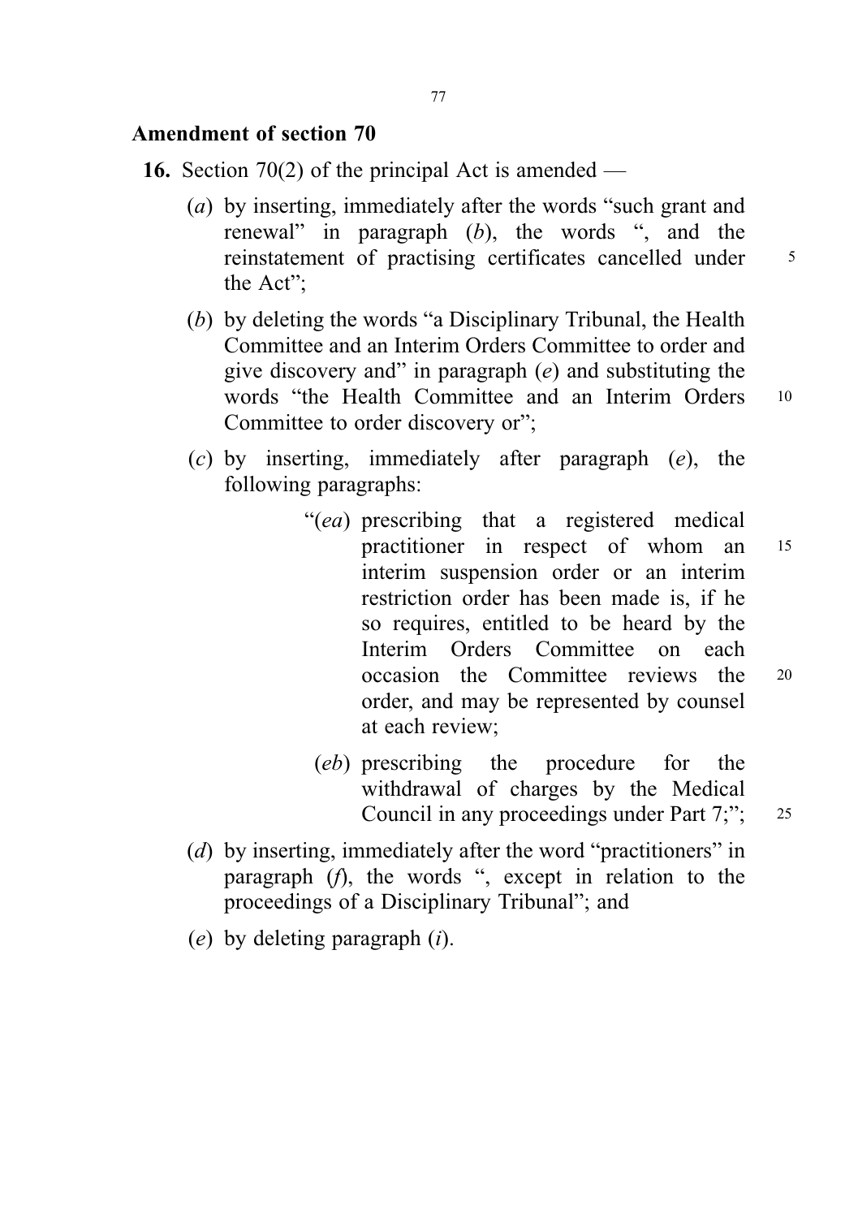## Amendment of section 70

**16.** Section 70(2) of the principal Act is amended —

(*a*) by inserting, immediately after the words "such grant and renewal" in paragraph (*b*), the words ", and the reinstatement of practising certificates cancelled under the Act";

(*b*) by deleting the words "a Disciplinary Tribunal, the Health Committee and an Interim Orders Committee to order and give discovery and" in paragraph (*e*) and substituting the words "the Health Committee and an Interim Orders Committee to order discovery or";

(*c*) by inserting, immediately after paragraph (*e*), the following paragraphs:

> "(*ea*) prescribing that a registered medical practitioner in respect of whom an interim suspension order or an interim restriction order has been made is, if he so requires, entitled to be heard by the Interim Orders Committee on each occasion the Committee reviews the order, and may be represented by counsel at each review;
>
> (*eb*) prescribing the procedure for the withdrawal of charges by the Medical Council in any proceedings under Part 7;";

(*d*) by inserting, immediately after the word "practitioners" in paragraph (*f*), the words ", except in relation to the proceedings of a Disciplinary Tribunal"; and

(*e*) by deleting paragraph (*i*).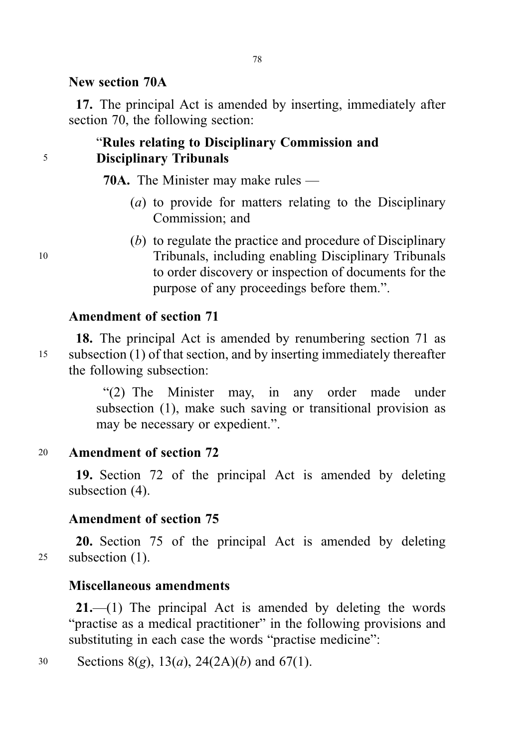**New section 70A**

**17.** The principal Act is amended by inserting, immediately after section 70, the following section:

"**Rules relating to Disciplinary Commission and Disciplinary Tribunals**

**70A.** The Minister may make rules —

(*a*) to provide for matters relating to the Disciplinary Commission; and

(*b*) to regulate the practice and procedure of Disciplinary Tribunals, including enabling Disciplinary Tribunals to order discovery or inspection of documents for the purpose of any proceedings before them.".

**Amendment of section 71**

**18.** The principal Act is amended by renumbering section 71 as subsection (1) of that section, and by inserting immediately thereafter the following subsection:

"(2) The Minister may, in any order made under subsection (1), make such saving or transitional provision as may be necessary or expedient.".

**Amendment of section 72**

**19.** Section 72 of the principal Act is amended by deleting subsection (4).

**Amendment of section 75**

**20.** Section 75 of the principal Act is amended by deleting subsection (1).

**Miscellaneous amendments**

**21.**—(1) The principal Act is amended by deleting the words "practise as a medical practitioner" in the following provisions and substituting in each case the words "practise medicine":

Sections 8(*g*), 13(*a*), 24(2A)(*b*) and 67(1).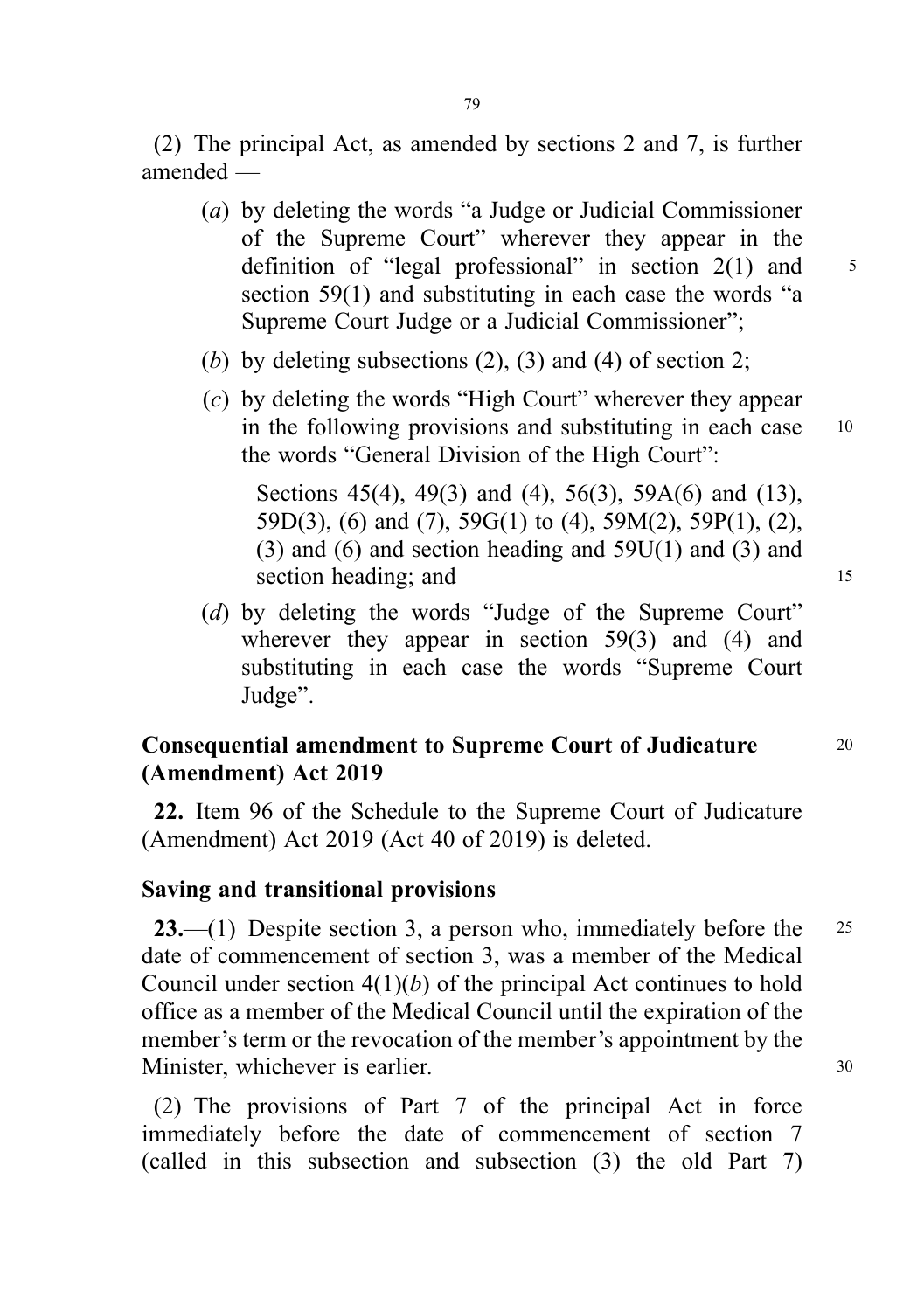(2) The principal Act, as amended by sections 2 and 7, is further amended —

(*a*) by deleting the words "a Judge or Judicial Commissioner of the Supreme Court" wherever they appear in the definition of "legal professional" in section 2(1) and section 59(1) and substituting in each case the words "a Supreme Court Judge or a Judicial Commissioner";

(*b*) by deleting subsections (2), (3) and (4) of section 2;

(*c*) by deleting the words "High Court" wherever they appear in the following provisions and substituting in each case the words "General Division of the High Court":

Sections 45(4), 49(3) and (4), 56(3), 59A(6) and (13), 59D(3), (6) and (7), 59G(1) to (4), 59M(2), 59P(1), (2), (3) and (6) and section heading and 59U(1) and (3) and section heading; and

(*d*) by deleting the words "Judge of the Supreme Court" wherever they appear in section 59(3) and (4) and substituting in each case the words "Supreme Court Judge".

**Consequential amendment to Supreme Court of Judicature (Amendment) Act 2019**

**22.** Item 96 of the Schedule to the Supreme Court of Judicature (Amendment) Act 2019 (Act 40 of 2019) is deleted.

**Saving and transitional provisions**

**23.**—(1) Despite section 3, a person who, immediately before the date of commencement of section 3, was a member of the Medical Council under section 4(1)(*b*) of the principal Act continues to hold office as a member of the Medical Council until the expiration of the member's term or the revocation of the member's appointment by the Minister, whichever is earlier.

(2) The provisions of Part 7 of the principal Act in force immediately before the date of commencement of section 7 (called in this subsection and subsection (3) the old Part 7)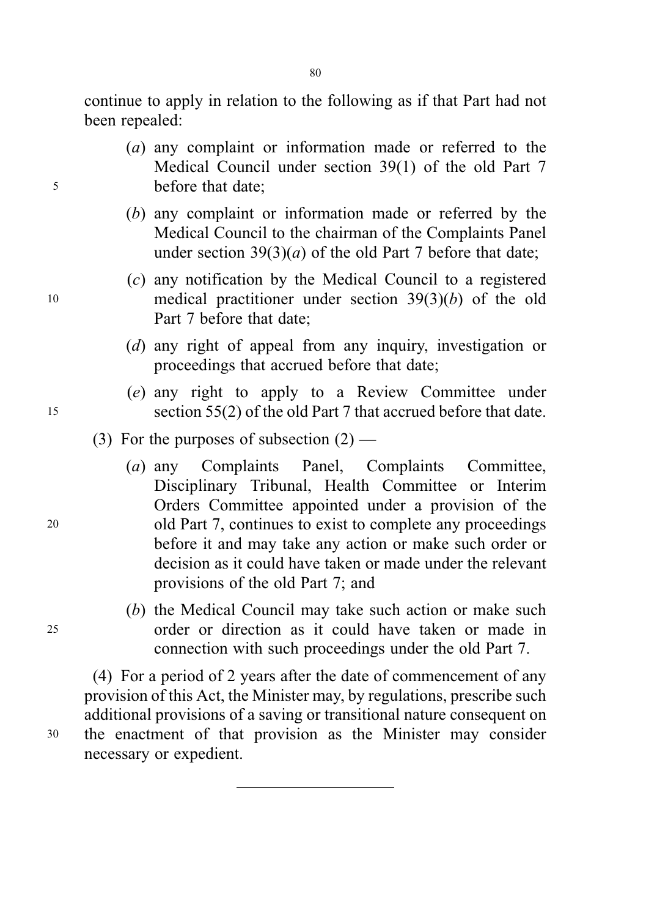continue to apply in relation to the following as if that Part had not been repealed:

(*a*) any complaint or information made or referred to the Medical Council under section 39(1) of the old Part 7 before that date;

(*b*) any complaint or information made or referred by the Medical Council to the chairman of the Complaints Panel under section 39(3)(*a*) of the old Part 7 before that date;

(*c*) any notification by the Medical Council to a registered medical practitioner under section 39(3)(*b*) of the old Part 7 before that date;

(*d*) any right of appeal from any inquiry, investigation or proceedings that accrued before that date;

(*e*) any right to apply to a Review Committee under section 55(2) of the old Part 7 that accrued before that date.

(3) For the purposes of subsection (2) —

(*a*) any Complaints Panel, Complaints Committee, Disciplinary Tribunal, Health Committee or Interim Orders Committee appointed under a provision of the old Part 7, continues to exist to complete any proceedings before it and may take any action or make such order or decision as it could have taken or made under the relevant provisions of the old Part 7; and

(*b*) the Medical Council may take such action or make such order or direction as it could have taken or made in connection with such proceedings under the old Part 7.

(4) For a period of 2 years after the date of commencement of any provision of this Act, the Minister may, by regulations, prescribe such additional provisions of a saving or transitional nature consequent on the enactment of that provision as the Minister may consider necessary or expedient.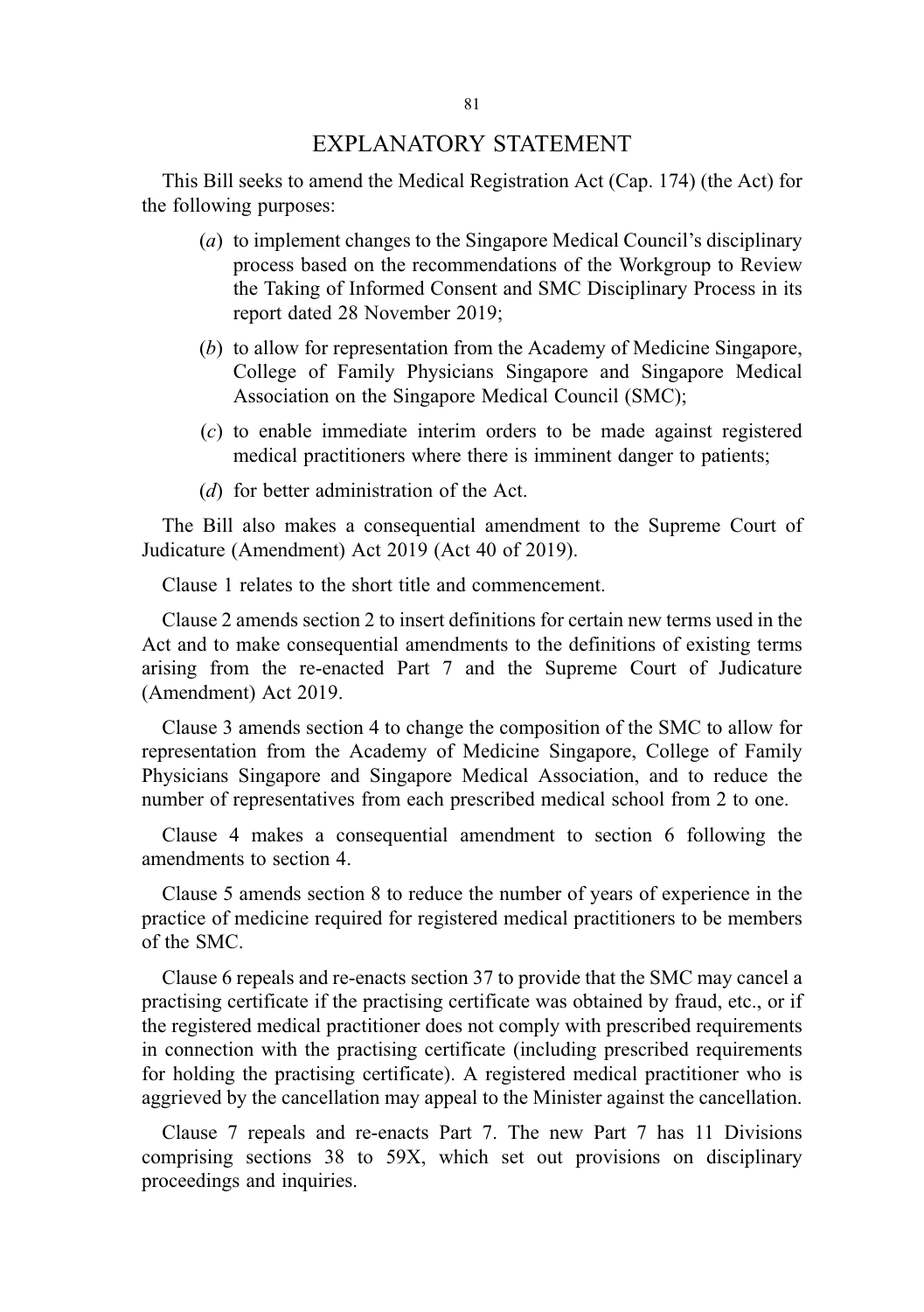# EXPLANATORY STATEMENT

This Bill seeks to amend the Medical Registration Act (Cap. 174) (the Act) for the following purposes:

(*a*) to implement changes to the Singapore Medical Council's disciplinary process based on the recommendations of the Workgroup to Review the Taking of Informed Consent and SMC Disciplinary Process in its report dated 28 November 2019;

(*b*) to allow for representation from the Academy of Medicine Singapore, College of Family Physicians Singapore and Singapore Medical Association on the Singapore Medical Council (SMC);

(*c*) to enable immediate interim orders to be made against registered medical practitioners where there is imminent danger to patients;

(*d*) for better administration of the Act.

The Bill also makes a consequential amendment to the Supreme Court of Judicature (Amendment) Act 2019 (Act 40 of 2019).

Clause 1 relates to the short title and commencement.

Clause 2 amends section 2 to insert definitions for certain new terms used in the Act and to make consequential amendments to the definitions of existing terms arising from the re-enacted Part 7 and the Supreme Court of Judicature (Amendment) Act 2019.

Clause 3 amends section 4 to change the composition of the SMC to allow for representation from the Academy of Medicine Singapore, College of Family Physicians Singapore and Singapore Medical Association, and to reduce the number of representatives from each prescribed medical school from 2 to one.

Clause 4 makes a consequential amendment to section 6 following the amendments to section 4.

Clause 5 amends section 8 to reduce the number of years of experience in the practice of medicine required for registered medical practitioners to be members of the SMC.

Clause 6 repeals and re-enacts section 37 to provide that the SMC may cancel a practising certificate if the practising certificate was obtained by fraud, etc., or if the registered medical practitioner does not comply with prescribed requirements in connection with the practising certificate (including prescribed requirements for holding the practising certificate). A registered medical practitioner who is aggrieved by the cancellation may appeal to the Minister against the cancellation.

Clause 7 repeals and re-enacts Part 7. The new Part 7 has 11 Divisions comprising sections 38 to 59X, which set out provisions on disciplinary proceedings and inquiries.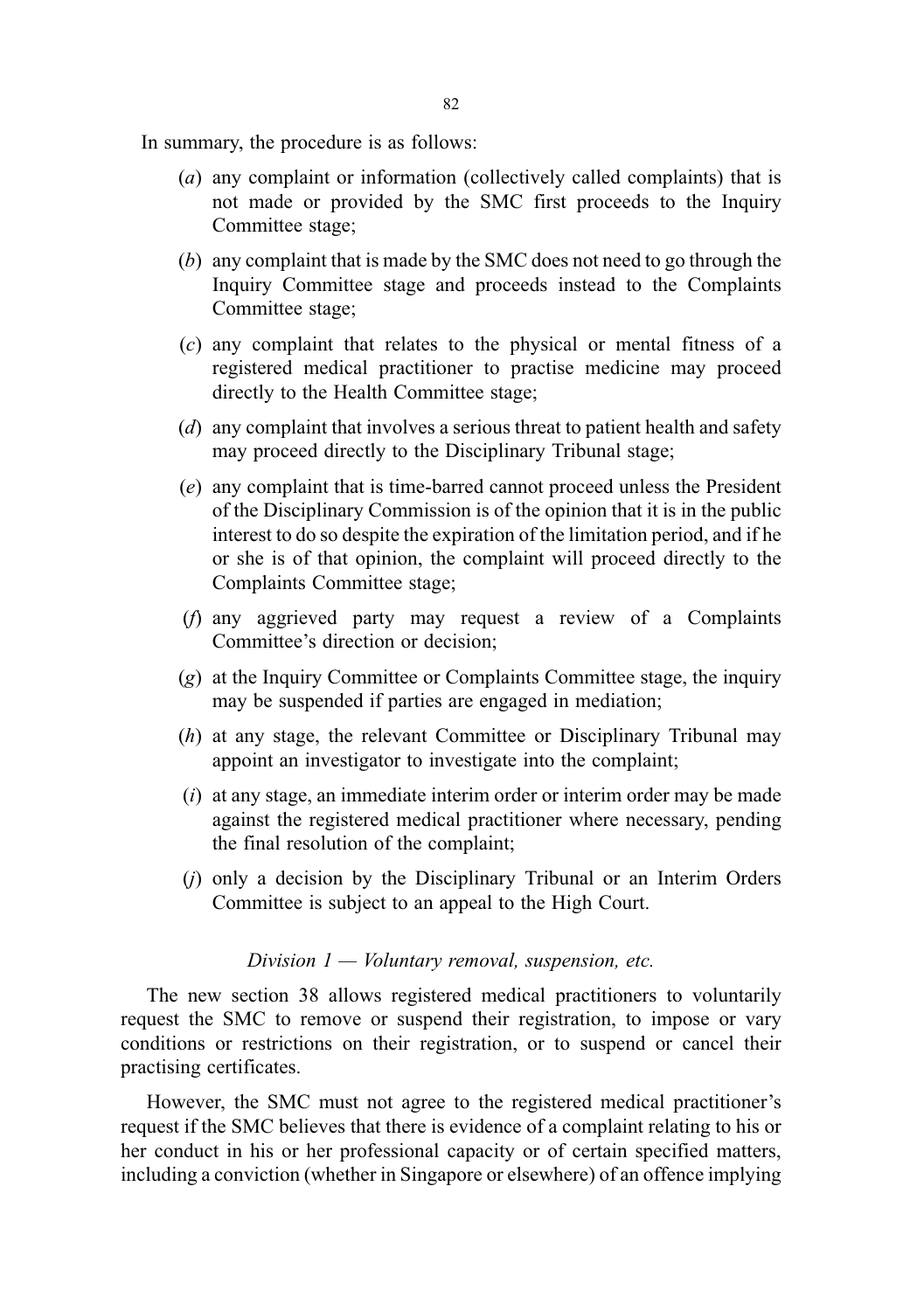In summary, the procedure is as follows:

(*a*) any complaint or information (collectively called complaints) that is not made or provided by the SMC first proceeds to the Inquiry Committee stage;

(*b*) any complaint that is made by the SMC does not need to go through the Inquiry Committee stage and proceeds instead to the Complaints Committee stage;

(*c*) any complaint that relates to the physical or mental fitness of a registered medical practitioner to practise medicine may proceed directly to the Health Committee stage;

(*d*) any complaint that involves a serious threat to patient health and safety may proceed directly to the Disciplinary Tribunal stage;

(*e*) any complaint that is time-barred cannot proceed unless the President of the Disciplinary Commission is of the opinion that it is in the public interest to do so despite the expiration of the limitation period, and if he or she is of that opinion, the complaint will proceed directly to the Complaints Committee stage;

(*f*) any aggrieved party may request a review of a Complaints Committee's direction or decision;

(*g*) at the Inquiry Committee or Complaints Committee stage, the inquiry may be suspended if parties are engaged in mediation;

(*h*) at any stage, the relevant Committee or Disciplinary Tribunal may appoint an investigator to investigate into the complaint;

(*i*) at any stage, an immediate interim order or interim order may be made against the registered medical practitioner where necessary, pending the final resolution of the complaint;

(*j*) only a decision by the Disciplinary Tribunal or an Interim Orders Committee is subject to an appeal to the High Court.

*Division 1 — Voluntary removal, suspension, etc.*

The new section 38 allows registered medical practitioners to voluntarily request the SMC to remove or suspend their registration, to impose or vary conditions or restrictions on their registration, or to suspend or cancel their practising certificates.

However, the SMC must not agree to the registered medical practitioner's request if the SMC believes that there is evidence of a complaint relating to his or her conduct in his or her professional capacity or of certain specified matters, including a conviction (whether in Singapore or elsewhere) of an offence implying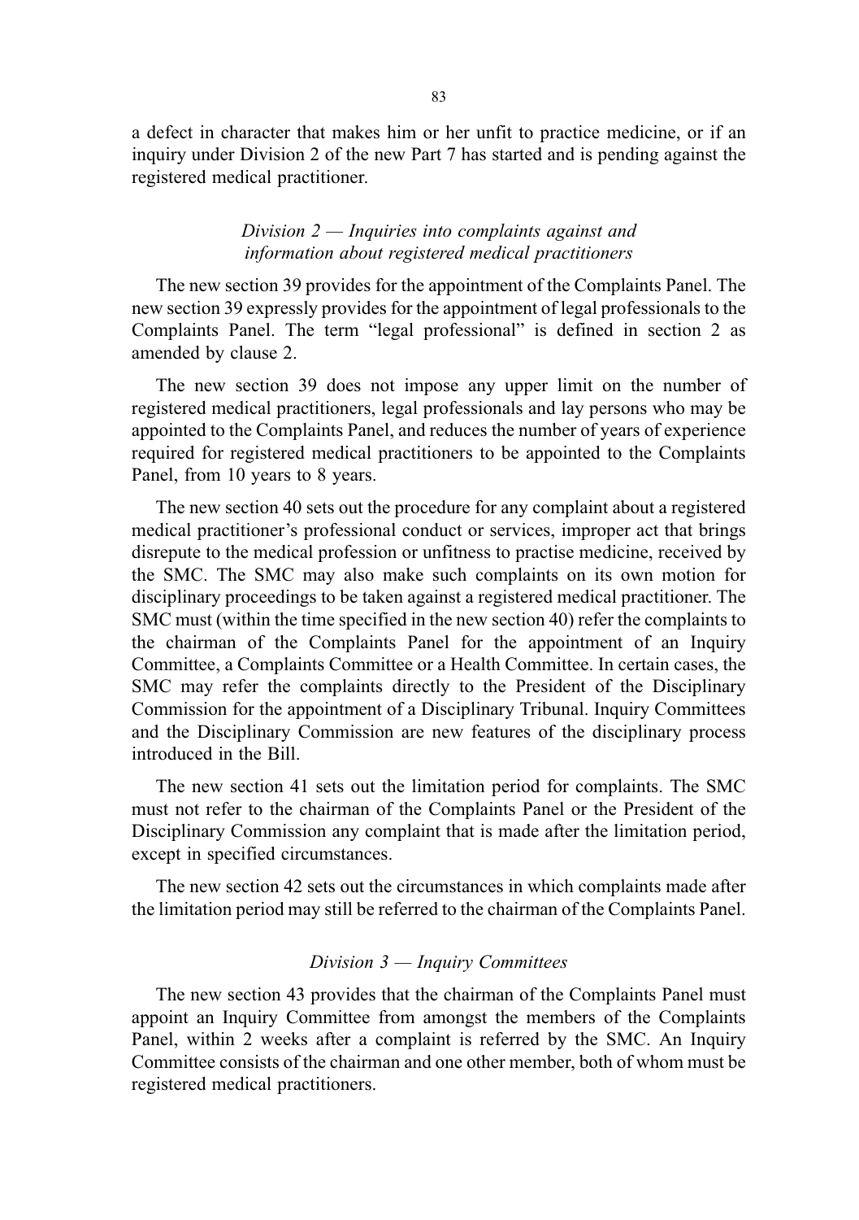a defect in character that makes him or her unfit to practice medicine, or if an inquiry under Division 2 of the new Part 7 has started and is pending against the registered medical practitioner.

*Division 2 — Inquiries into complaints against and information about registered medical practitioners*

The new section 39 provides for the appointment of the Complaints Panel. The new section 39 expressly provides for the appointment of legal professionals to the Complaints Panel. The term "legal professional" is defined in section 2 as amended by clause 2.

The new section 39 does not impose any upper limit on the number of registered medical practitioners, legal professionals and lay persons who may be appointed to the Complaints Panel, and reduces the number of years of experience required for registered medical practitioners to be appointed to the Complaints Panel, from 10 years to 8 years.

The new section 40 sets out the procedure for any complaint about a registered medical practitioner's professional conduct or services, improper act that brings disrepute to the medical profession or unfitness to practise medicine, received by the SMC. The SMC may also make such complaints on its own motion for disciplinary proceedings to be taken against a registered medical practitioner. The SMC must (within the time specified in the new section 40) refer the complaints to the chairman of the Complaints Panel for the appointment of an Inquiry Committee, a Complaints Committee or a Health Committee. In certain cases, the SMC may refer the complaints directly to the President of the Disciplinary Commission for the appointment of a Disciplinary Tribunal. Inquiry Committees and the Disciplinary Commission are new features of the disciplinary process introduced in the Bill.

The new section 41 sets out the limitation period for complaints. The SMC must not refer to the chairman of the Complaints Panel or the President of the Disciplinary Commission any complaint that is made after the limitation period, except in specified circumstances.

The new section 42 sets out the circumstances in which complaints made after the limitation period may still be referred to the chairman of the Complaints Panel.

*Division 3 — Inquiry Committees*

The new section 43 provides that the chairman of the Complaints Panel must appoint an Inquiry Committee from amongst the members of the Complaints Panel, within 2 weeks after a complaint is referred by the SMC. An Inquiry Committee consists of the chairman and one other member, both of whom must be registered medical practitioners.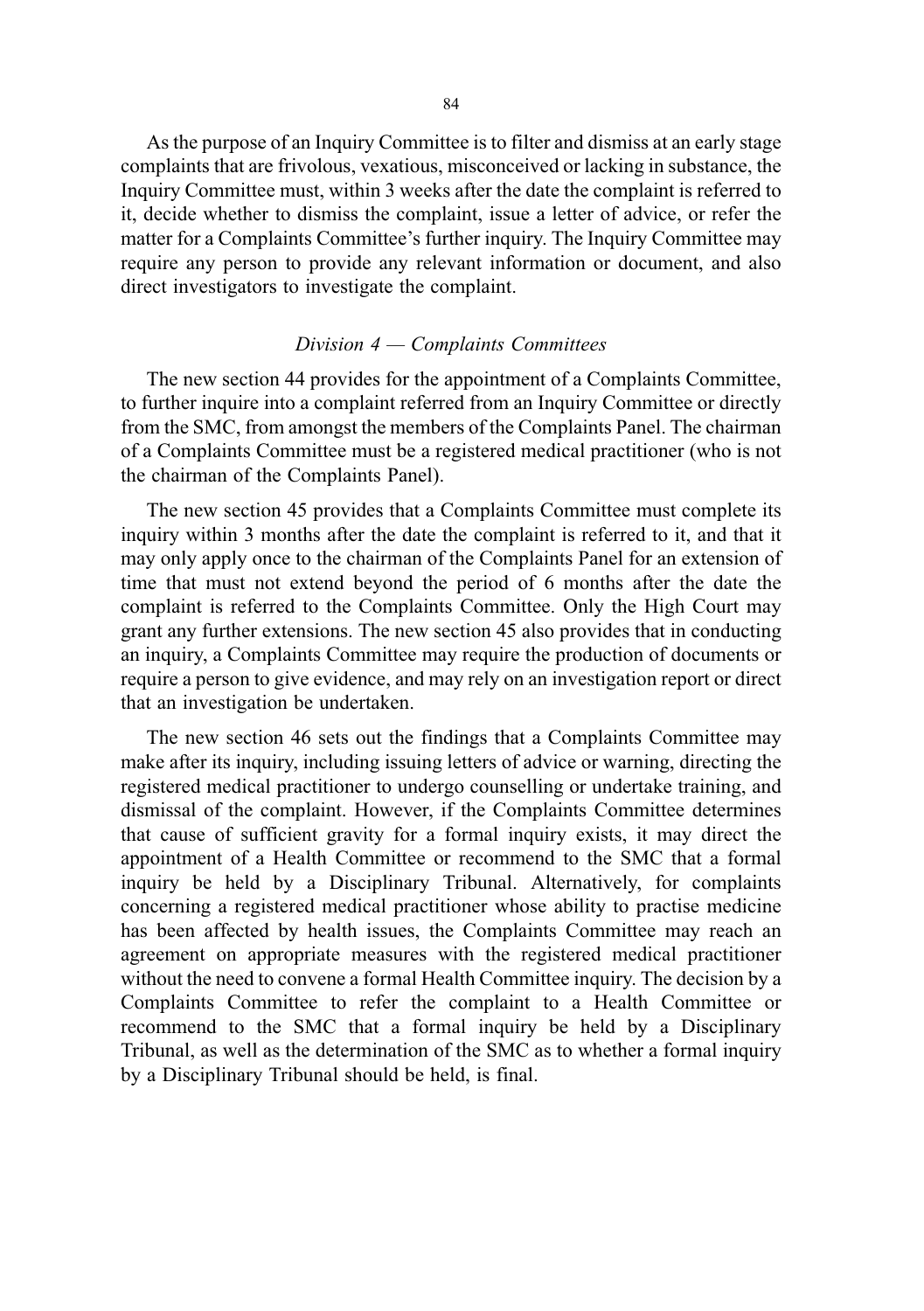As the purpose of an Inquiry Committee is to filter and dismiss at an early stage complaints that are frivolous, vexatious, misconceived or lacking in substance, the Inquiry Committee must, within 3 weeks after the date the complaint is referred to it, decide whether to dismiss the complaint, issue a letter of advice, or refer the matter for a Complaints Committee's further inquiry. The Inquiry Committee may require any person to provide any relevant information or document, and also direct investigators to investigate the complaint.

### *Division 4 — Complaints Committees*

The new section 44 provides for the appointment of a Complaints Committee, to further inquire into a complaint referred from an Inquiry Committee or directly from the SMC, from amongst the members of the Complaints Panel. The chairman of a Complaints Committee must be a registered medical practitioner (who is not the chairman of the Complaints Panel).

The new section 45 provides that a Complaints Committee must complete its inquiry within 3 months after the date the complaint is referred to it, and that it may only apply once to the chairman of the Complaints Panel for an extension of time that must not extend beyond the period of 6 months after the date the complaint is referred to the Complaints Committee. Only the High Court may grant any further extensions. The new section 45 also provides that in conducting an inquiry, a Complaints Committee may require the production of documents or require a person to give evidence, and may rely on an investigation report or direct that an investigation be undertaken.

The new section 46 sets out the findings that a Complaints Committee may make after its inquiry, including issuing letters of advice or warning, directing the registered medical practitioner to undergo counselling or undertake training, and dismissal of the complaint. However, if the Complaints Committee determines that cause of sufficient gravity for a formal inquiry exists, it may direct the appointment of a Health Committee or recommend to the SMC that a formal inquiry be held by a Disciplinary Tribunal. Alternatively, for complaints concerning a registered medical practitioner whose ability to practise medicine has been affected by health issues, the Complaints Committee may reach an agreement on appropriate measures with the registered medical practitioner without the need to convene a formal Health Committee inquiry. The decision by a Complaints Committee to refer the complaint to a Health Committee or recommend to the SMC that a formal inquiry be held by a Disciplinary Tribunal, as well as the determination of the SMC as to whether a formal inquiry by a Disciplinary Tribunal should be held, is final.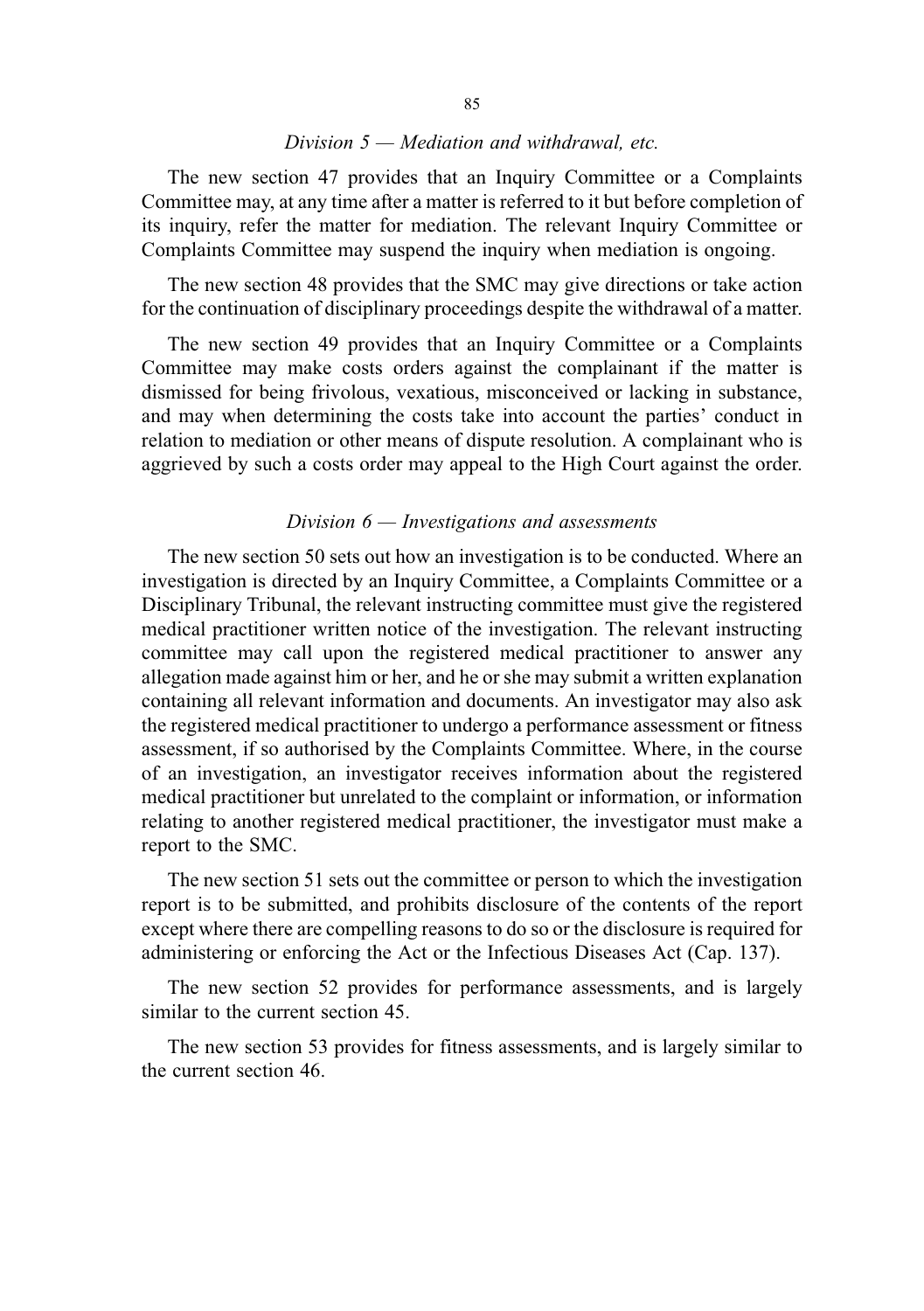*Division 5 — Mediation and withdrawal, etc.*

The new section 47 provides that an Inquiry Committee or a Complaints Committee may, at any time after a matter is referred to it but before completion of its inquiry, refer the matter for mediation. The relevant Inquiry Committee or Complaints Committee may suspend the inquiry when mediation is ongoing.

The new section 48 provides that the SMC may give directions or take action for the continuation of disciplinary proceedings despite the withdrawal of a matter.

The new section 49 provides that an Inquiry Committee or a Complaints Committee may make costs orders against the complainant if the matter is dismissed for being frivolous, vexatious, misconceived or lacking in substance, and may when determining the costs take into account the parties' conduct in relation to mediation or other means of dispute resolution. A complainant who is aggrieved by such a costs order may appeal to the High Court against the order.

*Division 6 — Investigations and assessments*

The new section 50 sets out how an investigation is to be conducted. Where an investigation is directed by an Inquiry Committee, a Complaints Committee or a Disciplinary Tribunal, the relevant instructing committee must give the registered medical practitioner written notice of the investigation. The relevant instructing committee may call upon the registered medical practitioner to answer any allegation made against him or her, and he or she may submit a written explanation containing all relevant information and documents. An investigator may also ask the registered medical practitioner to undergo a performance assessment or fitness assessment, if so authorised by the Complaints Committee. Where, in the course of an investigation, an investigator receives information about the registered medical practitioner but unrelated to the complaint or information, or information relating to another registered medical practitioner, the investigator must make a report to the SMC.

The new section 51 sets out the committee or person to which the investigation report is to be submitted, and prohibits disclosure of the contents of the report except where there are compelling reasons to do so or the disclosure is required for administering or enforcing the Act or the Infectious Diseases Act (Cap. 137).

The new section 52 provides for performance assessments, and is largely similar to the current section 45.

The new section 53 provides for fitness assessments, and is largely similar to the current section 46.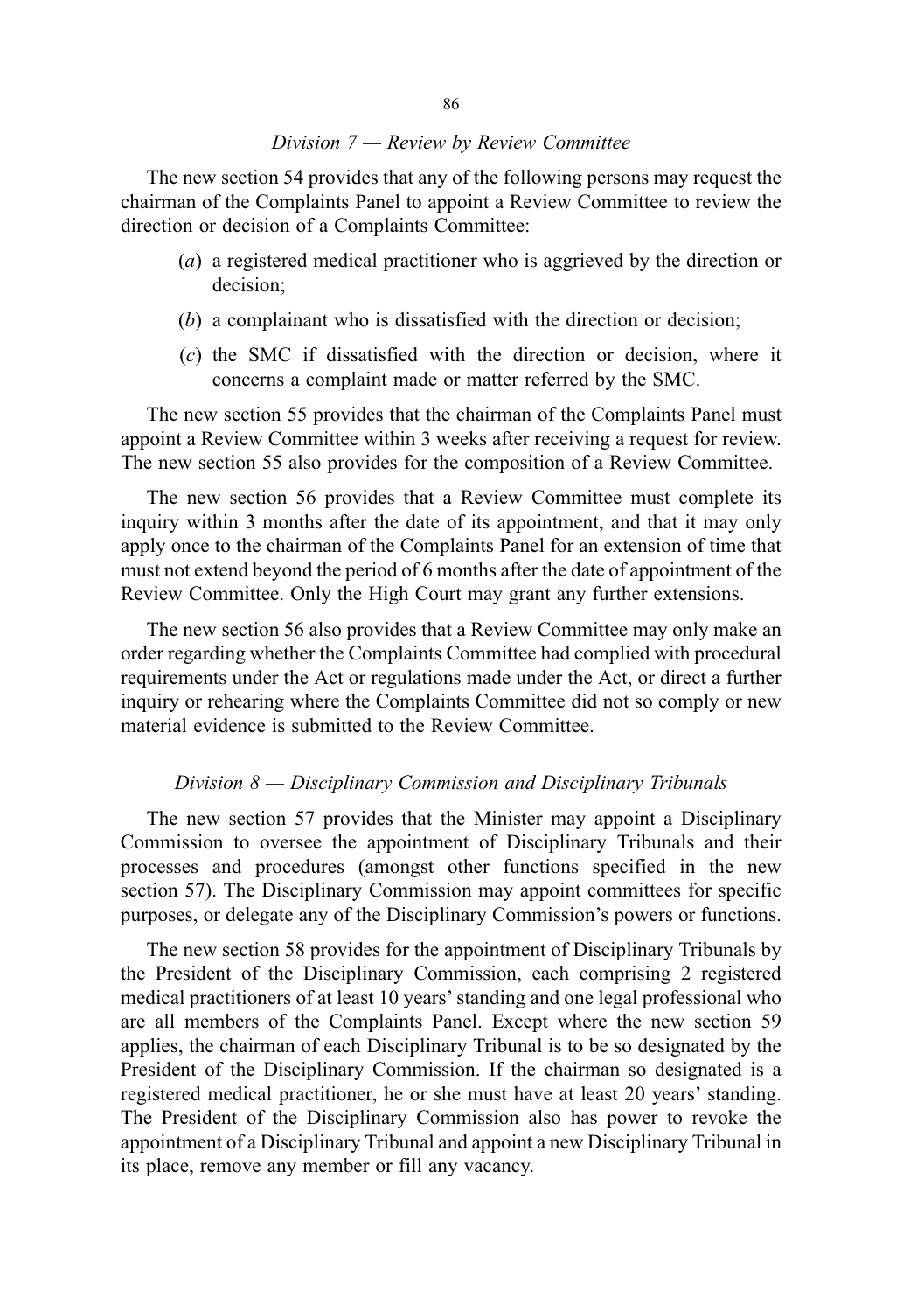*Division 7 — Review by Review Committee*

The new section 54 provides that any of the following persons may request the chairman of the Complaints Panel to appoint a Review Committee to review the direction or decision of a Complaints Committee:

(*a*) a registered medical practitioner who is aggrieved by the direction or decision;

(*b*) a complainant who is dissatisfied with the direction or decision;

(*c*) the SMC if dissatisfied with the direction or decision, where it concerns a complaint made or matter referred by the SMC.

The new section 55 provides that the chairman of the Complaints Panel must appoint a Review Committee within 3 weeks after receiving a request for review. The new section 55 also provides for the composition of a Review Committee.

The new section 56 provides that a Review Committee must complete its inquiry within 3 months after the date of its appointment, and that it may only apply once to the chairman of the Complaints Panel for an extension of time that must not extend beyond the period of 6 months after the date of appointment of the Review Committee. Only the High Court may grant any further extensions.

The new section 56 also provides that a Review Committee may only make an order regarding whether the Complaints Committee had complied with procedural requirements under the Act or regulations made under the Act, or direct a further inquiry or rehearing where the Complaints Committee did not so comply or new material evidence is submitted to the Review Committee.

*Division 8 — Disciplinary Commission and Disciplinary Tribunals*

The new section 57 provides that the Minister may appoint a Disciplinary Commission to oversee the appointment of Disciplinary Tribunals and their processes and procedures (amongst other functions specified in the new section 57). The Disciplinary Commission may appoint committees for specific purposes, or delegate any of the Disciplinary Commission's powers or functions.

The new section 58 provides for the appointment of Disciplinary Tribunals by the President of the Disciplinary Commission, each comprising 2 registered medical practitioners of at least 10 years' standing and one legal professional who are all members of the Complaints Panel. Except where the new section 59 applies, the chairman of each Disciplinary Tribunal is to be so designated by the President of the Disciplinary Commission. If the chairman so designated is a registered medical practitioner, he or she must have at least 20 years' standing. The President of the Disciplinary Commission also has power to revoke the appointment of a Disciplinary Tribunal and appoint a new Disciplinary Tribunal in its place, remove any member or fill any vacancy.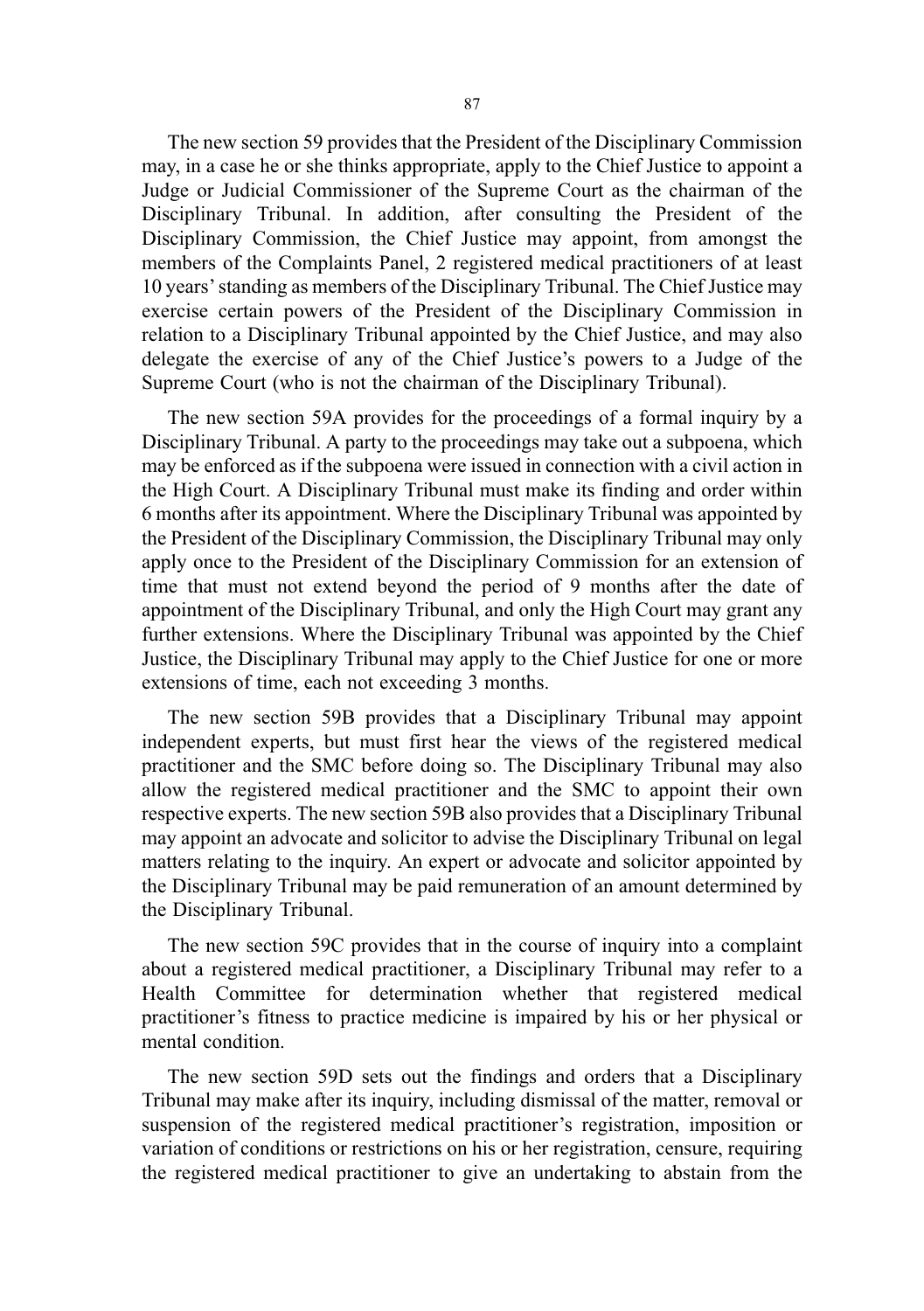The new section 59 provides that the President of the Disciplinary Commission may, in a case he or she thinks appropriate, apply to the Chief Justice to appoint a Judge or Judicial Commissioner of the Supreme Court as the chairman of the Disciplinary Tribunal. In addition, after consulting the President of the Disciplinary Commission, the Chief Justice may appoint, from amongst the members of the Complaints Panel, 2 registered medical practitioners of at least 10 years' standing as members of the Disciplinary Tribunal. The Chief Justice may exercise certain powers of the President of the Disciplinary Commission in relation to a Disciplinary Tribunal appointed by the Chief Justice, and may also delegate the exercise of any of the Chief Justice's powers to a Judge of the Supreme Court (who is not the chairman of the Disciplinary Tribunal).

The new section 59A provides for the proceedings of a formal inquiry by a Disciplinary Tribunal. A party to the proceedings may take out a subpoena, which may be enforced as if the subpoena were issued in connection with a civil action in the High Court. A Disciplinary Tribunal must make its finding and order within 6 months after its appointment. Where the Disciplinary Tribunal was appointed by the President of the Disciplinary Commission, the Disciplinary Tribunal may only apply once to the President of the Disciplinary Commission for an extension of time that must not extend beyond the period of 9 months after the date of appointment of the Disciplinary Tribunal, and only the High Court may grant any further extensions. Where the Disciplinary Tribunal was appointed by the Chief Justice, the Disciplinary Tribunal may apply to the Chief Justice for one or more extensions of time, each not exceeding 3 months.

The new section 59B provides that a Disciplinary Tribunal may appoint independent experts, but must first hear the views of the registered medical practitioner and the SMC before doing so. The Disciplinary Tribunal may also allow the registered medical practitioner and the SMC to appoint their own respective experts. The new section 59B also provides that a Disciplinary Tribunal may appoint an advocate and solicitor to advise the Disciplinary Tribunal on legal matters relating to the inquiry. An expert or advocate and solicitor appointed by the Disciplinary Tribunal may be paid remuneration of an amount determined by the Disciplinary Tribunal.

The new section 59C provides that in the course of inquiry into a complaint about a registered medical practitioner, a Disciplinary Tribunal may refer to a Health Committee for determination whether that registered medical practitioner's fitness to practice medicine is impaired by his or her physical or mental condition.

The new section 59D sets out the findings and orders that a Disciplinary Tribunal may make after its inquiry, including dismissal of the matter, removal or suspension of the registered medical practitioner's registration, imposition or variation of conditions or restrictions on his or her registration, censure, requiring the registered medical practitioner to give an undertaking to abstain from the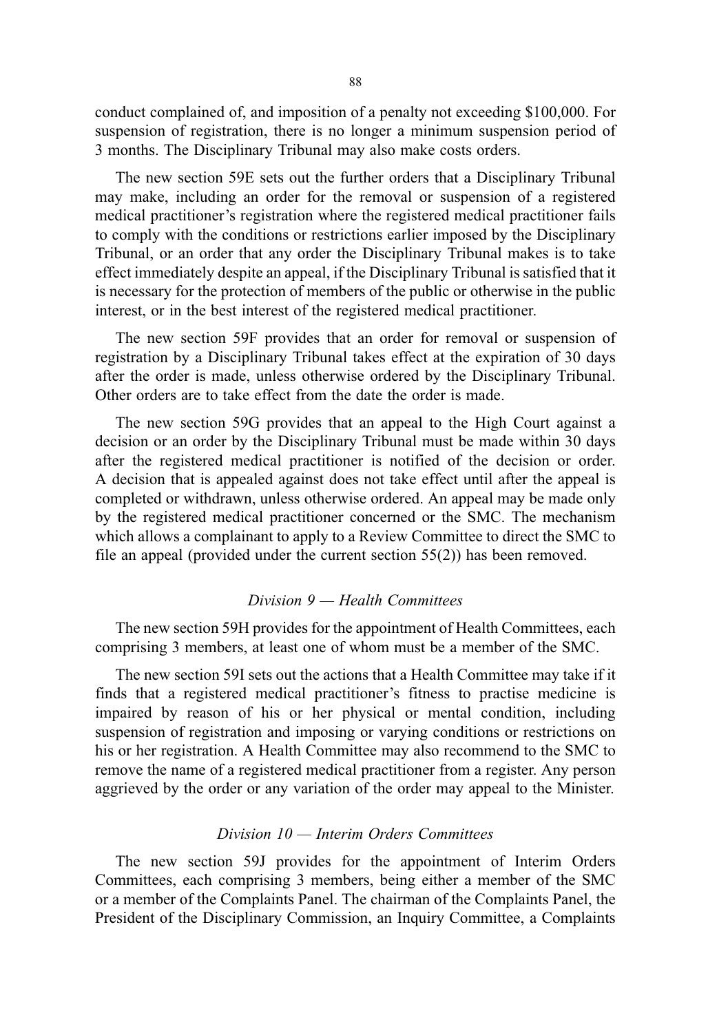conduct complained of, and imposition of a penalty not exceeding $100,000. For suspension of registration, there is no longer a minimum suspension period of 3 months. The Disciplinary Tribunal may also make costs orders.

The new section 59E sets out the further orders that a Disciplinary Tribunal may make, including an order for the removal or suspension of a registered medical practitioner's registration where the registered medical practitioner fails to comply with the conditions or restrictions earlier imposed by the Disciplinary Tribunal, or an order that any order the Disciplinary Tribunal makes is to take effect immediately despite an appeal, if the Disciplinary Tribunal is satisfied that it is necessary for the protection of members of the public or otherwise in the public interest, or in the best interest of the registered medical practitioner.

The new section 59F provides that an order for removal or suspension of registration by a Disciplinary Tribunal takes effect at the expiration of 30 days after the order is made, unless otherwise ordered by the Disciplinary Tribunal. Other orders are to take effect from the date the order is made.

The new section 59G provides that an appeal to the High Court against a decision or an order by the Disciplinary Tribunal must be made within 30 days after the registered medical practitioner is notified of the decision or order. A decision that is appealed against does not take effect until after the appeal is completed or withdrawn, unless otherwise ordered. An appeal may be made only by the registered medical practitioner concerned or the SMC. The mechanism which allows a complainant to apply to a Review Committee to direct the SMC to file an appeal (provided under the current section 55(2)) has been removed.

*Division 9 — Health Committees*

The new section 59H provides for the appointment of Health Committees, each comprising 3 members, at least one of whom must be a member of the SMC.

The new section 59I sets out the actions that a Health Committee may take if it finds that a registered medical practitioner's fitness to practise medicine is impaired by reason of his or her physical or mental condition, including suspension of registration and imposing or varying conditions or restrictions on his or her registration. A Health Committee may also recommend to the SMC to remove the name of a registered medical practitioner from a register. Any person aggrieved by the order or any variation of the order may appeal to the Minister.

*Division 10 — Interim Orders Committees*

The new section 59J provides for the appointment of Interim Orders Committees, each comprising 3 members, being either a member of the SMC or a member of the Complaints Panel. The chairman of the Complaints Panel, the President of the Disciplinary Commission, an Inquiry Committee, a Complaints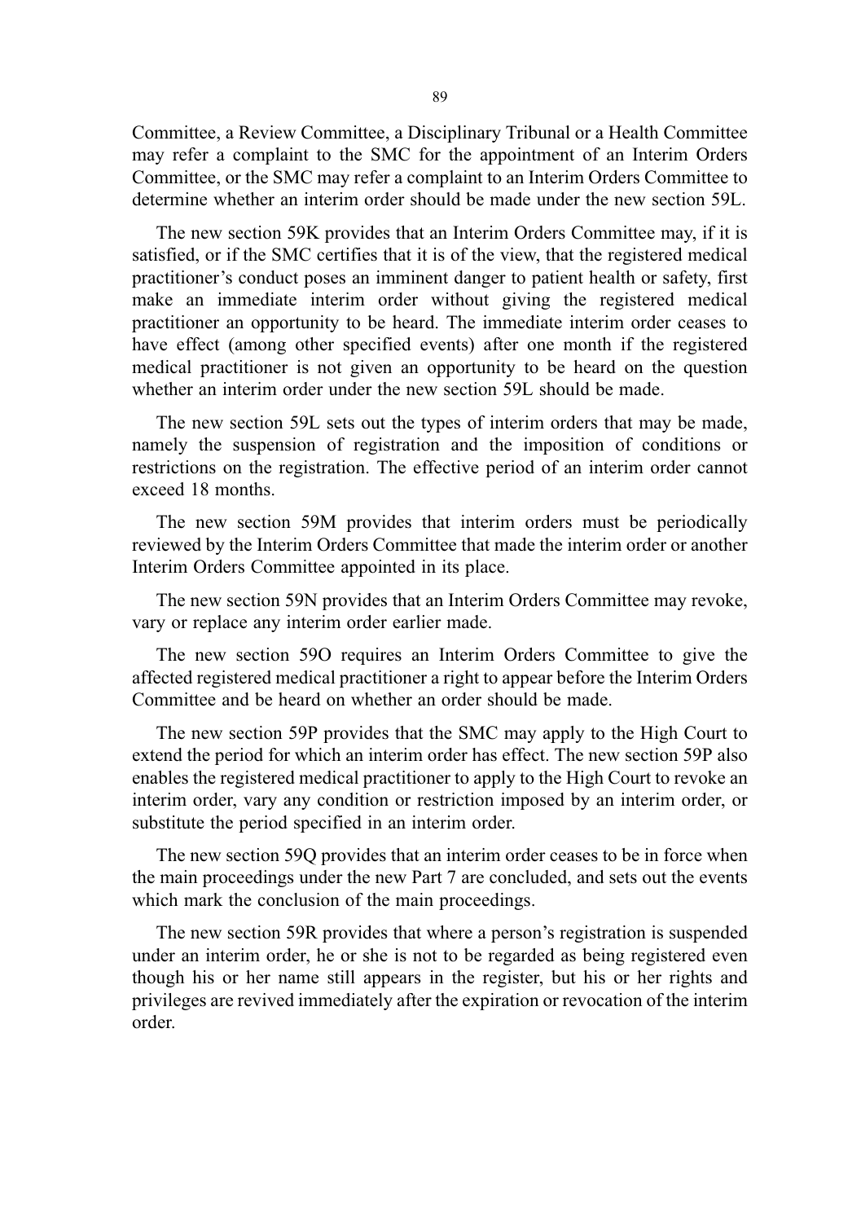Committee, a Review Committee, a Disciplinary Tribunal or a Health Committee may refer a complaint to the SMC for the appointment of an Interim Orders Committee, or the SMC may refer a complaint to an Interim Orders Committee to determine whether an interim order should be made under the new section 59L.

The new section 59K provides that an Interim Orders Committee may, if it is satisfied, or if the SMC certifies that it is of the view, that the registered medical practitioner's conduct poses an imminent danger to patient health or safety, first make an immediate interim order without giving the registered medical practitioner an opportunity to be heard. The immediate interim order ceases to have effect (among other specified events) after one month if the registered medical practitioner is not given an opportunity to be heard on the question whether an interim order under the new section 59L should be made.

The new section 59L sets out the types of interim orders that may be made, namely the suspension of registration and the imposition of conditions or restrictions on the registration. The effective period of an interim order cannot exceed 18 months.

The new section 59M provides that interim orders must be periodically reviewed by the Interim Orders Committee that made the interim order or another Interim Orders Committee appointed in its place.

The new section 59N provides that an Interim Orders Committee may revoke, vary or replace any interim order earlier made.

The new section 59O requires an Interim Orders Committee to give the affected registered medical practitioner a right to appear before the Interim Orders Committee and be heard on whether an order should be made.

The new section 59P provides that the SMC may apply to the High Court to extend the period for which an interim order has effect. The new section 59P also enables the registered medical practitioner to apply to the High Court to revoke an interim order, vary any condition or restriction imposed by an interim order, or substitute the period specified in an interim order.

The new section 59Q provides that an interim order ceases to be in force when the main proceedings under the new Part 7 are concluded, and sets out the events which mark the conclusion of the main proceedings.

The new section 59R provides that where a person's registration is suspended under an interim order, he or she is not to be regarded as being registered even though his or her name still appears in the register, but his or her rights and privileges are revived immediately after the expiration or revocation of the interim order.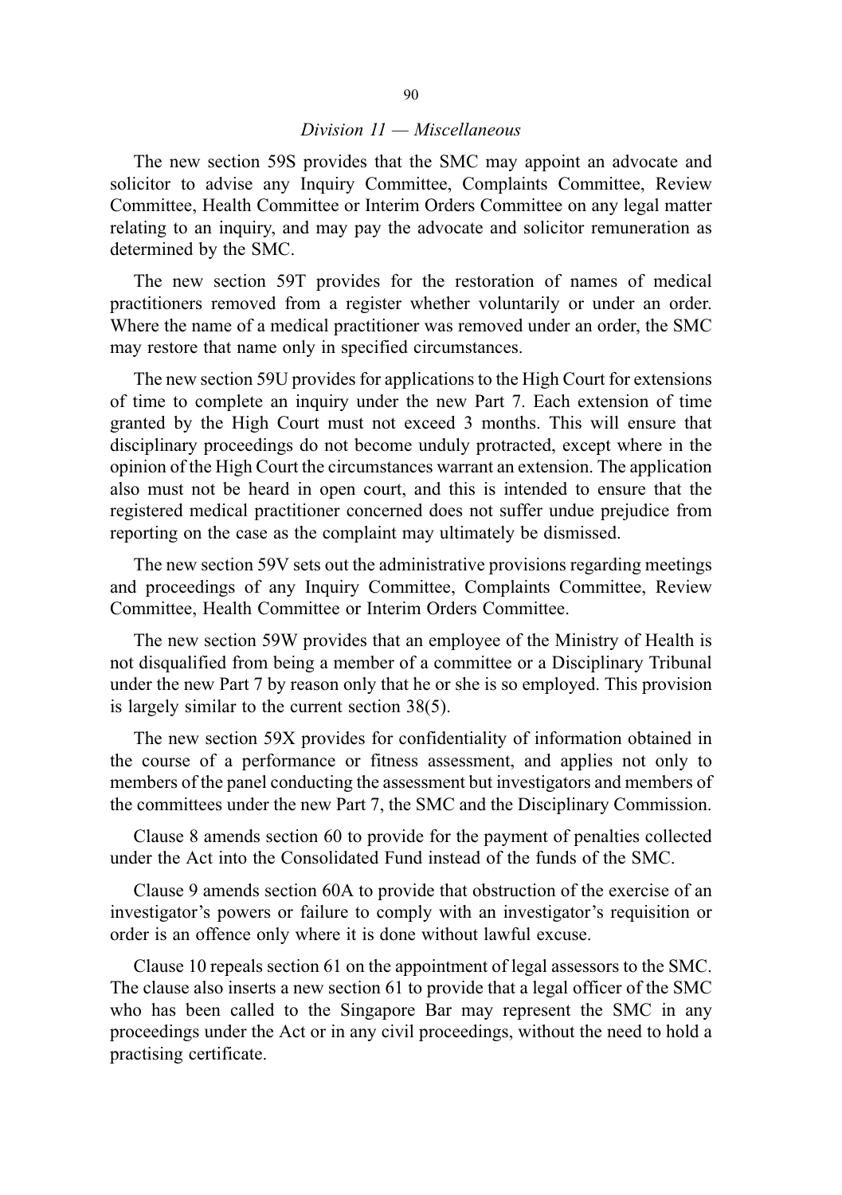*Division 11 — Miscellaneous*

The new section 59S provides that the SMC may appoint an advocate and solicitor to advise any Inquiry Committee, Complaints Committee, Review Committee, Health Committee or Interim Orders Committee on any legal matter relating to an inquiry, and may pay the advocate and solicitor remuneration as determined by the SMC.

The new section 59T provides for the restoration of names of medical practitioners removed from a register whether voluntarily or under an order. Where the name of a medical practitioner was removed under an order, the SMC may restore that name only in specified circumstances.

The new section 59U provides for applications to the High Court for extensions of time to complete an inquiry under the new Part 7. Each extension of time granted by the High Court must not exceed 3 months. This will ensure that disciplinary proceedings do not become unduly protracted, except where in the opinion of the High Court the circumstances warrant an extension. The application also must not be heard in open court, and this is intended to ensure that the registered medical practitioner concerned does not suffer undue prejudice from reporting on the case as the complaint may ultimately be dismissed.

The new section 59V sets out the administrative provisions regarding meetings and proceedings of any Inquiry Committee, Complaints Committee, Review Committee, Health Committee or Interim Orders Committee.

The new section 59W provides that an employee of the Ministry of Health is not disqualified from being a member of a committee or a Disciplinary Tribunal under the new Part 7 by reason only that he or she is so employed. This provision is largely similar to the current section 38(5).

The new section 59X provides for confidentiality of information obtained in the course of a performance or fitness assessment, and applies not only to members of the panel conducting the assessment but investigators and members of the committees under the new Part 7, the SMC and the Disciplinary Commission.

Clause 8 amends section 60 to provide for the payment of penalties collected under the Act into the Consolidated Fund instead of the funds of the SMC.

Clause 9 amends section 60A to provide that obstruction of the exercise of an investigator's powers or failure to comply with an investigator's requisition or order is an offence only where it is done without lawful excuse.

Clause 10 repeals section 61 on the appointment of legal assessors to the SMC. The clause also inserts a new section 61 to provide that a legal officer of the SMC who has been called to the Singapore Bar may represent the SMC in any proceedings under the Act or in any civil proceedings, without the need to hold a practising certificate.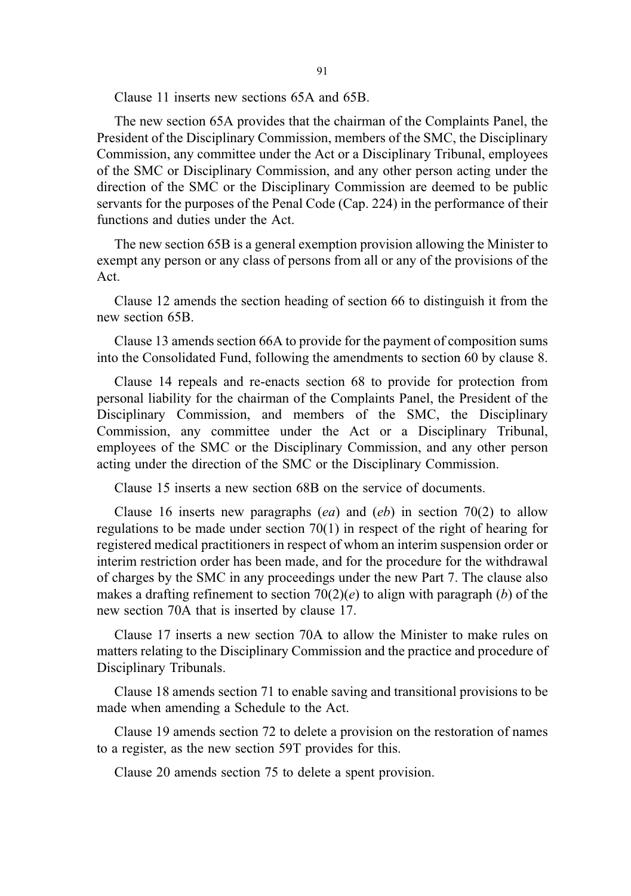Clause 11 inserts new sections 65A and 65B.

The new section 65A provides that the chairman of the Complaints Panel, the President of the Disciplinary Commission, members of the SMC, the Disciplinary Commission, any committee under the Act or a Disciplinary Tribunal, employees of the SMC or Disciplinary Commission, and any other person acting under the direction of the SMC or the Disciplinary Commission are deemed to be public servants for the purposes of the Penal Code (Cap. 224) in the performance of their functions and duties under the Act.

The new section 65B is a general exemption provision allowing the Minister to exempt any person or any class of persons from all or any of the provisions of the Act.

Clause 12 amends the section heading of section 66 to distinguish it from the new section 65B.

Clause 13 amends section 66A to provide for the payment of composition sums into the Consolidated Fund, following the amendments to section 60 by clause 8.

Clause 14 repeals and re-enacts section 68 to provide for protection from personal liability for the chairman of the Complaints Panel, the President of the Disciplinary Commission, and members of the SMC, the Disciplinary Commission, any committee under the Act or a Disciplinary Tribunal, employees of the SMC or the Disciplinary Commission, and any other person acting under the direction of the SMC or the Disciplinary Commission.

Clause 15 inserts a new section 68B on the service of documents.

Clause 16 inserts new paragraphs (*ea*) and (*eb*) in section 70(2) to allow regulations to be made under section 70(1) in respect of the right of hearing for registered medical practitioners in respect of whom an interim suspension order or interim restriction order has been made, and for the procedure for the withdrawal of charges by the SMC in any proceedings under the new Part 7. The clause also makes a drafting refinement to section 70(2)(*e*) to align with paragraph (*b*) of the new section 70A that is inserted by clause 17.

Clause 17 inserts a new section 70A to allow the Minister to make rules on matters relating to the Disciplinary Commission and the practice and procedure of Disciplinary Tribunals.

Clause 18 amends section 71 to enable saving and transitional provisions to be made when amending a Schedule to the Act.

Clause 19 amends section 72 to delete a provision on the restoration of names to a register, as the new section 59T provides for this.

Clause 20 amends section 75 to delete a spent provision.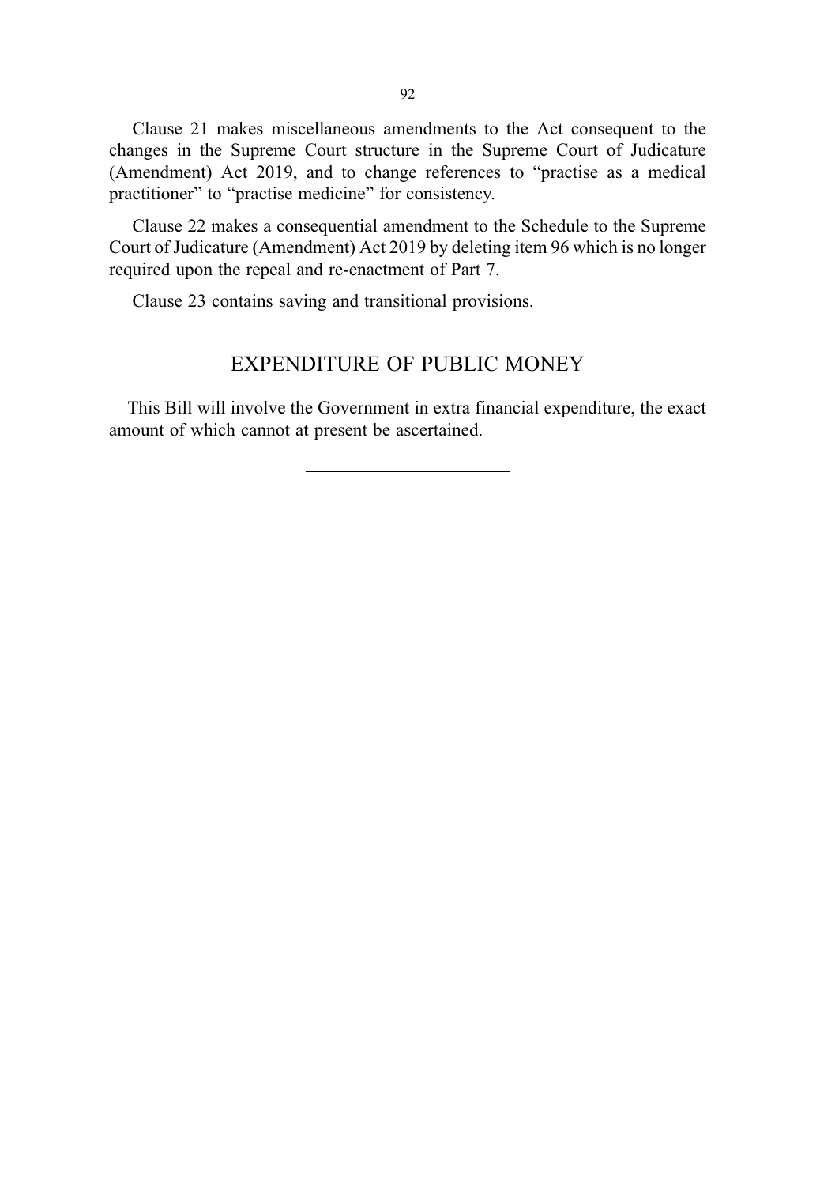Clause 21 makes miscellaneous amendments to the Act consequent to the changes in the Supreme Court structure in the Supreme Court of Judicature (Amendment) Act 2019, and to change references to "practise as a medical practitioner" to "practise medicine" for consistency.

Clause 22 makes a consequential amendment to the Schedule to the Supreme Court of Judicature (Amendment) Act 2019 by deleting item 96 which is no longer required upon the repeal and re-enactment of Part 7.

Clause 23 contains saving and transitional provisions.

## EXPENDITURE OF PUBLIC MONEY

This Bill will involve the Government in extra financial expenditure, the exact amount of which cannot at present be ascertained.